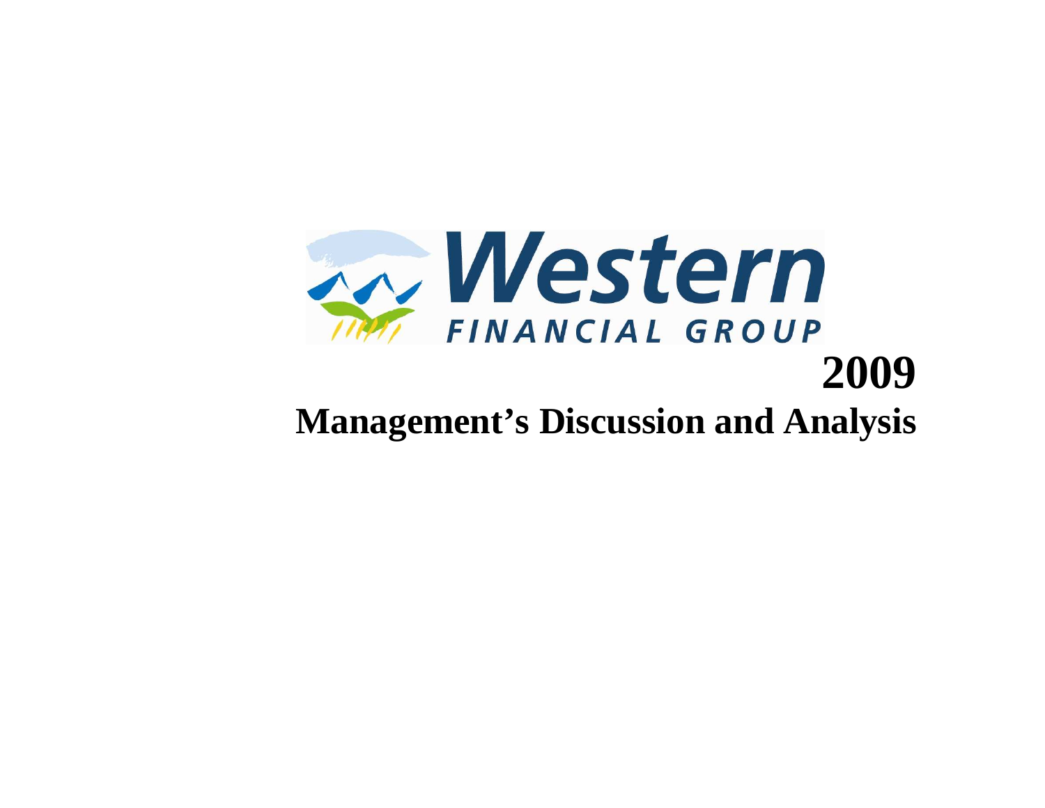# Western FINANCIAL GROUP

# 2009

# Management's Discussion and Analysis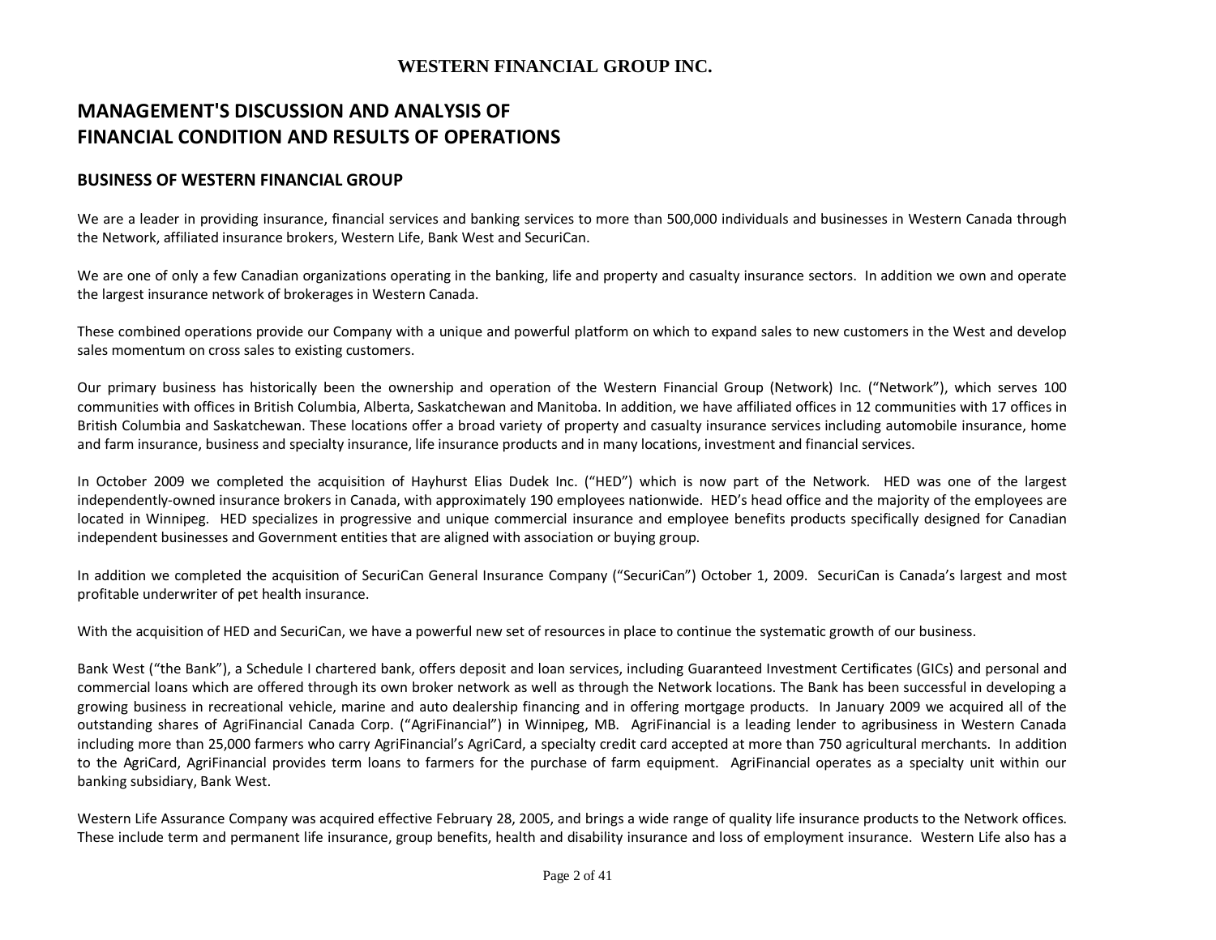# WESTERN FINANCIAL GROUP INC.

## MANAGEMENT'S DISCUSSION AND ANALYSIS OF FINANCIAL CONDITION AND RESULTS OF OPERATIONS

### BUSINESS OF WESTERN FINANCIAL GROUP

We are a leader in providing insurance, financial services and banking services to more than 500,000 individuals and businesses in Western Canada through the Network, affiliated insurance brokers, Western Life, Bank West and SecuriCan.

We are one of only a few Canadian organizations operating in the banking, life and property and casualty insurance sectors. In addition we own and operate the largest insurance network of brokerages in Western Canada.

These combined operations provide our Company with a unique and powerful platform on which to expand sales to new customers in the West and develop sales momentum on cross sales to existing customers.

Our primary business has historically been the ownership and operation of the Western Financial Group (Network) Inc. ("Network"), which serves 100 communities with offices in British Columbia, Alberta, Saskatchewan and Manitoba. In addition, we have affiliated offices in 12 communities with 17 offices in British Columbia and Saskatchewan. These locations offer a broad variety of property and casualty insurance services including automobile insurance, home and farm insurance, business and specialty insurance, life insurance products and in many locations, investment and financial services.

In October 2009 we completed the acquisition of Hayhurst Elias Dudek Inc. ("HED") which is now part of the Network. HED was one of the largest independently-owned insurance brokers in Canada, with approximately 190 employees nationwide. HED's head office and the majority of the employees are located in Winnipeg. HED specializes in progressive and unique commercial insurance and employee benefits products specifically designed for Canadian independent businesses and Government entities that are aligned with association or buying group.

In addition we completed the acquisition of SecuriCan General Insurance Company ("SecuriCan") October 1, 2009. SecuriCan is Canada's largest and most profitable underwriter of pet health insurance.

With the acquisition of HED and SecuriCan, we have a powerful new set of resources in place to continue the systematic growth of our business.

Bank West ("the Bank"), a Schedule I chartered bank, offers deposit and loan services, including Guaranteed Investment Certificates (GICs) and personal and commercial loans which are offered through its own broker network as well as through the Network locations. The Bank has been successful in developing a growing business in recreational vehicle, marine and auto dealership financing and in offering mortgage products. In January 2009 we acquired all of the outstanding shares of AgriFinancial Canada Corp. ("AgriFinancial") in Winnipeg, MB. AgriFinancial is a leading lender to agribusiness in Western Canada including more than 25,000 farmers who carry AgriFinancial's AgriCard, a specialty credit card accepted at more than 750 agricultural merchants. In addition to the AgriCard, AgriFinancial provides term loans to farmers for the purchase of farm equipment. AgriFinancial operates as a specialty unit within our banking subsidiary, Bank West.

Western Life Assurance Company was acquired effective February 28, 2005, and brings a wide range of quality life insurance products to the Network offices. These include term and permanent life insurance, group benefits, health and disability insurance and loss of employment insurance. Western Life also has a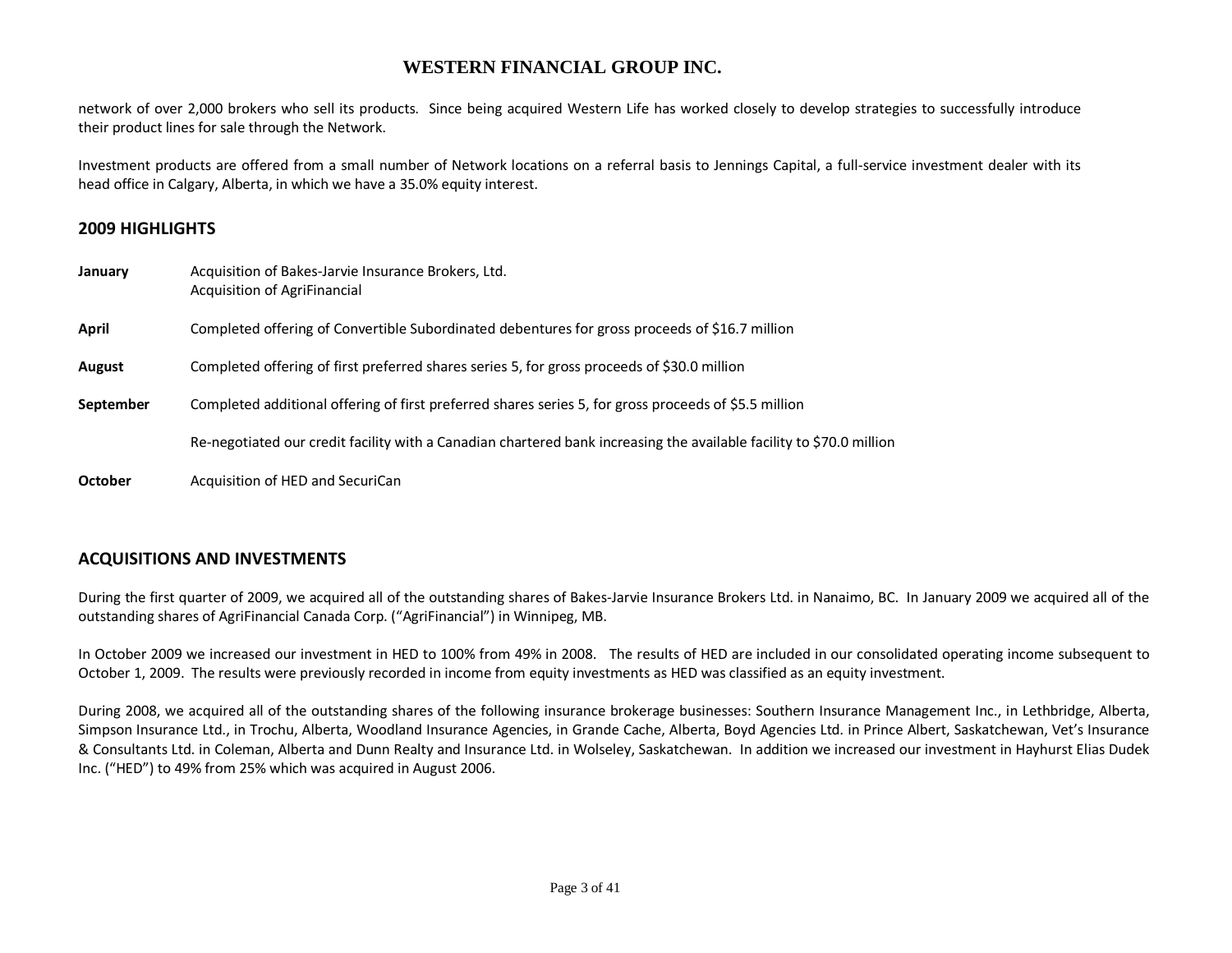network of over 2,000 brokers who sell its products. Since being acquired Western Life has worked closely to develop strategies to successfully introduce their product lines for sale through the Network.

Investment products are offered from a small number of Network locations on a referral basis to Jennings Capital, a full-service investment dealer with its head office in Calgary, Alberta, in which we have a 35.0% equity interest.

## 2009 HIGHLIGHTS

| | |
|---|---|
| **January** | Acquisition of Bakes-Jarvie Insurance Brokers, Ltd.<br>Acquisition of AgriFinancial |
| **April** | Completed offering of Convertible Subordinated debentures for gross proceeds of $16.7 million |
| **August** | Completed offering of first preferred shares series 5, for gross proceeds of $30.0 million |
| **September** | Completed additional offering of first preferred shares series 5, for gross proceeds of $5.5 million |
| | Re-negotiated our credit facility with a Canadian chartered bank increasing the available facility to $70.0 million |
| **October** | Acquisition of HED and SecuriCan |

## ACQUISITIONS AND INVESTMENTS

During the first quarter of 2009, we acquired all of the outstanding shares of Bakes-Jarvie Insurance Brokers Ltd. in Nanaimo, BC. In January 2009 we acquired all of the outstanding shares of AgriFinancial Canada Corp. ("AgriFinancial") in Winnipeg, MB.

In October 2009 we increased our investment in HED to 100% from 49% in 2008. The results of HED are included in our consolidated operating income subsequent to October 1, 2009. The results were previously recorded in income from equity investments as HED was classified as an equity investment.

During 2008, we acquired all of the outstanding shares of the following insurance brokerage businesses: Southern Insurance Management Inc., in Lethbridge, Alberta, Simpson Insurance Ltd., in Trochu, Alberta, Woodland Insurance Agencies, in Grande Cache, Alberta, Boyd Agencies Ltd. in Prince Albert, Saskatchewan, Vet's Insurance & Consultants Ltd. in Coleman, Alberta and Dunn Realty and Insurance Ltd. in Wolseley, Saskatchewan. In addition we increased our investment in Hayhurst Elias Dudek Inc. ("HED") to 49% from 25% which was acquired in August 2006.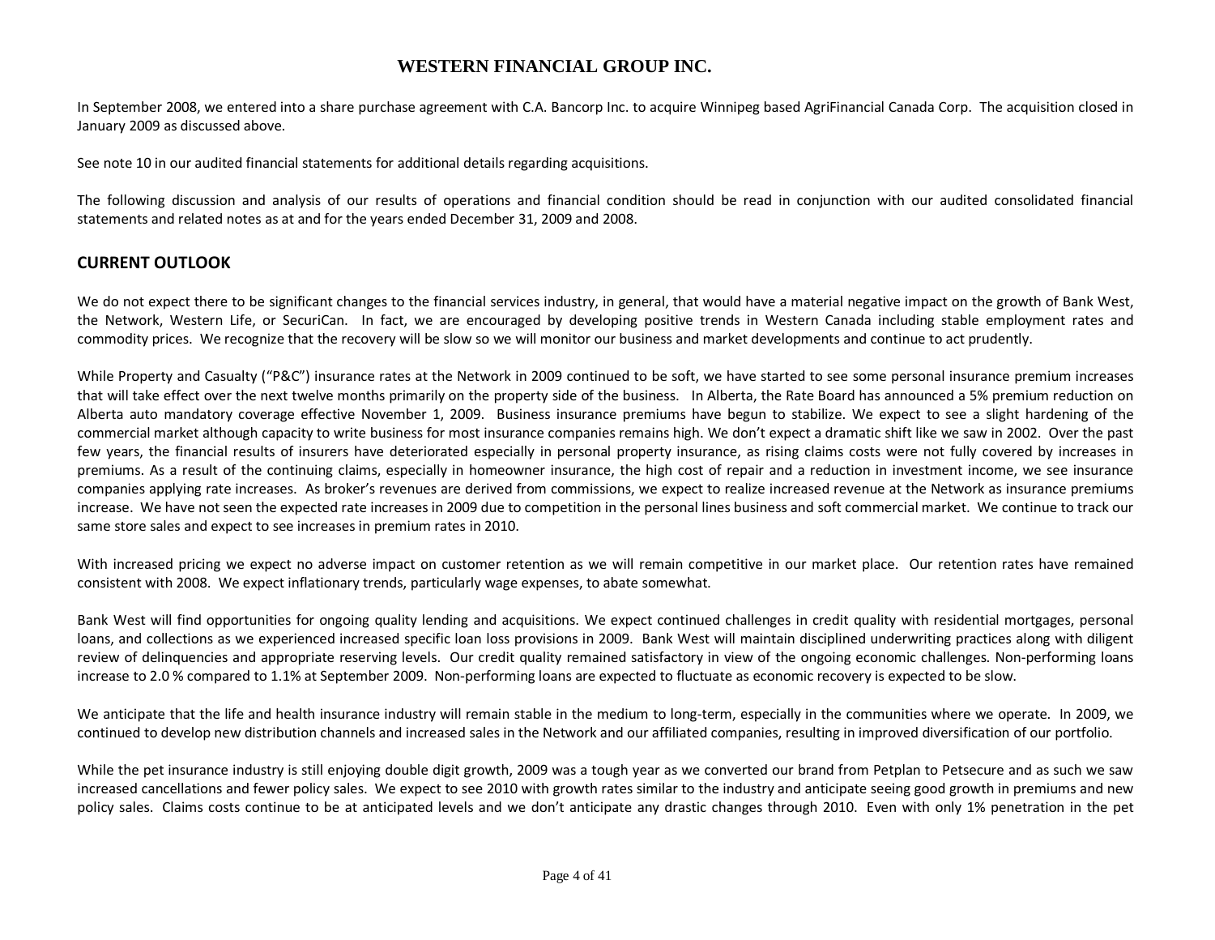In September 2008, we entered into a share purchase agreement with C.A. Bancorp Inc. to acquire Winnipeg based AgriFinancial Canada Corp. The acquisition closed in January 2009 as discussed above.

See note 10 in our audited financial statements for additional details regarding acquisitions.

The following discussion and analysis of our results of operations and financial condition should be read in conjunction with our audited consolidated financial statements and related notes as at and for the years ended December 31, 2009 and 2008.

## CURRENT OUTLOOK

We do not expect there to be significant changes to the financial services industry, in general, that would have a material negative impact on the growth of Bank West, the Network, Western Life, or SecuriCan. In fact, we are encouraged by developing positive trends in Western Canada including stable employment rates and commodity prices. We recognize that the recovery will be slow so we will monitor our business and market developments and continue to act prudently.

While Property and Casualty ("P&C") insurance rates at the Network in 2009 continued to be soft, we have started to see some personal insurance premium increases that will take effect over the next twelve months primarily on the property side of the business. In Alberta, the Rate Board has announced a 5% premium reduction on Alberta auto mandatory coverage effective November 1, 2009. Business insurance premiums have begun to stabilize. We expect to see a slight hardening of the commercial market although capacity to write business for most insurance companies remains high. We don't expect a dramatic shift like we saw in 2002. Over the past few years, the financial results of insurers have deteriorated especially in personal property insurance, as rising claims costs were not fully covered by increases in premiums. As a result of the continuing claims, especially in homeowner insurance, the high cost of repair and a reduction in investment income, we see insurance companies applying rate increases. As broker's revenues are derived from commissions, we expect to realize increased revenue at the Network as insurance premiums increase. We have not seen the expected rate increases in 2009 due to competition in the personal lines business and soft commercial market. We continue to track our same store sales and expect to see increases in premium rates in 2010.

With increased pricing we expect no adverse impact on customer retention as we will remain competitive in our market place. Our retention rates have remained consistent with 2008. We expect inflationary trends, particularly wage expenses, to abate somewhat.

Bank West will find opportunities for ongoing quality lending and acquisitions. We expect continued challenges in credit quality with residential mortgages, personal loans, and collections as we experienced increased specific loan loss provisions in 2009. Bank West will maintain disciplined underwriting practices along with diligent review of delinquencies and appropriate reserving levels. Our credit quality remained satisfactory in view of the ongoing economic challenges. Non-performing loans increase to 2.0 % compared to 1.1% at September 2009. Non-performing loans are expected to fluctuate as economic recovery is expected to be slow.

We anticipate that the life and health insurance industry will remain stable in the medium to long-term, especially in the communities where we operate. In 2009, we continued to develop new distribution channels and increased sales in the Network and our affiliated companies, resulting in improved diversification of our portfolio.

While the pet insurance industry is still enjoying double digit growth, 2009 was a tough year as we converted our brand from Petplan to Petsecure and as such we saw increased cancellations and fewer policy sales. We expect to see 2010 with growth rates similar to the industry and anticipate seeing good growth in premiums and new policy sales. Claims costs continue to be at anticipated levels and we don't anticipate any drastic changes through 2010. Even with only 1% penetration in the pet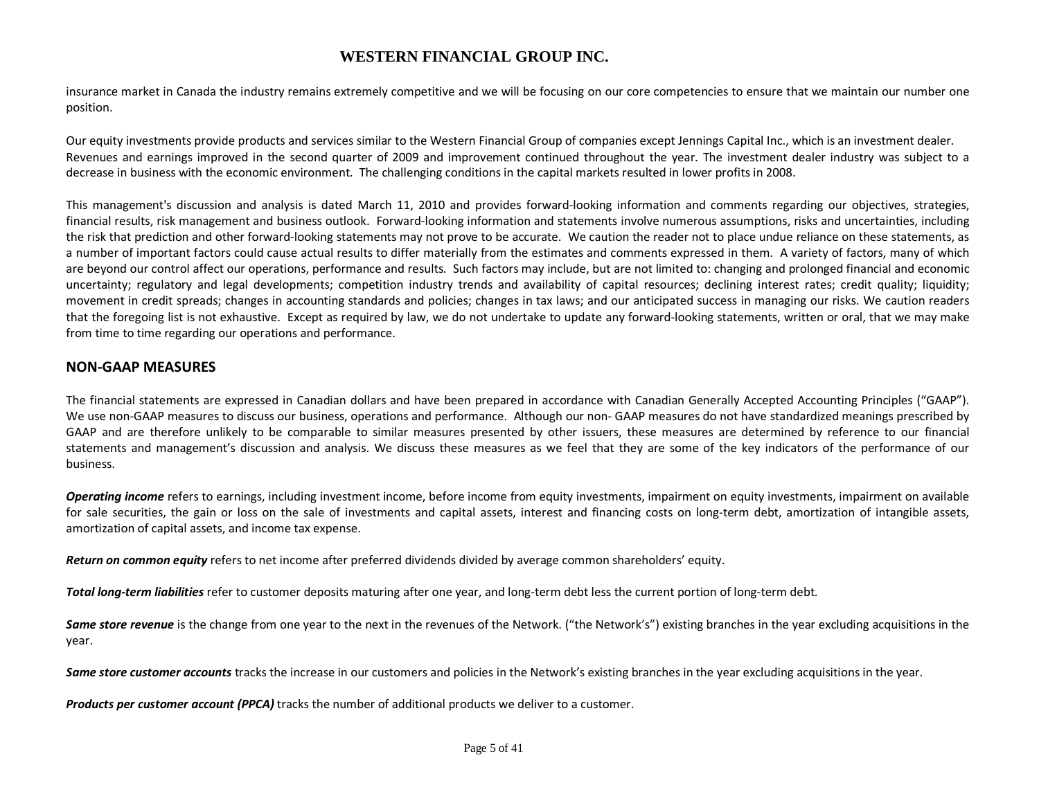insurance market in Canada the industry remains extremely competitive and we will be focusing on our core competencies to ensure that we maintain our number one position.

Our equity investments provide products and services similar to the Western Financial Group of companies except Jennings Capital Inc., which is an investment dealer. Revenues and earnings improved in the second quarter of 2009 and improvement continued throughout the year. The investment dealer industry was subject to a decrease in business with the economic environment. The challenging conditions in the capital markets resulted in lower profits in 2008.

This management's discussion and analysis is dated March 11, 2010 and provides forward-looking information and comments regarding our objectives, strategies, financial results, risk management and business outlook. Forward-looking information and statements involve numerous assumptions, risks and uncertainties, including the risk that prediction and other forward-looking statements may not prove to be accurate. We caution the reader not to place undue reliance on these statements, as a number of important factors could cause actual results to differ materially from the estimates and comments expressed in them. A variety of factors, many of which are beyond our control affect our operations, performance and results. Such factors may include, but are not limited to: changing and prolonged financial and economic uncertainty; regulatory and legal developments; competition industry trends and availability of capital resources; declining interest rates; credit quality; liquidity; movement in credit spreads; changes in accounting standards and policies; changes in tax laws; and our anticipated success in managing our risks. We caution readers that the foregoing list is not exhaustive. Except as required by law, we do not undertake to update any forward-looking statements, written or oral, that we may make from time to time regarding our operations and performance.

## NON-GAAP MEASURES

The financial statements are expressed in Canadian dollars and have been prepared in accordance with Canadian Generally Accepted Accounting Principles ("GAAP"). We use non-GAAP measures to discuss our business, operations and performance. Although our non- GAAP measures do not have standardized meanings prescribed by GAAP and are therefore unlikely to be comparable to similar measures presented by other issuers, these measures are determined by reference to our financial statements and management's discussion and analysis. We discuss these measures as we feel that they are some of the key indicators of the performance of our business.

***Operating income*** refers to earnings, including investment income, before income from equity investments, impairment on equity investments, impairment on available for sale securities, the gain or loss on the sale of investments and capital assets, interest and financing costs on long-term debt, amortization of intangible assets, amortization of capital assets, and income tax expense.

***Return on common equity*** refers to net income after preferred dividends divided by average common shareholders' equity.

***Total long-term liabilities*** refer to customer deposits maturing after one year, and long-term debt less the current portion of long-term debt.

***Same store revenue*** is the change from one year to the next in the revenues of the Network. ("the Network's") existing branches in the year excluding acquisitions in the year.

***Same store customer accounts*** tracks the increase in our customers and policies in the Network's existing branches in the year excluding acquisitions in the year.

***Products per customer account (PPCA)*** tracks the number of additional products we deliver to a customer.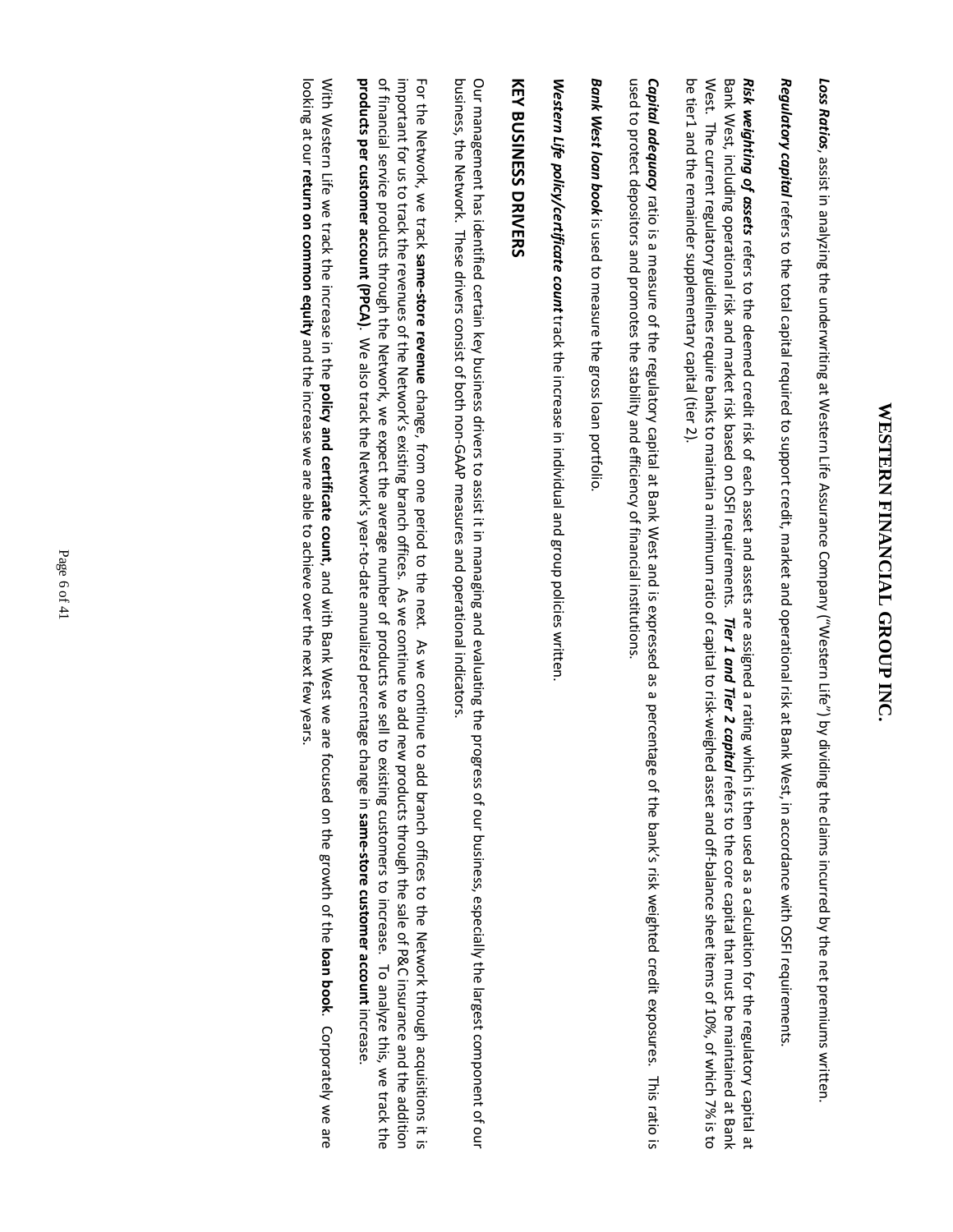**Loss Ratios**, assist in analyzing the underwriting at Western Life Assurance Company ("Western Life") by dividing the claims incurred by the net premiums written.

**Regulatory capital** refers to the total capital required to support credit, market and operational risk at Bank West, in accordance with OSFI requirements.

**Risk weighting of assets** refers to the deemed credit risk of each asset and assets are assigned a rating which is then used as a calculation for the regulatory capital at Bank West, including operational risk and market risk based on OSFI requirements. **Tier 1 and Tier 2 capital** refers to the core capital that must be maintained at Bank West. The current regulatory guidelines require banks to maintain a minimum ratio of capital to risk-weighed asset and off-balance sheet items of 10%, of which 7% is to be tier1 and the remainder supplementary capital (tier 2).

**Capital adequacy** ratio is a measure of the regulatory capital at Bank West and is expressed as a percentage of the bank's risk weighted credit exposures. This ratio is used to protect depositors and promotes the stability and efficiency of financial institutions.

**Bank West loan book** is used to measure the gross loan portfolio.

**Western Life policy/certificate count** track the increase in individual and group policies written.

## KEY BUSINESS DRIVERS

Our management has identified certain key business drivers to assist it in managing and evaluating the progress of our business, especially the largest component of our business, the Network. These drivers consist of both non-GAAP measures and operational indicators.

For the Network, we track **same-store revenue** change, from one period to the next. As we continue to add branch offices to the Network through acquisitions it is important for us to track the revenues of the Network's existing branch offices. As we continue to add new products through the sale of P&C insurance and the addition of financial service products through the Network, we expect the average number of products we sell to existing customers to increase. To analyze this, we track the **products per customer account (PPCA)**. We also track the Network's year-to-date annualized percentage change in **same-store customer account** increase.

With Western Life we track the increase in the **policy and certificate count**, and with Bank West we are focused on the growth of the **loan book**. Corporately we are looking at our **return on common equity** and the increase we are able to achieve over the next few years.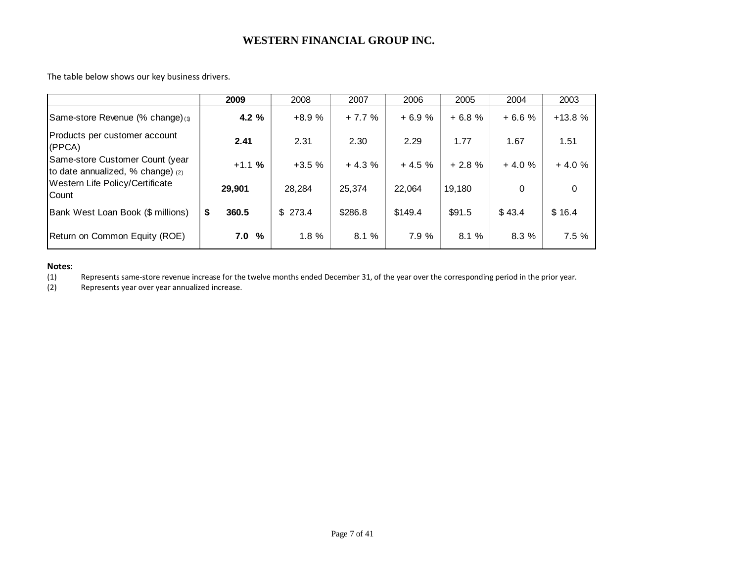# WESTERN FINANCIAL GROUP INC.

The table below shows our key business drivers.

| | **2009** | 2008 | 2007 | 2006 | 2005 | 2004 | 2003 |
|---|---|---|---|---|---|---|---|
| Same-store Revenue (% change) (1) | **4.2 %** | +8.9 % | + 7.7 % | + 6.9 % | + 6.8 % | + 6.6 % | +13.8 % |
| Products per customer account (PPCA) | **2.41** | 2.31 | 2.30 | 2.29 | 1.77 | 1.67 | 1.51 |
| Same-store Customer Count (year to date annualized, % change) (2) | +1.1 **%** | +3.5 % | + 4.3 % | + 4.5 % | + 2.8 % | + 4.0 % | + 4.0 % |
| Western Life Policy/Certificate Count | **29,901** | 28,284 | 25,374 | 22,064 | 19,180 | 0 | 0 |
| Bank West Loan Book ($ millions) | **$ 360.5** | $ 273.4 | $286.8 | $149.4 | $91.5 | $ 43.4 | $ 16.4 |
| Return on Common Equity (ROE) | **7.0 %** | 1.8 % | 8.1 % | 7.9 % | 8.1 % | 8.3 % | 7.5 % |

**Notes:**

(1) Represents same-store revenue increase for the twelve months ended December 31, of the year over the corresponding period in the prior year.

(2) Represents year over year annualized increase.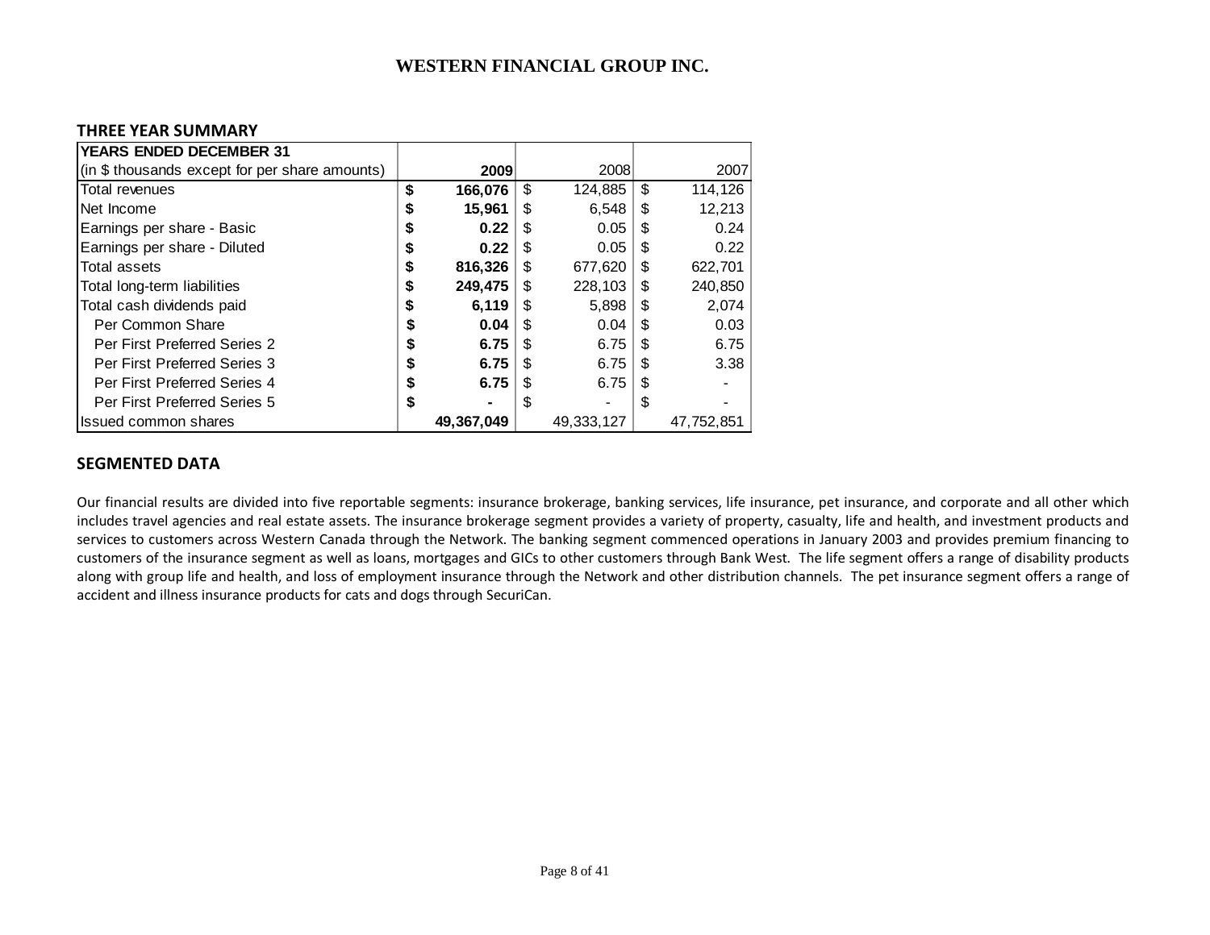# WESTERN FINANCIAL GROUP INC.

## THREE YEAR SUMMARY

| YEARS ENDED DECEMBER 31 (in $ thousands except for per share amounts) | 2009 | 2008 | 2007 |
|---|---|---|---|
| Total revenues | **$ 166,076** | $ 124,885 | $ 114,126 |
| Net Income | **$ 15,961** | $ 6,548 | $ 12,213 |
| Earnings per share - Basic | **$ 0.22** | $ 0.05 | $ 0.24 |
| Earnings per share - Diluted | **$ 0.22** | $ 0.05 | $ 0.22 |
| Total assets | **$ 816,326** | $ 677,620 | $ 622,701 |
| Total long-term liabilities | **$ 249,475** | $ 228,103 | $ 240,850 |
| Total cash dividends paid | **$ 6,119** | $ 5,898 | $ 2,074 |
| Per Common Share | **$ 0.04** | $ 0.04 | $ 0.03 |
| Per First Preferred Series 2 | **$ 6.75** | $ 6.75 | $ 6.75 |
| Per First Preferred Series 3 | **$ 6.75** | $ 6.75 | $ 3.38 |
| Per First Preferred Series 4 | **$ 6.75** | $ 6.75 | $ - |
| Per First Preferred Series 5 | **$ -** | $ - | $ - |
| Issued common shares | **49,367,049** | 49,333,127 | 47,752,851 |

## SEGMENTED DATA

Our financial results are divided into five reportable segments: insurance brokerage, banking services, life insurance, pet insurance, and corporate and all other which includes travel agencies and real estate assets. The insurance brokerage segment provides a variety of property, casualty, life and health, and investment products and services to customers across Western Canada through the Network. The banking segment commenced operations in January 2003 and provides premium financing to customers of the insurance segment as well as loans, mortgages and GICs to other customers through Bank West. The life segment offers a range of disability products along with group life and health, and loss of employment insurance through the Network and other distribution channels. The pet insurance segment offers a range of accident and illness insurance products for cats and dogs through SecuriCan.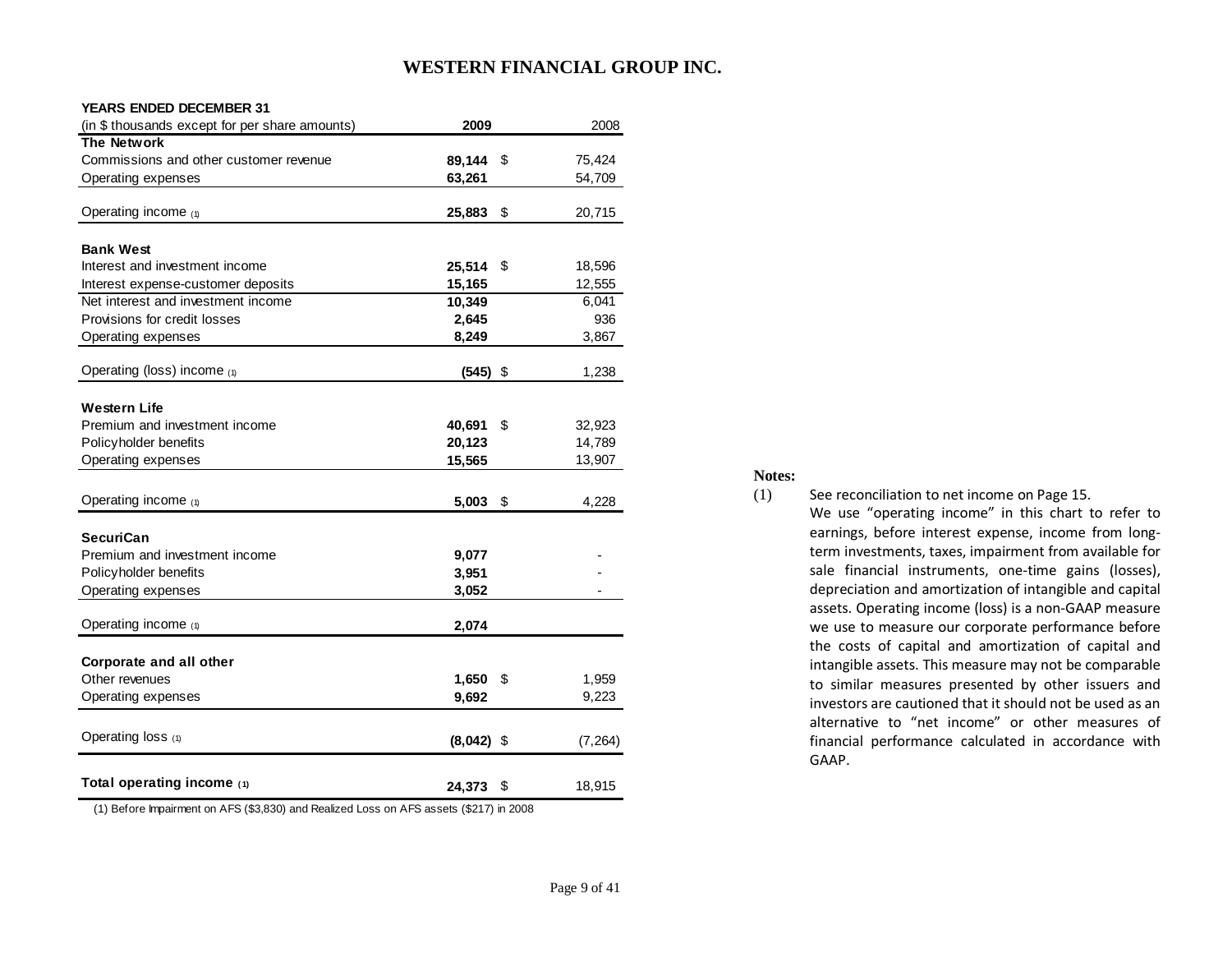# WESTERN FINANCIAL GROUP INC.

| YEARS ENDED DECEMBER 31<br>(in $ thousands except for per share amounts) | 2009 | | 2008 |
|---|---|---|---|
| **The Network** | | | |
| Commissions and other customer revenue | **89,144** | $ | 75,424 |
| Operating expenses | **63,261** | | 54,709 |
| Operating income (1) | **25,883** | $ | 20,715 |
| **Bank West** | | | |
| Interest and investment income | **25,514** | $ | 18,596 |
| Interest expense-customer deposits | **15,165** | | 12,555 |
| Net interest and investment income | **10,349** | | 6,041 |
| Provisions for credit losses | **2,645** | | 936 |
| Operating expenses | **8,249** | | 3,867 |
| Operating (loss) income (1) | **(545)** | $ | 1,238 |
| **Western Life** | | | |
| Premium and investment income | **40,691** | $ | 32,923 |
| Policyholder benefits | **20,123** | | 14,789 |
| Operating expenses | **15,565** | | 13,907 |
| Operating income (1) | **5,003** | $ | 4,228 |
| **SecuriCan** | | | |
| Premium and investment income | **9,077** | | - |
| Policyholder benefits | **3,951** | | - |
| Operating expenses | **3,052** | | - |
| Operating income (1) | **2,074** | | |
| **Corporate and all other** | | | |
| Other revenues | **1,650** | $ | 1,959 |
| Operating expenses | **9,692** | | 9,223 |
| Operating loss (1) | **(8,042)** | $ | (7,264) |
| **Total operating income (1)** | **24,373** | $ | 18,915 |

(1) Before Impairment on AFS ($3,830) and Realized Loss on AFS assets ($217) in 2008

**Notes:**

(1) See reconciliation to net income on Page 15.
We use "operating income" in this chart to refer to earnings, before interest expense, income from long-term investments, taxes, impairment from available for sale financial instruments, one-time gains (losses), depreciation and amortization of intangible and capital assets. Operating income (loss) is a non-GAAP measure we use to measure our corporate performance before the costs of capital and amortization of capital and intangible assets. This measure may not be comparable to similar measures presented by other issuers and investors are cautioned that it should not be used as an alternative to "net income" or other measures of financial performance calculated in accordance with GAAP.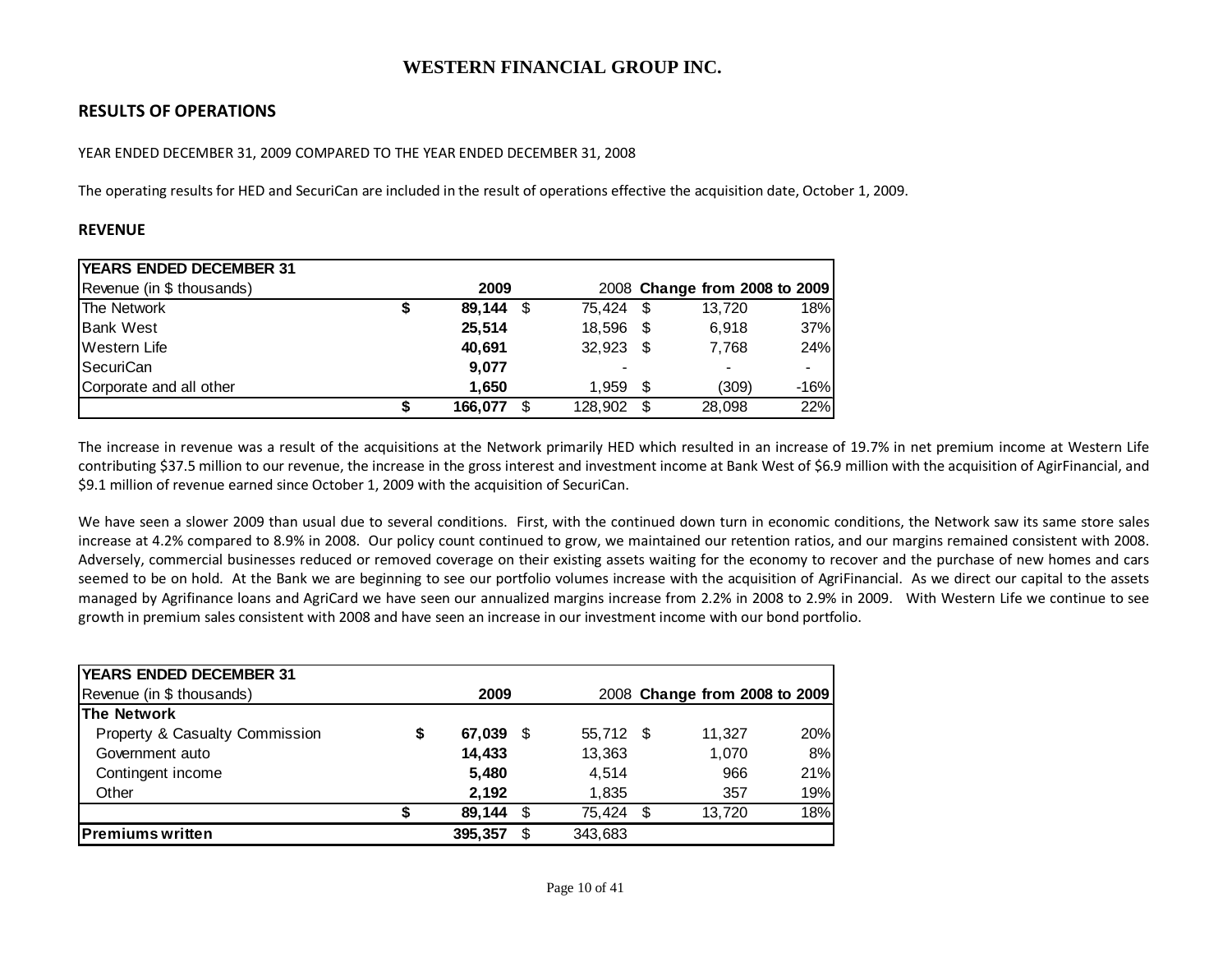# WESTERN FINANCIAL GROUP INC.

## RESULTS OF OPERATIONS

YEAR ENDED DECEMBER 31, 2009 COMPARED TO THE YEAR ENDED DECEMBER 31, 2008

The operating results for HED and SecuriCan are included in the result of operations effective the acquisition date, October 1, 2009.

### REVENUE

| YEARS ENDED DECEMBER 31 | | | | |
|---|---|---|---|---|
| Revenue (in $ thousands) | 2009 | 2008 | Change from 2008 to 2009 | |
| The Network | $ **89,144** | $ 75,424 | $ 13,720 | 18% |
| Bank West | **25,514** | 18,596 | $ 6,918 | 37% |
| Western Life | **40,691** | 32,923 | $ 7,768 | 24% |
| SecuriCan | **9,077** | - | - | - |
| Corporate and all other | **1,650** | 1,959 | $ (309) | -16% |
| | $ **166,077** | $ 128,902 | $ 28,098 | 22% |

The increase in revenue was a result of the acquisitions at the Network primarily HED which resulted in an increase of 19.7% in net premium income at Western Life contributing $37.5 million to our revenue, the increase in the gross interest and investment income at Bank West of $6.9 million with the acquisition of AgirFinancial, and $9.1 million of revenue earned since October 1, 2009 with the acquisition of SecuriCan.

We have seen a slower 2009 than usual due to several conditions. First, with the continued down turn in economic conditions, the Network saw its same store sales increase at 4.2% compared to 8.9% in 2008. Our policy count continued to grow, we maintained our retention ratios, and our margins remained consistent with 2008. Adversely, commercial businesses reduced or removed coverage on their existing assets waiting for the economy to recover and the purchase of new homes and cars seemed to be on hold. At the Bank we are beginning to see our portfolio volumes increase with the acquisition of AgriFinancial. As we direct our capital to the assets managed by Agrifinance loans and AgriCard we have seen our annualized margins increase from 2.2% in 2008 to 2.9% in 2009. With Western Life we continue to see growth in premium sales consistent with 2008 and have seen an increase in our investment income with our bond portfolio.

| YEARS ENDED DECEMBER 31 | | | | |
|---|---|---|---|---|
| Revenue (in $ thousands) | 2009 | 2008 | Change from 2008 to 2009 | |
| **The Network** | | | | |
| Property & Casualty Commission | $ **67,039** | $ 55,712 | $ 11,327 | 20% |
| Government auto | **14,433** | 13,363 | 1,070 | 8% |
| Contingent income | **5,480** | 4,514 | 966 | 21% |
| Other | **2,192** | 1,835 | 357 | 19% |
| | $ **89,144** | $ 75,424 | $ 13,720 | 18% |
| **Premiums written** | **395,357** | $ 343,683 | | |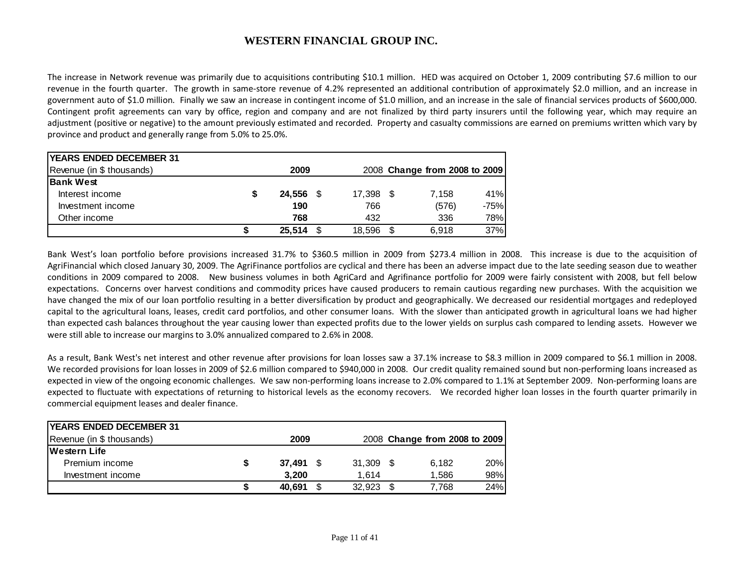# WESTERN FINANCIAL GROUP INC.

The increase in Network revenue was primarily due to acquisitions contributing $10.1 million. HED was acquired on October 1, 2009 contributing $7.6 million to our revenue in the fourth quarter. The growth in same-store revenue of 4.2% represented an additional contribution of approximately $2.0 million, and an increase in government auto of $1.0 million. Finally we saw an increase in contingent income of $1.0 million, and an increase in the sale of financial services products of $600,000. Contingent profit agreements can vary by office, region and company and are not finalized by third party insurers until the following year, which may require an adjustment (positive or negative) to the amount previously estimated and recorded. Property and casualty commissions are earned on premiums written which vary by province and product and generally range from 5.0% to 25.0%.

| **YEARS ENDED DECEMBER 31** | | | | |
|---|---|---|---|---|
| Revenue (in $ thousands) | **2009** | 2008 | **Change from 2008 to 2009** | |
| **Bank West** | | | | |
| Interest income | **$ 24,556** | $ 17,398 | $ 7,158 | 41% |
| Investment income | **190** | 766 | (576) | -75% |
| Other income | **768** | 432 | 336 | 78% |
| | **$ 25,514** | $ 18,596 | $ 6,918 | 37% |

Bank West's loan portfolio before provisions increased 31.7% to $360.5 million in 2009 from $273.4 million in 2008. This increase is due to the acquisition of AgriFinancial which closed January 30, 2009. The AgriFinance portfolios are cyclical and there has been an adverse impact due to the late seeding season due to weather conditions in 2009 compared to 2008. New business volumes in both AgriCard and Agrifinance portfolio for 2009 were fairly consistent with 2008, but fell below expectations. Concerns over harvest conditions and commodity prices have caused producers to remain cautious regarding new purchases. With the acquisition we have changed the mix of our loan portfolio resulting in a better diversification by product and geographically. We decreased our residential mortgages and redeployed capital to the agricultural loans, leases, credit card portfolios, and other consumer loans. With the slower than anticipated growth in agricultural loans we had higher than expected cash balances throughout the year causing lower than expected profits due to the lower yields on surplus cash compared to lending assets. However we were still able to increase our margins to 3.0% annualized compared to 2.6% in 2008.

As a result, Bank West's net interest and other revenue after provisions for loan losses saw a 37.1% increase to $8.3 million in 2009 compared to $6.1 million in 2008. We recorded provisions for loan losses in 2009 of $2.6 million compared to $940,000 in 2008. Our credit quality remained sound but non-performing loans increased as expected in view of the ongoing economic challenges. We saw non-performing loans increase to 2.0% compared to 1.1% at September 2009. Non-performing loans are expected to fluctuate with expectations of returning to historical levels as the economy recovers. We recorded higher loan losses in the fourth quarter primarily in commercial equipment leases and dealer finance.

| **YEARS ENDED DECEMBER 31** | | | | |
|---|---|---|---|---|
| Revenue (in $ thousands) | **2009** | 2008 | **Change from 2008 to 2009** | |
| **Western Life** | | | | |
| Premium income | **$ 37,491** | $ 31,309 | $ 6,182 | 20% |
| Investment income | **3,200** | 1,614 | 1,586 | 98% |
| | **$ 40,691** | $ 32,923 | $ 7,768 | 24% |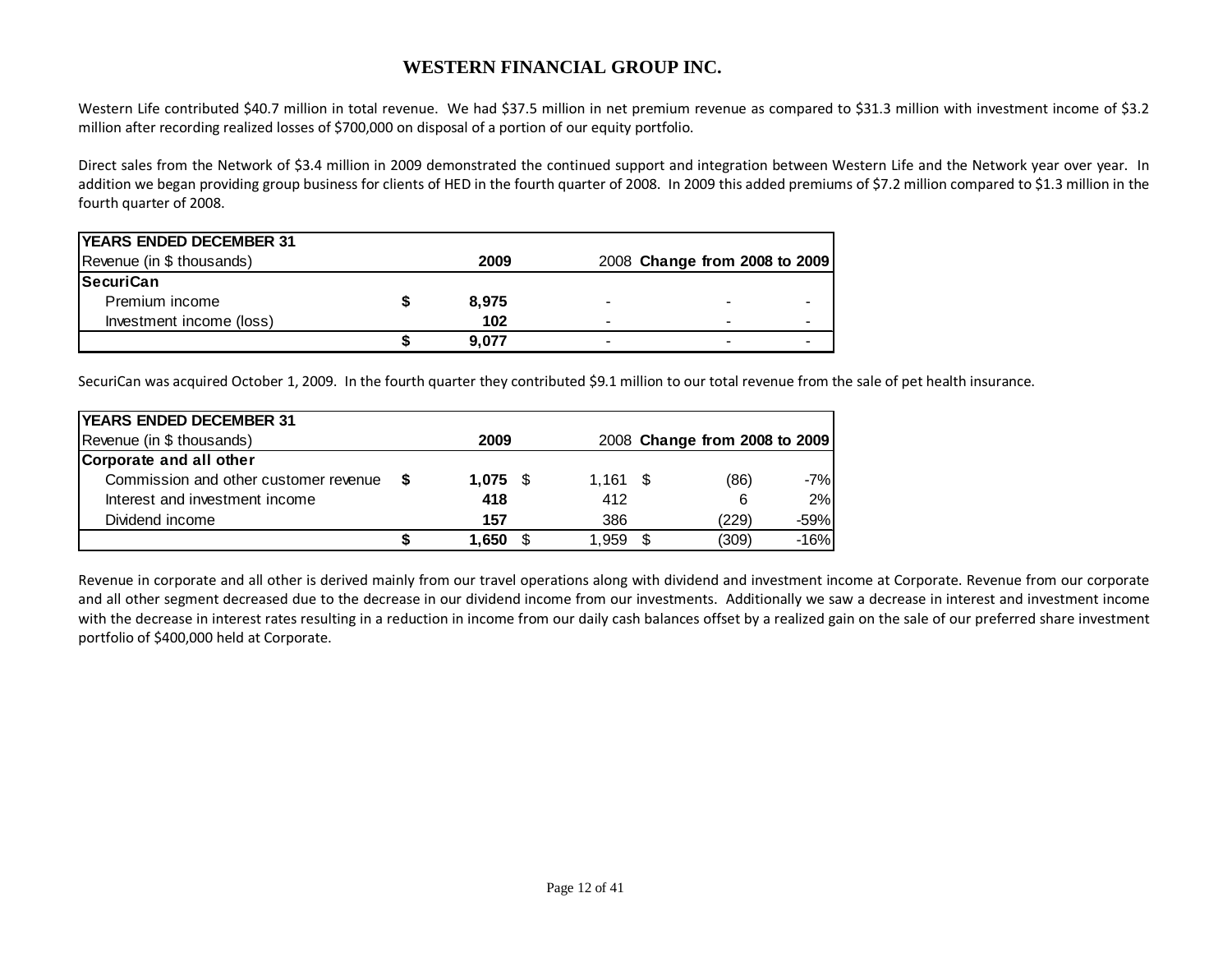# WESTERN FINANCIAL GROUP INC.

Western Life contributed $40.7 million in total revenue. We had $37.5 million in net premium revenue as compared to $31.3 million with investment income of $3.2 million after recording realized losses of $700,000 on disposal of a portion of our equity portfolio.

Direct sales from the Network of $3.4 million in 2009 demonstrated the continued support and integration between Western Life and the Network year over year. In addition we began providing group business for clients of HED in the fourth quarter of 2008. In 2009 this added premiums of $7.2 million compared to $1.3 million in the fourth quarter of 2008.

| YEARS ENDED DECEMBER 31 | | | | |
|---|---|---|---|---|
| Revenue (in $ thousands) | 2009 | 2008 | Change from 2008 to 2009 | |
| **SecuriCan** | | | | |
| Premium income | $ 8,975 | - | - | - |
| Investment income (loss) | 102 | - | - | - |
| | $ 9,077 | - | - | - |

SecuriCan was acquired October 1, 2009. In the fourth quarter they contributed $9.1 million to our total revenue from the sale of pet health insurance.

| YEARS ENDED DECEMBER 31 | | | | |
|---|---|---|---|---|
| Revenue (in $ thousands) | 2009 | 2008 | Change from 2008 to 2009 | |
| **Corporate and all other** | | | | |
| Commission and other customer revenue | $ 1,075 | $ 1,161 | $ (86) | -7% |
| Interest and investment income | 418 | 412 | 6 | 2% |
| Dividend income | 157 | 386 | (229) | -59% |
| | $ 1,650 | $ 1,959 | $ (309) | -16% |

Revenue in corporate and all other is derived mainly from our travel operations along with dividend and investment income at Corporate. Revenue from our corporate and all other segment decreased due to the decrease in our dividend income from our investments. Additionally we saw a decrease in interest and investment income with the decrease in interest rates resulting in a reduction in income from our daily cash balances offset by a realized gain on the sale of our preferred share investment portfolio of $400,000 held at Corporate.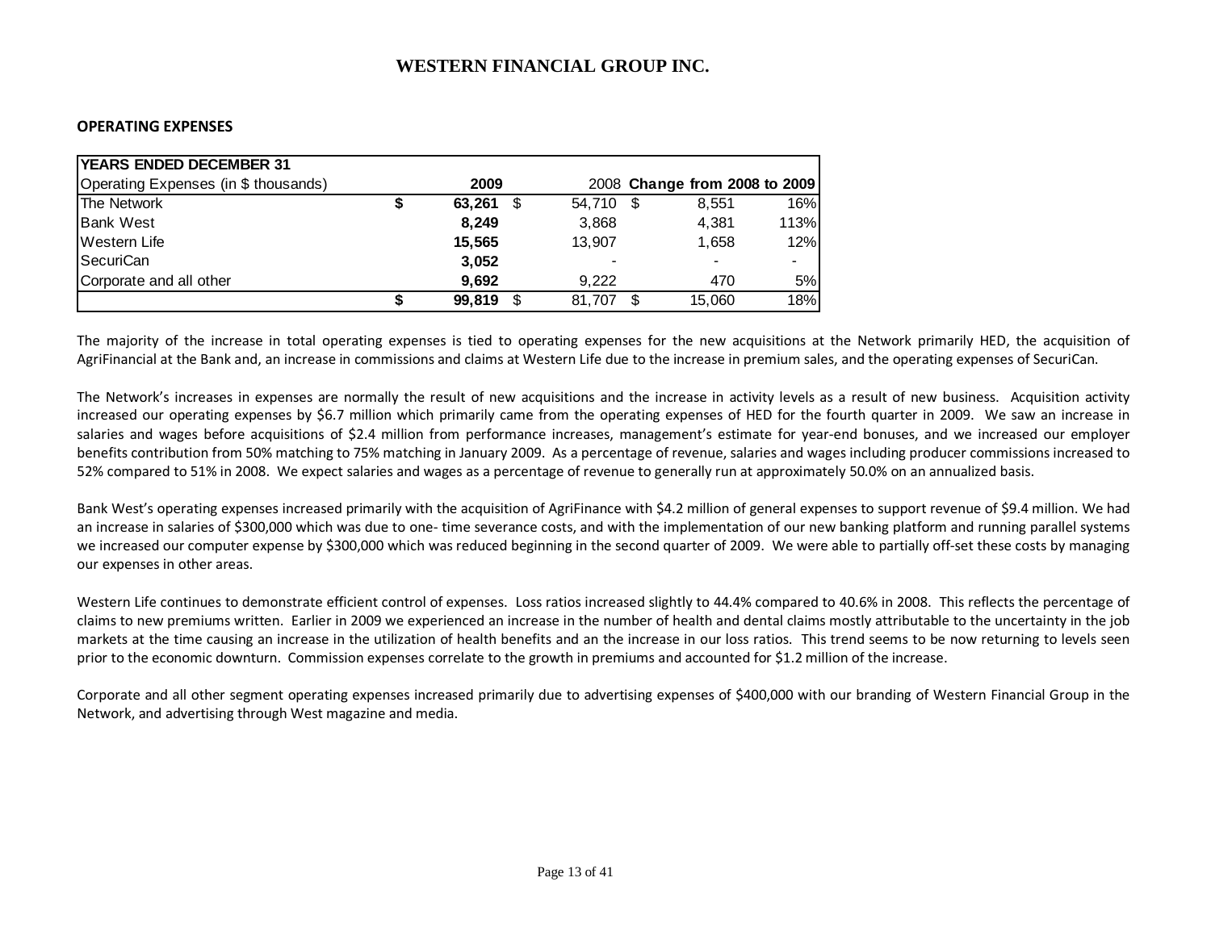# WESTERN FINANCIAL GROUP INC.

## OPERATING EXPENSES

| YEARS ENDED DECEMBER 31 | | | | |
|---|---|---|---|---|
| Operating Expenses (in $ thousands) | 2009 | 2008 | Change from 2008 to 2009 | |
| The Network | $ 63,261 | $ 54,710 | $ 8,551 | 16% |
| Bank West | 8,249 | 3,868 | 4,381 | 113% |
| Western Life | 15,565 | 13,907 | 1,658 | 12% |
| SecuriCan | 3,052 | - | - | - |
| Corporate and all other | 9,692 | 9,222 | 470 | 5% |
| | $ 99,819 | $ 81,707 | $ 15,060 | 18% |

The majority of the increase in total operating expenses is tied to operating expenses for the new acquisitions at the Network primarily HED, the acquisition of AgriFinancial at the Bank and, an increase in commissions and claims at Western Life due to the increase in premium sales, and the operating expenses of SecuriCan.

The Network's increases in expenses are normally the result of new acquisitions and the increase in activity levels as a result of new business. Acquisition activity increased our operating expenses by $6.7 million which primarily came from the operating expenses of HED for the fourth quarter in 2009. We saw an increase in salaries and wages before acquisitions of $2.4 million from performance increases, management's estimate for year-end bonuses, and we increased our employer benefits contribution from 50% matching to 75% matching in January 2009. As a percentage of revenue, salaries and wages including producer commissions increased to 52% compared to 51% in 2008. We expect salaries and wages as a percentage of revenue to generally run at approximately 50.0% on an annualized basis.

Bank West's operating expenses increased primarily with the acquisition of AgriFinance with $4.2 million of general expenses to support revenue of $9.4 million. We had an increase in salaries of $300,000 which was due to one- time severance costs, and with the implementation of our new banking platform and running parallel systems we increased our computer expense by $300,000 which was reduced beginning in the second quarter of 2009. We were able to partially off-set these costs by managing our expenses in other areas.

Western Life continues to demonstrate efficient control of expenses. Loss ratios increased slightly to 44.4% compared to 40.6% in 2008. This reflects the percentage of claims to new premiums written. Earlier in 2009 we experienced an increase in the number of health and dental claims mostly attributable to the uncertainty in the job markets at the time causing an increase in the utilization of health benefits and an the increase in our loss ratios. This trend seems to be now returning to levels seen prior to the economic downturn. Commission expenses correlate to the growth in premiums and accounted for $1.2 million of the increase.

Corporate and all other segment operating expenses increased primarily due to advertising expenses of $400,000 with our branding of Western Financial Group in the Network, and advertising through West magazine and media.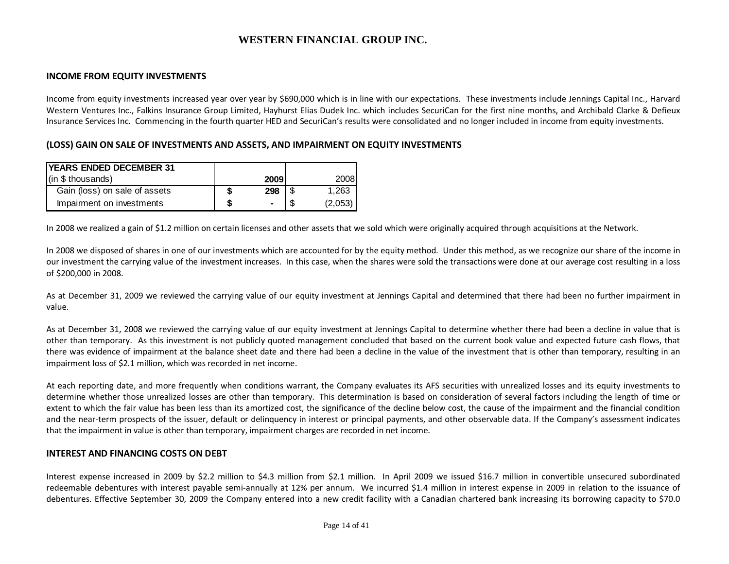## INCOME FROM EQUITY INVESTMENTS

Income from equity investments increased year over year by $690,000 which is in line with our expectations. These investments include Jennings Capital Inc., Harvard Western Ventures Inc., Falkins Insurance Group Limited, Hayhurst Elias Dudek Inc. which includes SecuriCan for the first nine months, and Archibald Clarke & Defieux Insurance Services Inc. Commencing in the fourth quarter HED and SecuriCan's results were consolidated and no longer included in income from equity investments.

## (LOSS) GAIN ON SALE OF INVESTMENTS AND ASSETS, AND IMPAIRMENT ON EQUITY INVESTMENTS

| YEARS ENDED DECEMBER 31 (in $ thousands) | 2009 | 2008 |
|---|---|---|
| Gain (loss) on sale of assets | $ 298 | $ 1,263 |
| Impairment on investments | $ - | $ (2,053) |

In 2008 we realized a gain of $1.2 million on certain licenses and other assets that we sold which were originally acquired through acquisitions at the Network.

In 2008 we disposed of shares in one of our investments which are accounted for by the equity method. Under this method, as we recognize our share of the income in our investment the carrying value of the investment increases. In this case, when the shares were sold the transactions were done at our average cost resulting in a loss of $200,000 in 2008.

As at December 31, 2009 we reviewed the carrying value of our equity investment at Jennings Capital and determined that there had been no further impairment in value.

As at December 31, 2008 we reviewed the carrying value of our equity investment at Jennings Capital to determine whether there had been a decline in value that is other than temporary. As this investment is not publicly quoted management concluded that based on the current book value and expected future cash flows, that there was evidence of impairment at the balance sheet date and there had been a decline in the value of the investment that is other than temporary, resulting in an impairment loss of $2.1 million, which was recorded in net income.

At each reporting date, and more frequently when conditions warrant, the Company evaluates its AFS securities with unrealized losses and its equity investments to determine whether those unrealized losses are other than temporary. This determination is based on consideration of several factors including the length of time or extent to which the fair value has been less than its amortized cost, the significance of the decline below cost, the cause of the impairment and the financial condition and the near-term prospects of the issuer, default or delinquency in interest or principal payments, and other observable data. If the Company's assessment indicates that the impairment in value is other than temporary, impairment charges are recorded in net income.

## INTEREST AND FINANCING COSTS ON DEBT

Interest expense increased in 2009 by $2.2 million to $4.3 million from $2.1 million. In April 2009 we issued $16.7 million in convertible unsecured subordinated redeemable debentures with interest payable semi-annually at 12% per annum. We incurred $1.4 million in interest expense in 2009 in relation to the issuance of debentures. Effective September 30, 2009 the Company entered into a new credit facility with a Canadian chartered bank increasing its borrowing capacity to $70.0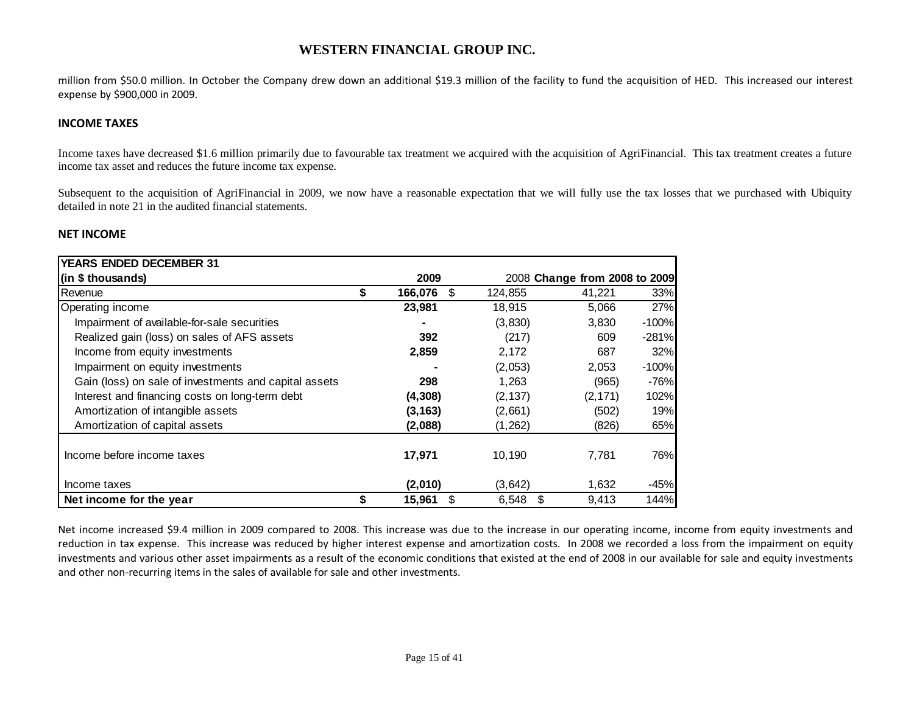# WESTERN FINANCIAL GROUP INC.

million from $50.0 million. In October the Company drew down an additional $19.3 million of the facility to fund the acquisition of HED. This increased our interest expense by $900,000 in 2009.

### INCOME TAXES

Income taxes have decreased $1.6 million primarily due to favourable tax treatment we acquired with the acquisition of AgriFinancial. This tax treatment creates a future income tax asset and reduces the future income tax expense.

Subsequent to the acquisition of AgriFinancial in 2009, we now have a reasonable expectation that we will fully use the tax losses that we purchased with Ubiquity detailed in note 21 in the audited financial statements.

### NET INCOME

| YEARS ENDED DECEMBER 31<br>(in $ thousands) | 2009 | 2008 | Change from 2008 to 2009 | |
|---|---|---|---|---|
| Revenue | $ 166,076 | $ 124,855 | 41,221 | 33% |
| Operating income | 23,981 | 18,915 | 5,066 | 27% |
| Impairment of available-for-sale securities | - | (3,830) | 3,830 | -100% |
| Realized gain (loss) on sales of AFS assets | 392 | (217) | 609 | -281% |
| Income from equity investments | 2,859 | 2,172 | 687 | 32% |
| Impairment on equity investments | - | (2,053) | 2,053 | -100% |
| Gain (loss) on sale of investments and capital assets | 298 | 1,263 | (965) | -76% |
| Interest and financing costs on long-term debt | (4,308) | (2,137) | (2,171) | 102% |
| Amortization of intangible assets | (3,163) | (2,661) | (502) | 19% |
| Amortization of capital assets | (2,088) | (1,262) | (826) | 65% |
| Income before income taxes | 17,971 | 10,190 | 7,781 | 76% |
| Income taxes | (2,010) | (3,642) | 1,632 | -45% |
| **Net income for the year** | $ 15,961 | $ 6,548 | $ 9,413 | 144% |

Net income increased $9.4 million in 2009 compared to 2008. This increase was due to the increase in our operating income, income from equity investments and reduction in tax expense. This increase was reduced by higher interest expense and amortization costs. In 2008 we recorded a loss from the impairment on equity investments and various other asset impairments as a result of the economic conditions that existed at the end of 2008 in our available for sale and equity investments and other non-recurring items in the sales of available for sale and other investments.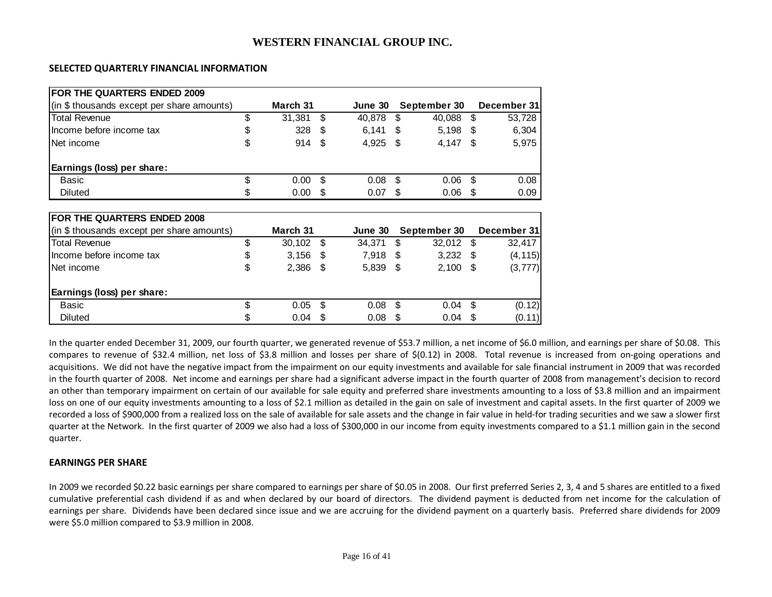# WESTERN FINANCIAL GROUP INC.

## SELECTED QUARTERLY FINANCIAL INFORMATION

| FOR THE QUARTERS ENDED 2009 | | | | |
|---|---|---|---|---|
| (in $ thousands except per share amounts) | March 31 | June 30 | September 30 | December 31 |
| Total Revenue | $ 31,381 | $ 40,878 | $ 40,088 | $ 53,728 |
| Income before income tax | $ 328 | $ 6,141 | $ 5,198 | $ 6,304 |
| Net income | $ 914 | $ 4,925 | $ 4,147 | $ 5,975 |
| **Earnings (loss) per share:** | | | | |
| Basic | $ 0.00 | $ 0.08 | $ 0.06 | $ 0.08 |
| Diluted | $ 0.00 | $ 0.07 | $ 0.06 | $ 0.09 |

| FOR THE QUARTERS ENDED 2008 | | | | |
|---|---|---|---|---|
| (in $ thousands except per share amounts) | March 31 | June 30 | September 30 | December 31 |
| Total Revenue | $ 30,102 | $ 34,371 | $ 32,012 | $ 32,417 |
| Income before income tax | $ 3,156 | $ 7,918 | $ 3,232 | $ (4,115) |
| Net income | $ 2,386 | $ 5,839 | $ 2,100 | $ (3,777) |
| **Earnings (loss) per share:** | | | | |
| Basic | $ 0.05 | $ 0.08 | $ 0.04 | $ (0.12) |
| Diluted | $ 0.04 | $ 0.08 | $ 0.04 | $ (0.11) |

In the quarter ended December 31, 2009, our fourth quarter, we generated revenue of $53.7 million, a net income of $6.0 million, and earnings per share of $0.08. This compares to revenue of $32.4 million, net loss of $3.8 million and losses per share of $(0.12) in 2008. Total revenue is increased from on-going operations and acquisitions. We did not have the negative impact from the impairment on our equity investments and available for sale financial instrument in 2009 that was recorded in the fourth quarter of 2008. Net income and earnings per share had a significant adverse impact in the fourth quarter of 2008 from management's decision to record an other than temporary impairment on certain of our available for sale equity and preferred share investments amounting to a loss of $3.8 million and an impairment loss on one of our equity investments amounting to a loss of $2.1 million as detailed in the gain on sale of investment and capital assets. In the first quarter of 2009 we recorded a loss of $900,000 from a realized loss on the sale of available for sale assets and the change in fair value in held-for trading securities and we saw a slower first quarter at the Network. In the first quarter of 2009 we also had a loss of $300,000 in our income from equity investments compared to a $1.1 million gain in the second quarter.

## EARNINGS PER SHARE

In 2009 we recorded $0.22 basic earnings per share compared to earnings per share of $0.05 in 2008. Our first preferred Series 2, 3, 4 and 5 shares are entitled to a fixed cumulative preferential cash dividend if as and when declared by our board of directors. The dividend payment is deducted from net income for the calculation of earnings per share. Dividends have been declared since issue and we are accruing for the dividend payment on a quarterly basis. Preferred share dividends for 2009 were $5.0 million compared to $3.9 million in 2008.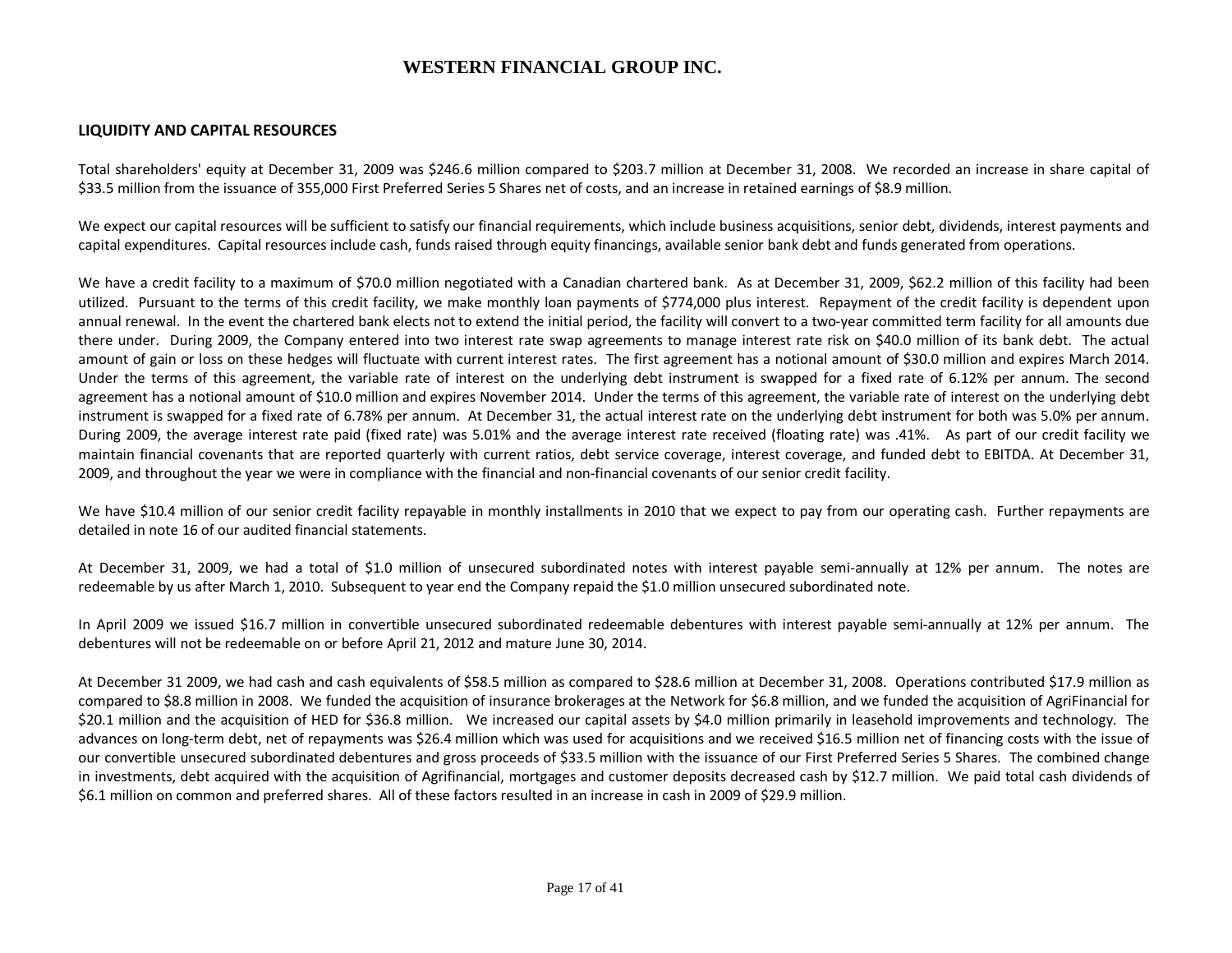## LIQUIDITY AND CAPITAL RESOURCES

Total shareholders' equity at December 31, 2009 was $246.6 million compared to $203.7 million at December 31, 2008. We recorded an increase in share capital of $33.5 million from the issuance of 355,000 First Preferred Series 5 Shares net of costs, and an increase in retained earnings of $8.9 million.

We expect our capital resources will be sufficient to satisfy our financial requirements, which include business acquisitions, senior debt, dividends, interest payments and capital expenditures. Capital resources include cash, funds raised through equity financings, available senior bank debt and funds generated from operations.

We have a credit facility to a maximum of $70.0 million negotiated with a Canadian chartered bank. As at December 31, 2009, $62.2 million of this facility had been utilized. Pursuant to the terms of this credit facility, we make monthly loan payments of $774,000 plus interest. Repayment of the credit facility is dependent upon annual renewal. In the event the chartered bank elects not to extend the initial period, the facility will convert to a two-year committed term facility for all amounts due there under. During 2009, the Company entered into two interest rate swap agreements to manage interest rate risk on $40.0 million of its bank debt. The actual amount of gain or loss on these hedges will fluctuate with current interest rates. The first agreement has a notional amount of $30.0 million and expires March 2014. Under the terms of this agreement, the variable rate of interest on the underlying debt instrument is swapped for a fixed rate of 6.12% per annum. The second agreement has a notional amount of $10.0 million and expires November 2014. Under the terms of this agreement, the variable rate of interest on the underlying debt instrument is swapped for a fixed rate of 6.78% per annum. At December 31, the actual interest rate on the underlying debt instrument for both was 5.0% per annum. During 2009, the average interest rate paid (fixed rate) was 5.01% and the average interest rate received (floating rate) was .41%. As part of our credit facility we maintain financial covenants that are reported quarterly with current ratios, debt service coverage, interest coverage, and funded debt to EBITDA. At December 31, 2009, and throughout the year we were in compliance with the financial and non-financial covenants of our senior credit facility.

We have $10.4 million of our senior credit facility repayable in monthly installments in 2010 that we expect to pay from our operating cash. Further repayments are detailed in note 16 of our audited financial statements.

At December 31, 2009, we had a total of $1.0 million of unsecured subordinated notes with interest payable semi-annually at 12% per annum. The notes are redeemable by us after March 1, 2010. Subsequent to year end the Company repaid the $1.0 million unsecured subordinated note.

In April 2009 we issued $16.7 million in convertible unsecured subordinated redeemable debentures with interest payable semi-annually at 12% per annum. The debentures will not be redeemable on or before April 21, 2012 and mature June 30, 2014.

At December 31 2009, we had cash and cash equivalents of $58.5 million as compared to $28.6 million at December 31, 2008. Operations contributed $17.9 million as compared to $8.8 million in 2008. We funded the acquisition of insurance brokerages at the Network for $6.8 million, and we funded the acquisition of AgriFinancial for $20.1 million and the acquisition of HED for $36.8 million. We increased our capital assets by $4.0 million primarily in leasehold improvements and technology. The advances on long-term debt, net of repayments was $26.4 million which was used for acquisitions and we received $16.5 million net of financing costs with the issue of our convertible unsecured subordinated debentures and gross proceeds of $33.5 million with the issuance of our First Preferred Series 5 Shares. The combined change in investments, debt acquired with the acquisition of Agrifinancial, mortgages and customer deposits decreased cash by $12.7 million. We paid total cash dividends of $6.1 million on common and preferred shares. All of these factors resulted in an increase in cash in 2009 of $29.9 million.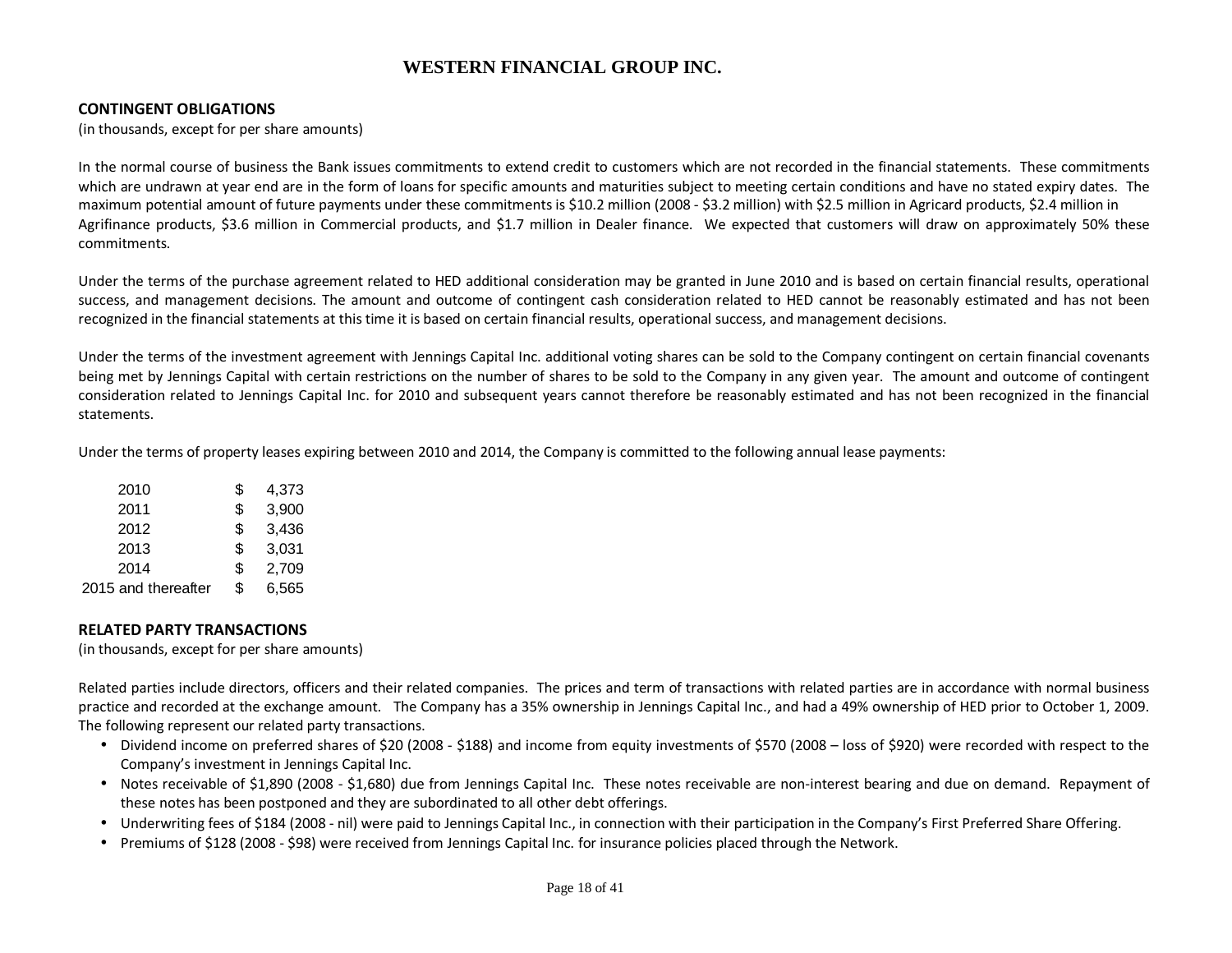# WESTERN FINANCIAL GROUP INC.

## CONTINGENT OBLIGATIONS

(in thousands, except for per share amounts)

In the normal course of business the Bank issues commitments to extend credit to customers which are not recorded in the financial statements. These commitments which are undrawn at year end are in the form of loans for specific amounts and maturities subject to meeting certain conditions and have no stated expiry dates. The maximum potential amount of future payments under these commitments is $10.2 million (2008 - $3.2 million) with $2.5 million in Agricard products, $2.4 million in Agrifinance products, $3.6 million in Commercial products, and $1.7 million in Dealer finance. We expected that customers will draw on approximately 50% these commitments.

Under the terms of the purchase agreement related to HED additional consideration may be granted in June 2010 and is based on certain financial results, operational success, and management decisions. The amount and outcome of contingent cash consideration related to HED cannot be reasonably estimated and has not been recognized in the financial statements at this time it is based on certain financial results, operational success, and management decisions.

Under the terms of the investment agreement with Jennings Capital Inc. additional voting shares can be sold to the Company contingent on certain financial covenants being met by Jennings Capital with certain restrictions on the number of shares to be sold to the Company in any given year. The amount and outcome of contingent consideration related to Jennings Capital Inc. for 2010 and subsequent years cannot therefore be reasonably estimated and has not been recognized in the financial statements.

Under the terms of property leases expiring between 2010 and 2014, the Company is committed to the following annual lease payments:

| | | |
|---|---|---|
| 2010 | $ | 4,373 |
| 2011 | $ | 3,900 |
| 2012 | $ | 3,436 |
| 2013 | $ | 3,031 |
| 2014 | $ | 2,709 |
| 2015 and thereafter | $ | 6,565 |

## RELATED PARTY TRANSACTIONS

(in thousands, except for per share amounts)

Related parties include directors, officers and their related companies. The prices and term of transactions with related parties are in accordance with normal business practice and recorded at the exchange amount. The Company has a 35% ownership in Jennings Capital Inc., and had a 49% ownership of HED prior to October 1, 2009. The following represent our related party transactions.

- Dividend income on preferred shares of $20 (2008 - $188) and income from equity investments of $570 (2008 – loss of $920) were recorded with respect to the Company's investment in Jennings Capital Inc.
- Notes receivable of $1,890 (2008 - $1,680) due from Jennings Capital Inc. These notes receivable are non-interest bearing and due on demand. Repayment of these notes has been postponed and they are subordinated to all other debt offerings.
- Underwriting fees of $184 (2008 - nil) were paid to Jennings Capital Inc., in connection with their participation in the Company's First Preferred Share Offering.
- Premiums of $128 (2008 - $98) were received from Jennings Capital Inc. for insurance policies placed through the Network.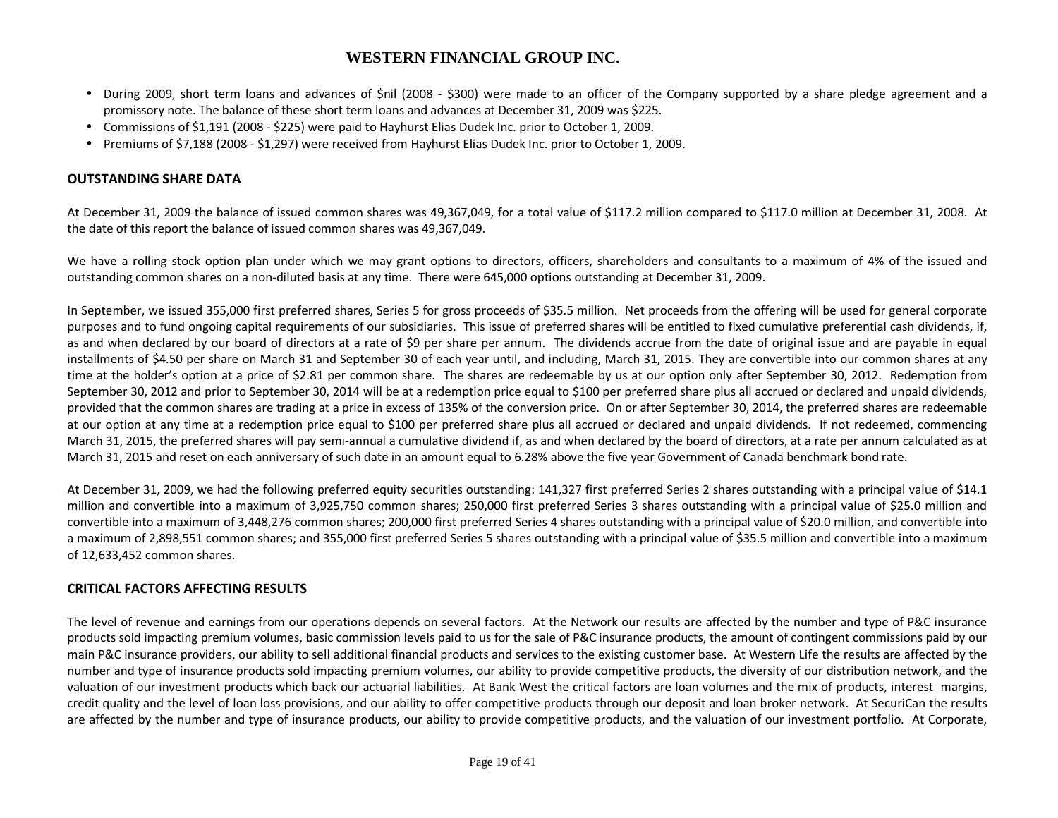- During 2009, short term loans and advances of $nil (2008 - $300) were made to an officer of the Company supported by a share pledge agreement and a promissory note. The balance of these short term loans and advances at December 31, 2009 was $225.
- Commissions of $1,191 (2008 - $225) were paid to Hayhurst Elias Dudek Inc. prior to October 1, 2009.
- Premiums of $7,188 (2008 - $1,297) were received from Hayhurst Elias Dudek Inc. prior to October 1, 2009.

## OUTSTANDING SHARE DATA

At December 31, 2009 the balance of issued common shares was 49,367,049, for a total value of $117.2 million compared to $117.0 million at December 31, 2008. At the date of this report the balance of issued common shares was 49,367,049.

We have a rolling stock option plan under which we may grant options to directors, officers, shareholders and consultants to a maximum of 4% of the issued and outstanding common shares on a non-diluted basis at any time. There were 645,000 options outstanding at December 31, 2009.

In September, we issued 355,000 first preferred shares, Series 5 for gross proceeds of $35.5 million. Net proceeds from the offering will be used for general corporate purposes and to fund ongoing capital requirements of our subsidiaries. This issue of preferred shares will be entitled to fixed cumulative preferential cash dividends, if, as and when declared by our board of directors at a rate of $9 per share per annum. The dividends accrue from the date of original issue and are payable in equal installments of $4.50 per share on March 31 and September 30 of each year until, and including, March 31, 2015. They are convertible into our common shares at any time at the holder's option at a price of $2.81 per common share. The shares are redeemable by us at our option only after September 30, 2012. Redemption from September 30, 2012 and prior to September 30, 2014 will be at a redemption price equal to $100 per preferred share plus all accrued or declared and unpaid dividends, provided that the common shares are trading at a price in excess of 135% of the conversion price. On or after September 30, 2014, the preferred shares are redeemable at our option at any time at a redemption price equal to $100 per preferred share plus all accrued or declared and unpaid dividends. If not redeemed, commencing March 31, 2015, the preferred shares will pay semi-annual a cumulative dividend if, as and when declared by the board of directors, at a rate per annum calculated as at March 31, 2015 and reset on each anniversary of such date in an amount equal to 6.28% above the five year Government of Canada benchmark bond rate.

At December 31, 2009, we had the following preferred equity securities outstanding: 141,327 first preferred Series 2 shares outstanding with a principal value of $14.1 million and convertible into a maximum of 3,925,750 common shares; 250,000 first preferred Series 3 shares outstanding with a principal value of $25.0 million and convertible into a maximum of 3,448,276 common shares; 200,000 first preferred Series 4 shares outstanding with a principal value of $20.0 million, and convertible into a maximum of 2,898,551 common shares; and 355,000 first preferred Series 5 shares outstanding with a principal value of $35.5 million and convertible into a maximum of 12,633,452 common shares.

## CRITICAL FACTORS AFFECTING RESULTS

The level of revenue and earnings from our operations depends on several factors. At the Network our results are affected by the number and type of P&C insurance products sold impacting premium volumes, basic commission levels paid to us for the sale of P&C insurance products, the amount of contingent commissions paid by our main P&C insurance providers, our ability to sell additional financial products and services to the existing customer base. At Western Life the results are affected by the number and type of insurance products sold impacting premium volumes, our ability to provide competitive products, the diversity of our distribution network, and the valuation of our investment products which back our actuarial liabilities. At Bank West the critical factors are loan volumes and the mix of products, interest margins, credit quality and the level of loan loss provisions, and our ability to offer competitive products through our deposit and loan broker network. At SecuriCan the results are affected by the number and type of insurance products, our ability to provide competitive products, and the valuation of our investment portfolio. At Corporate,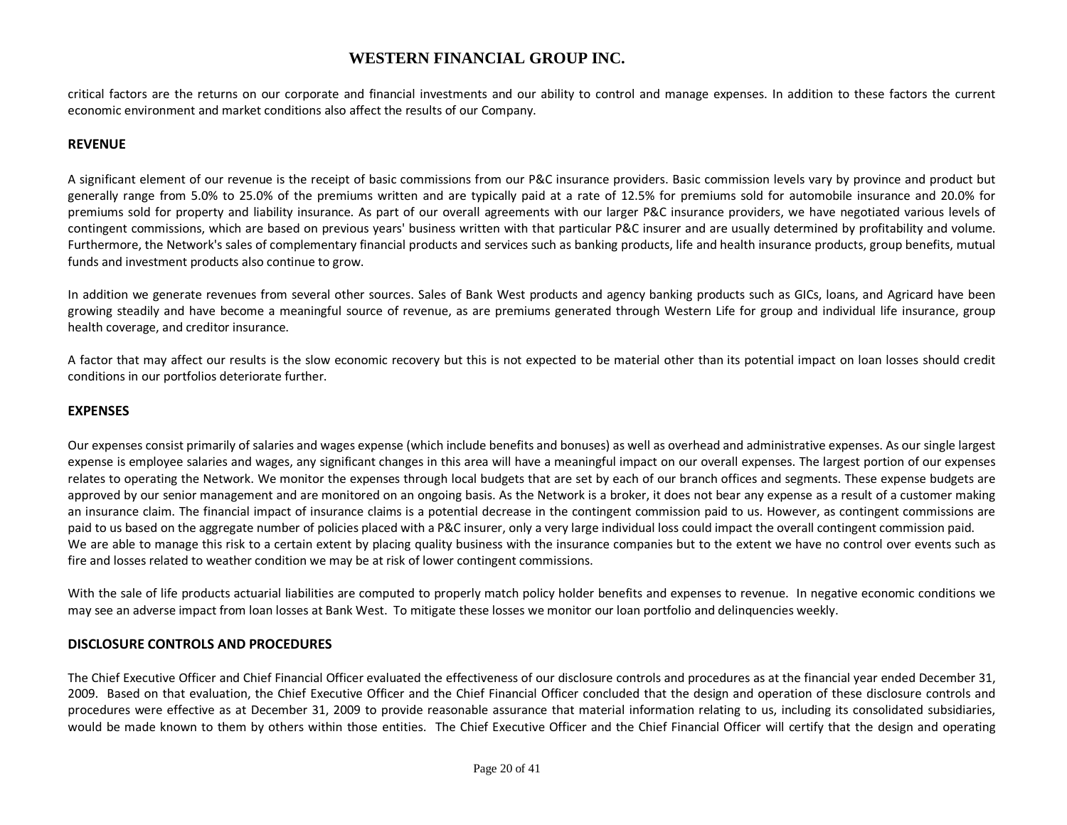critical factors are the returns on our corporate and financial investments and our ability to control and manage expenses. In addition to these factors the current economic environment and market conditions also affect the results of our Company.

## REVENUE

A significant element of our revenue is the receipt of basic commissions from our P&C insurance providers. Basic commission levels vary by province and product but generally range from 5.0% to 25.0% of the premiums written and are typically paid at a rate of 12.5% for premiums sold for automobile insurance and 20.0% for premiums sold for property and liability insurance. As part of our overall agreements with our larger P&C insurance providers, we have negotiated various levels of contingent commissions, which are based on previous years' business written with that particular P&C insurer and are usually determined by profitability and volume. Furthermore, the Network's sales of complementary financial products and services such as banking products, life and health insurance products, group benefits, mutual funds and investment products also continue to grow.

In addition we generate revenues from several other sources. Sales of Bank West products and agency banking products such as GICs, loans, and Agricard have been growing steadily and have become a meaningful source of revenue, as are premiums generated through Western Life for group and individual life insurance, group health coverage, and creditor insurance.

A factor that may affect our results is the slow economic recovery but this is not expected to be material other than its potential impact on loan losses should credit conditions in our portfolios deteriorate further.

## EXPENSES

Our expenses consist primarily of salaries and wages expense (which include benefits and bonuses) as well as overhead and administrative expenses. As our single largest expense is employee salaries and wages, any significant changes in this area will have a meaningful impact on our overall expenses. The largest portion of our expenses relates to operating the Network. We monitor the expenses through local budgets that are set by each of our branch offices and segments. These expense budgets are approved by our senior management and are monitored on an ongoing basis. As the Network is a broker, it does not bear any expense as a result of a customer making an insurance claim. The financial impact of insurance claims is a potential decrease in the contingent commission paid to us. However, as contingent commissions are paid to us based on the aggregate number of policies placed with a P&C insurer, only a very large individual loss could impact the overall contingent commission paid. We are able to manage this risk to a certain extent by placing quality business with the insurance companies but to the extent we have no control over events such as fire and losses related to weather condition we may be at risk of lower contingent commissions.

With the sale of life products actuarial liabilities are computed to properly match policy holder benefits and expenses to revenue. In negative economic conditions we may see an adverse impact from loan losses at Bank West. To mitigate these losses we monitor our loan portfolio and delinquencies weekly.

## DISCLOSURE CONTROLS AND PROCEDURES

The Chief Executive Officer and Chief Financial Officer evaluated the effectiveness of our disclosure controls and procedures as at the financial year ended December 31, 2009. Based on that evaluation, the Chief Executive Officer and the Chief Financial Officer concluded that the design and operation of these disclosure controls and procedures were effective as at December 31, 2009 to provide reasonable assurance that material information relating to us, including its consolidated subsidiaries, would be made known to them by others within those entities. The Chief Executive Officer and the Chief Financial Officer will certify that the design and operating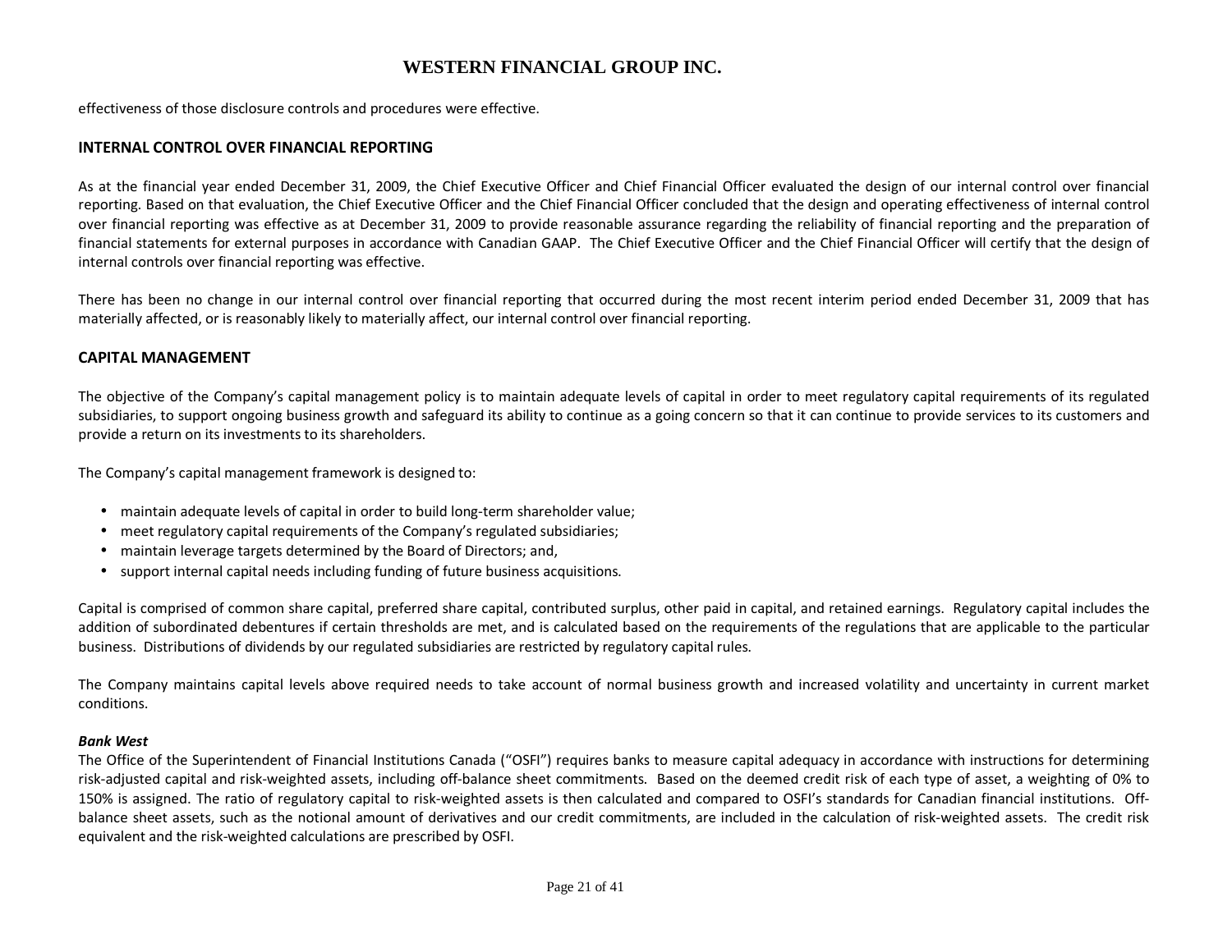effectiveness of those disclosure controls and procedures were effective.

## INTERNAL CONTROL OVER FINANCIAL REPORTING

As at the financial year ended December 31, 2009, the Chief Executive Officer and Chief Financial Officer evaluated the design of our internal control over financial reporting. Based on that evaluation, the Chief Executive Officer and the Chief Financial Officer concluded that the design and operating effectiveness of internal control over financial reporting was effective as at December 31, 2009 to provide reasonable assurance regarding the reliability of financial reporting and the preparation of financial statements for external purposes in accordance with Canadian GAAP. The Chief Executive Officer and the Chief Financial Officer will certify that the design of internal controls over financial reporting was effective.

There has been no change in our internal control over financial reporting that occurred during the most recent interim period ended December 31, 2009 that has materially affected, or is reasonably likely to materially affect, our internal control over financial reporting.

## CAPITAL MANAGEMENT

The objective of the Company's capital management policy is to maintain adequate levels of capital in order to meet regulatory capital requirements of its regulated subsidiaries, to support ongoing business growth and safeguard its ability to continue as a going concern so that it can continue to provide services to its customers and provide a return on its investments to its shareholders.

The Company's capital management framework is designed to:

- maintain adequate levels of capital in order to build long-term shareholder value;
- meet regulatory capital requirements of the Company's regulated subsidiaries;
- maintain leverage targets determined by the Board of Directors; and,
- support internal capital needs including funding of future business acquisitions.

Capital is comprised of common share capital, preferred share capital, contributed surplus, other paid in capital, and retained earnings. Regulatory capital includes the addition of subordinated debentures if certain thresholds are met, and is calculated based on the requirements of the regulations that are applicable to the particular business. Distributions of dividends by our regulated subsidiaries are restricted by regulatory capital rules.

The Company maintains capital levels above required needs to take account of normal business growth and increased volatility and uncertainty in current market conditions.

***Bank West***

The Office of the Superintendent of Financial Institutions Canada ("OSFI") requires banks to measure capital adequacy in accordance with instructions for determining risk-adjusted capital and risk-weighted assets, including off-balance sheet commitments. Based on the deemed credit risk of each type of asset, a weighting of 0% to 150% is assigned. The ratio of regulatory capital to risk-weighted assets is then calculated and compared to OSFI's standards for Canadian financial institutions. Off-balance sheet assets, such as the notional amount of derivatives and our credit commitments, are included in the calculation of risk-weighted assets. The credit risk equivalent and the risk-weighted calculations are prescribed by OSFI.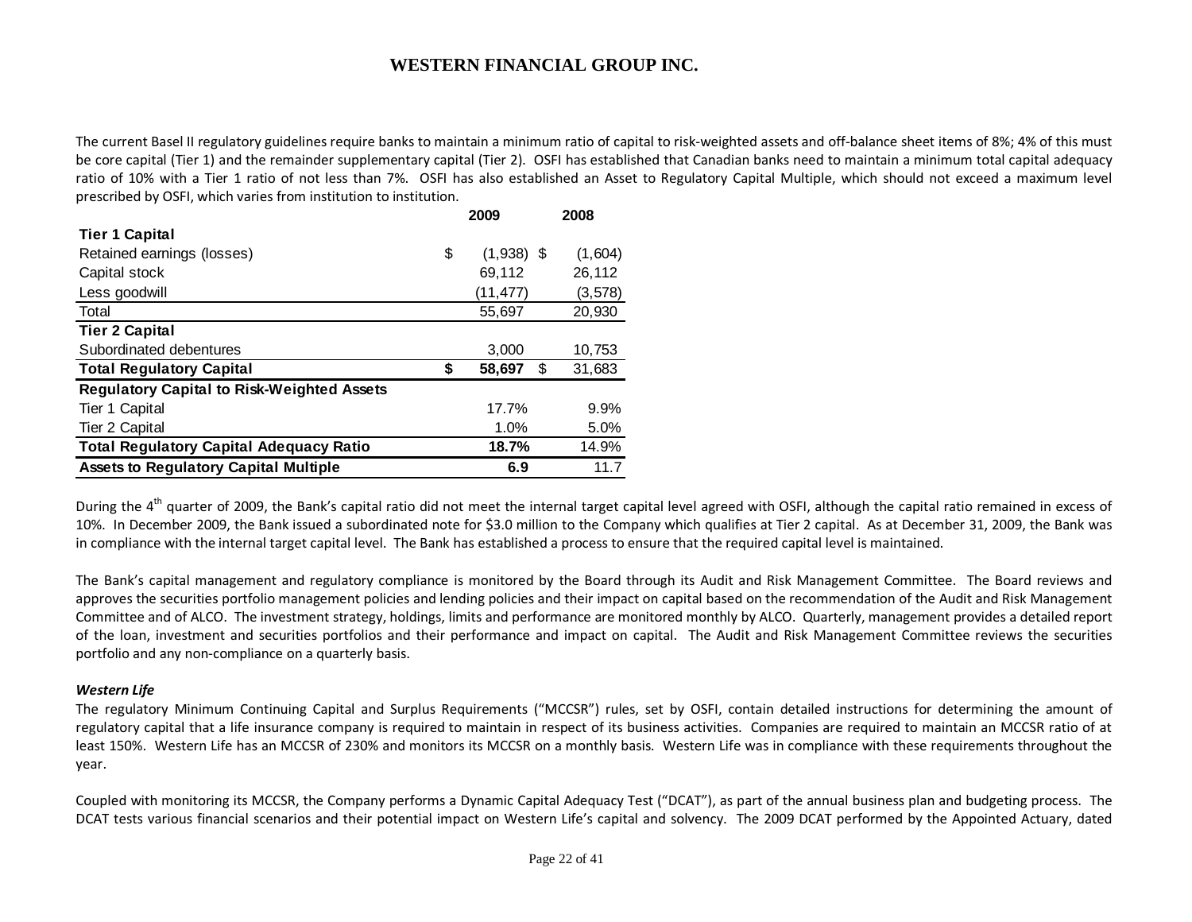The current Basel II regulatory guidelines require banks to maintain a minimum ratio of capital to risk-weighted assets and off-balance sheet items of 8%; 4% of this must be core capital (Tier 1) and the remainder supplementary capital (Tier 2). OSFI has established that Canadian banks need to maintain a minimum total capital adequacy ratio of 10% with a Tier 1 ratio of not less than 7%. OSFI has also established an Asset to Regulatory Capital Multiple, which should not exceed a maximum level prescribed by OSFI, which varies from institution to institution.

| | 2009 | 2008 |
|---|---|---|
| **Tier 1 Capital** | | |
| Retained earnings (losses) | $ (1,938) | $ (1,604) |
| Capital stock | 69,112 | 26,112 |
| Less goodwill | (11,477) | (3,578) |
| Total | 55,697 | 20,930 |
| **Tier 2 Capital** | | |
| Subordinated debentures | 3,000 | 10,753 |
| **Total Regulatory Capital** | **$ 58,697** | $ 31,683 |
| **Regulatory Capital to Risk-Weighted Assets** | | |
| Tier 1 Capital | 17.7% | 9.9% |
| Tier 2 Capital | 1.0% | 5.0% |
| **Total Regulatory Capital Adequacy Ratio** | **18.7%** | 14.9% |
| **Assets to Regulatory Capital Multiple** | **6.9** | 11.7 |

During the 4th quarter of 2009, the Bank's capital ratio did not meet the internal target capital level agreed with OSFI, although the capital ratio remained in excess of 10%. In December 2009, the Bank issued a subordinated note for $3.0 million to the Company which qualifies at Tier 2 capital. As at December 31, 2009, the Bank was in compliance with the internal target capital level. The Bank has established a process to ensure that the required capital level is maintained.

The Bank's capital management and regulatory compliance is monitored by the Board through its Audit and Risk Management Committee. The Board reviews and approves the securities portfolio management policies and lending policies and their impact on capital based on the recommendation of the Audit and Risk Management Committee and of ALCO. The investment strategy, holdings, limits and performance are monitored monthly by ALCO. Quarterly, management provides a detailed report of the loan, investment and securities portfolios and their performance and impact on capital. The Audit and Risk Management Committee reviews the securities portfolio and any non-compliance on a quarterly basis.

***Western Life***

The regulatory Minimum Continuing Capital and Surplus Requirements ("MCCSR") rules, set by OSFI, contain detailed instructions for determining the amount of regulatory capital that a life insurance company is required to maintain in respect of its business activities. Companies are required to maintain an MCCSR ratio of at least 150%. Western Life has an MCCSR of 230% and monitors its MCCSR on a monthly basis. Western Life was in compliance with these requirements throughout the year.

Coupled with monitoring its MCCSR, the Company performs a Dynamic Capital Adequacy Test ("DCAT"), as part of the annual business plan and budgeting process. The DCAT tests various financial scenarios and their potential impact on Western Life's capital and solvency. The 2009 DCAT performed by the Appointed Actuary, dated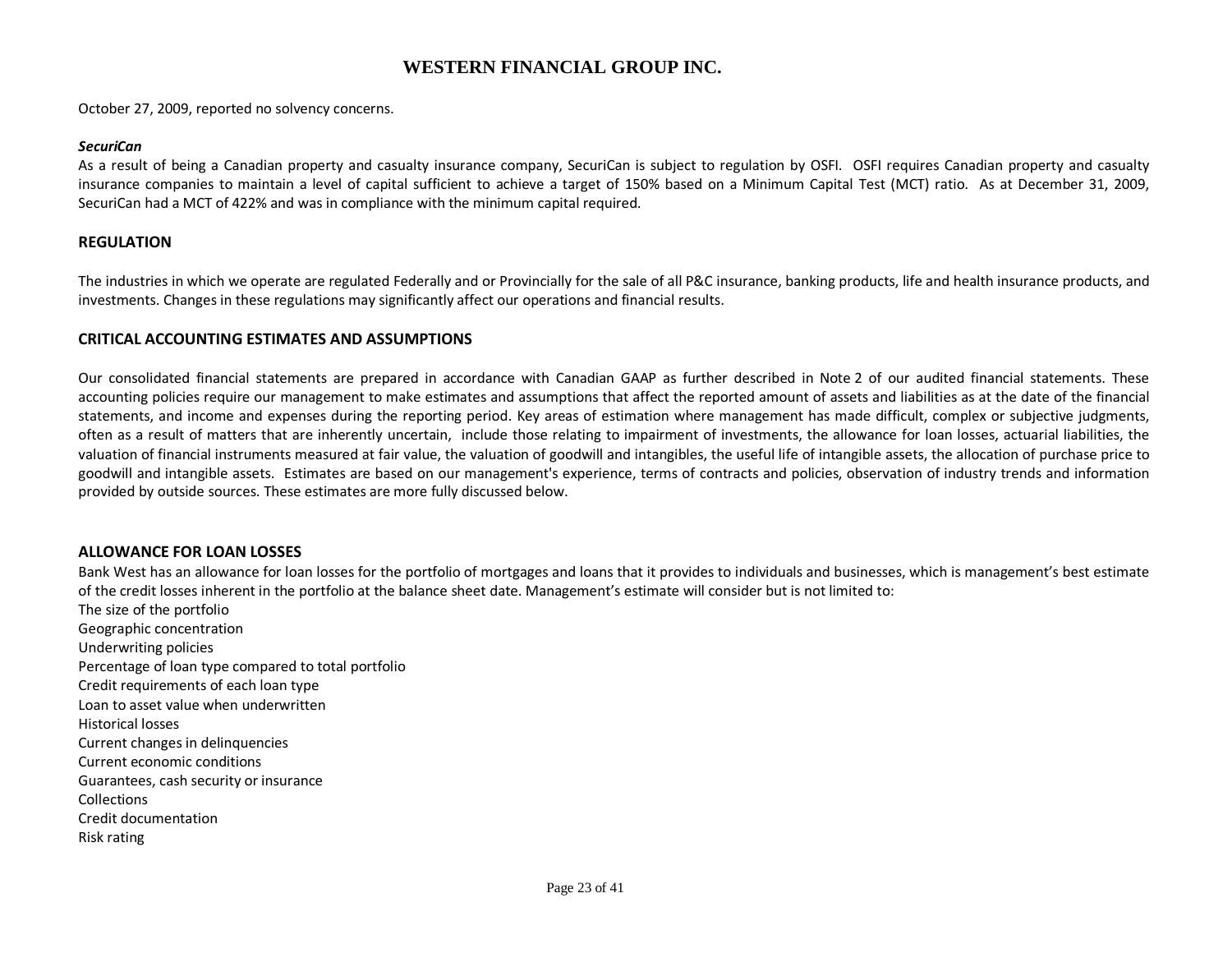October 27, 2009, reported no solvency concerns.

***SecuriCan***

As a result of being a Canadian property and casualty insurance company, SecuriCan is subject to regulation by OSFI. OSFI requires Canadian property and casualty insurance companies to maintain a level of capital sufficient to achieve a target of 150% based on a Minimum Capital Test (MCT) ratio. As at December 31, 2009, SecuriCan had a MCT of 422% and was in compliance with the minimum capital required.

## REGULATION

The industries in which we operate are regulated Federally and or Provincially for the sale of all P&C insurance, banking products, life and health insurance products, and investments. Changes in these regulations may significantly affect our operations and financial results.

## CRITICAL ACCOUNTING ESTIMATES AND ASSUMPTIONS

Our consolidated financial statements are prepared in accordance with Canadian GAAP as further described in Note 2 of our audited financial statements. These accounting policies require our management to make estimates and assumptions that affect the reported amount of assets and liabilities as at the date of the financial statements, and income and expenses during the reporting period. Key areas of estimation where management has made difficult, complex or subjective judgments, often as a result of matters that are inherently uncertain, include those relating to impairment of investments, the allowance for loan losses, actuarial liabilities, the valuation of financial instruments measured at fair value, the valuation of goodwill and intangibles, the useful life of intangible assets, the allocation of purchase price to goodwill and intangible assets. Estimates are based on our management's experience, terms of contracts and policies, observation of industry trends and information provided by outside sources. These estimates are more fully discussed below.

## ALLOWANCE FOR LOAN LOSSES

Bank West has an allowance for loan losses for the portfolio of mortgages and loans that it provides to individuals and businesses, which is management's best estimate of the credit losses inherent in the portfolio at the balance sheet date. Management's estimate will consider but is not limited to:

The size of the portfolio
Geographic concentration
Underwriting policies
Percentage of loan type compared to total portfolio
Credit requirements of each loan type
Loan to asset value when underwritten
Historical losses
Current changes in delinquencies
Current economic conditions
Guarantees, cash security or insurance
Collections
Credit documentation
Risk rating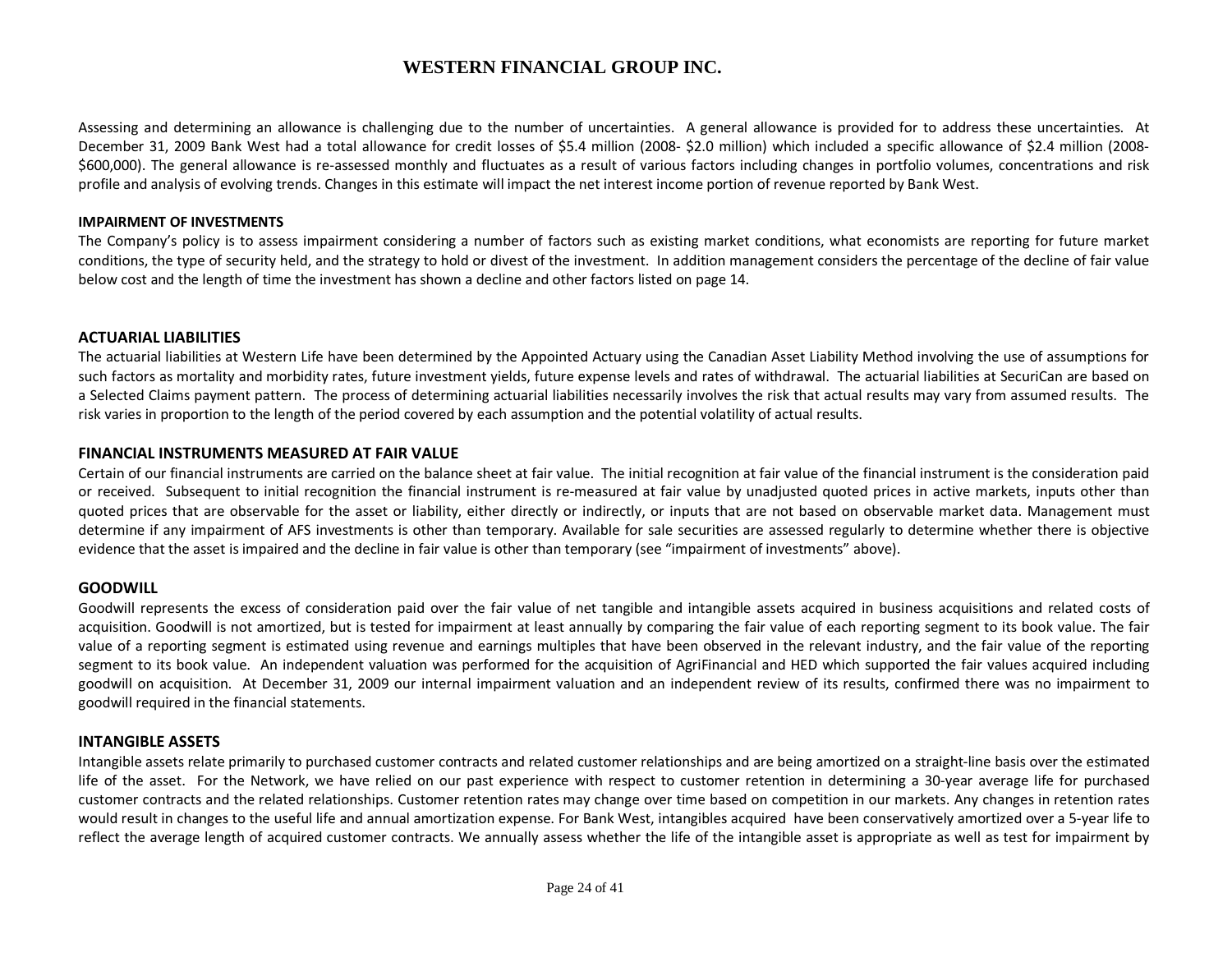Assessing and determining an allowance is challenging due to the number of uncertainties. A general allowance is provided for to address these uncertainties. At December 31, 2009 Bank West had a total allowance for credit losses of $5.4 million (2008- $2.0 million) which included a specific allowance of $2.4 million (2008- $600,000). The general allowance is re-assessed monthly and fluctuates as a result of various factors including changes in portfolio volumes, concentrations and risk profile and analysis of evolving trends. Changes in this estimate will impact the net interest income portion of revenue reported by Bank West.

**IMPAIRMENT OF INVESTMENTS**

The Company's policy is to assess impairment considering a number of factors such as existing market conditions, what economists are reporting for future market conditions, the type of security held, and the strategy to hold or divest of the investment. In addition management considers the percentage of the decline of fair value below cost and the length of time the investment has shown a decline and other factors listed on page 14.

## ACTUARIAL LIABILITIES

The actuarial liabilities at Western Life have been determined by the Appointed Actuary using the Canadian Asset Liability Method involving the use of assumptions for such factors as mortality and morbidity rates, future investment yields, future expense levels and rates of withdrawal. The actuarial liabilities at SecuriCan are based on a Selected Claims payment pattern. The process of determining actuarial liabilities necessarily involves the risk that actual results may vary from assumed results. The risk varies in proportion to the length of the period covered by each assumption and the potential volatility of actual results.

## FINANCIAL INSTRUMENTS MEASURED AT FAIR VALUE

Certain of our financial instruments are carried on the balance sheet at fair value. The initial recognition at fair value of the financial instrument is the consideration paid or received. Subsequent to initial recognition the financial instrument is re-measured at fair value by unadjusted quoted prices in active markets, inputs other than quoted prices that are observable for the asset or liability, either directly or indirectly, or inputs that are not based on observable market data. Management must determine if any impairment of AFS investments is other than temporary. Available for sale securities are assessed regularly to determine whether there is objective evidence that the asset is impaired and the decline in fair value is other than temporary (see "impairment of investments" above).

## GOODWILL

Goodwill represents the excess of consideration paid over the fair value of net tangible and intangible assets acquired in business acquisitions and related costs of acquisition. Goodwill is not amortized, but is tested for impairment at least annually by comparing the fair value of each reporting segment to its book value. The fair value of a reporting segment is estimated using revenue and earnings multiples that have been observed in the relevant industry, and the fair value of the reporting segment to its book value. An independent valuation was performed for the acquisition of AgriFinancial and HED which supported the fair values acquired including goodwill on acquisition. At December 31, 2009 our internal impairment valuation and an independent review of its results, confirmed there was no impairment to goodwill required in the financial statements.

## INTANGIBLE ASSETS

Intangible assets relate primarily to purchased customer contracts and related customer relationships and are being amortized on a straight-line basis over the estimated life of the asset. For the Network, we have relied on our past experience with respect to customer retention in determining a 30-year average life for purchased customer contracts and the related relationships. Customer retention rates may change over time based on competition in our markets. Any changes in retention rates would result in changes to the useful life and annual amortization expense. For Bank West, intangibles acquired have been conservatively amortized over a 5-year life to reflect the average length of acquired customer contracts. We annually assess whether the life of the intangible asset is appropriate as well as test for impairment by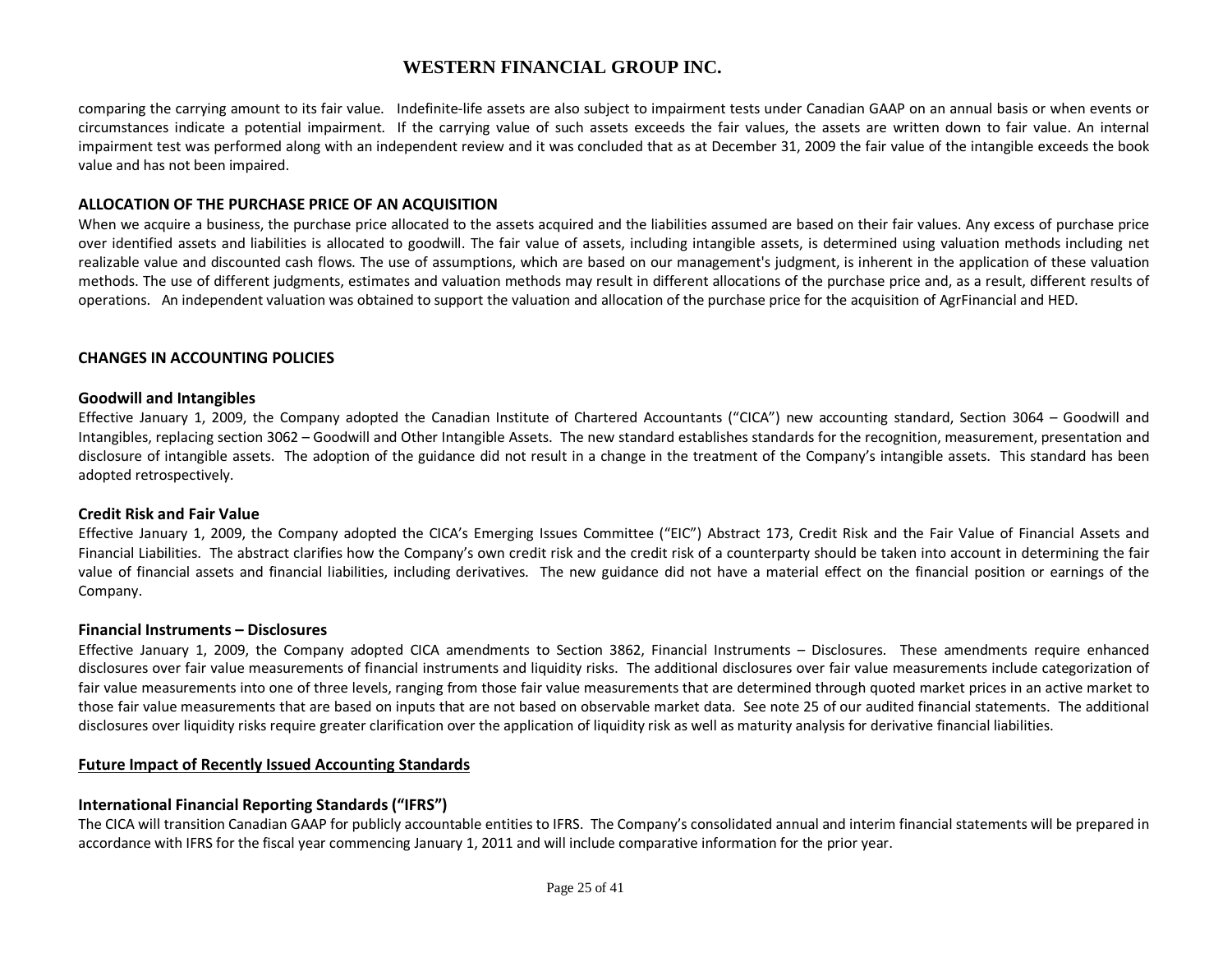comparing the carrying amount to its fair value. Indefinite-life assets are also subject to impairment tests under Canadian GAAP on an annual basis or when events or circumstances indicate a potential impairment. If the carrying value of such assets exceeds the fair values, the assets are written down to fair value. An internal impairment test was performed along with an independent review and it was concluded that as at December 31, 2009 the fair value of the intangible exceeds the book value and has not been impaired.

**ALLOCATION OF THE PURCHASE PRICE OF AN ACQUISITION**

When we acquire a business, the purchase price allocated to the assets acquired and the liabilities assumed are based on their fair values. Any excess of purchase price over identified assets and liabilities is allocated to goodwill. The fair value of assets, including intangible assets, is determined using valuation methods including net realizable value and discounted cash flows. The use of assumptions, which are based on our management's judgment, is inherent in the application of these valuation methods. The use of different judgments, estimates and valuation methods may result in different allocations of the purchase price and, as a result, different results of operations. An independent valuation was obtained to support the valuation and allocation of the purchase price for the acquisition of AgrFinancial and HED.

## CHANGES IN ACCOUNTING POLICIES

### Goodwill and Intangibles

Effective January 1, 2009, the Company adopted the Canadian Institute of Chartered Accountants ("CICA") new accounting standard, Section 3064 – Goodwill and Intangibles, replacing section 3062 – Goodwill and Other Intangible Assets. The new standard establishes standards for the recognition, measurement, presentation and disclosure of intangible assets. The adoption of the guidance did not result in a change in the treatment of the Company's intangible assets. This standard has been adopted retrospectively.

### Credit Risk and Fair Value

Effective January 1, 2009, the Company adopted the CICA's Emerging Issues Committee ("EIC") Abstract 173, Credit Risk and the Fair Value of Financial Assets and Financial Liabilities. The abstract clarifies how the Company's own credit risk and the credit risk of a counterparty should be taken into account in determining the fair value of financial assets and financial liabilities, including derivatives. The new guidance did not have a material effect on the financial position or earnings of the Company.

### Financial Instruments – Disclosures

Effective January 1, 2009, the Company adopted CICA amendments to Section 3862, Financial Instruments – Disclosures. These amendments require enhanced disclosures over fair value measurements of financial instruments and liquidity risks. The additional disclosures over fair value measurements include categorization of fair value measurements into one of three levels, ranging from those fair value measurements that are determined through quoted market prices in an active market to those fair value measurements that are based on inputs that are not based on observable market data. See note 25 of our audited financial statements. The additional disclosures over liquidity risks require greater clarification over the application of liquidity risk as well as maturity analysis for derivative financial liabilities.

## Future Impact of Recently Issued Accounting Standards

### International Financial Reporting Standards ("IFRS")

The CICA will transition Canadian GAAP for publicly accountable entities to IFRS. The Company's consolidated annual and interim financial statements will be prepared in accordance with IFRS for the fiscal year commencing January 1, 2011 and will include comparative information for the prior year.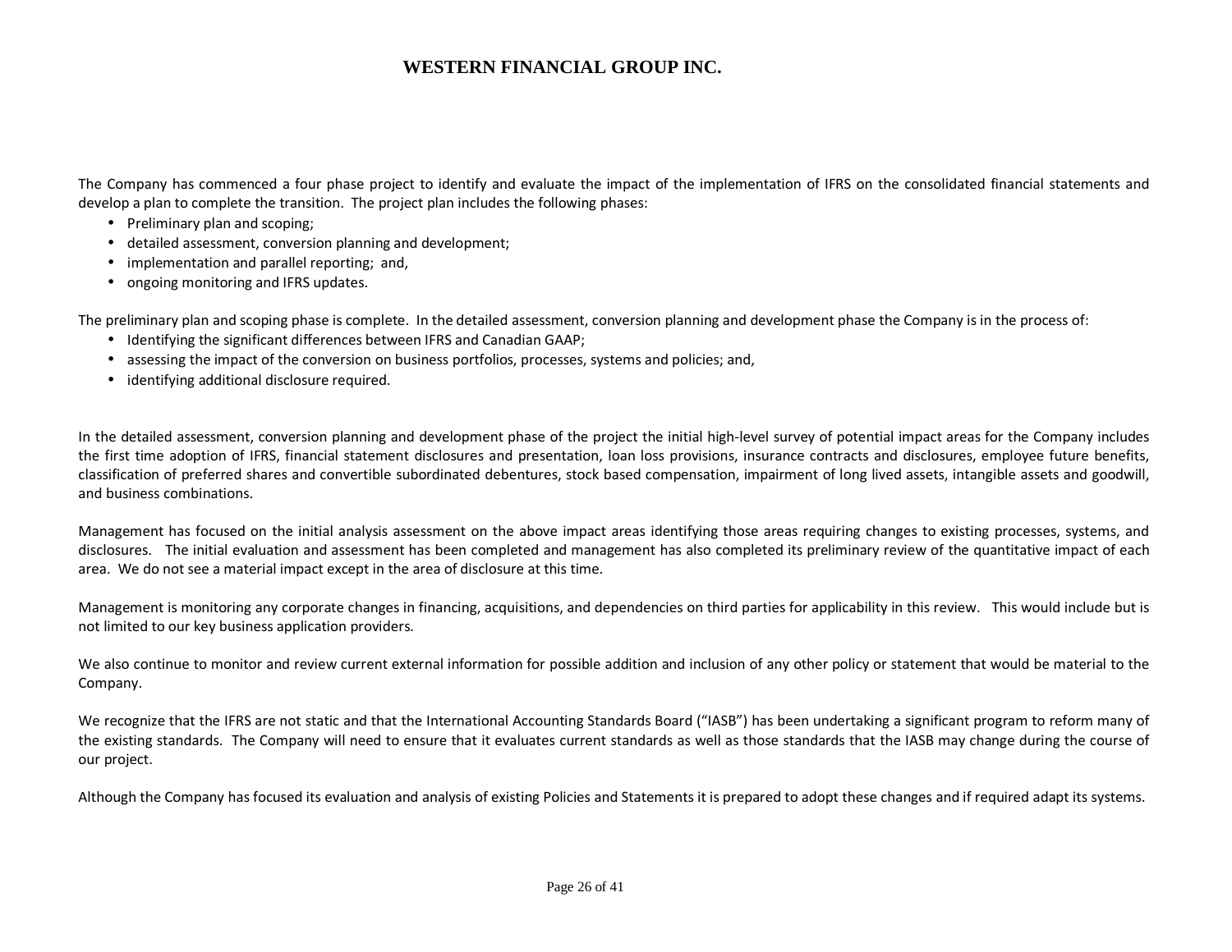The Company has commenced a four phase project to identify and evaluate the impact of the implementation of IFRS on the consolidated financial statements and develop a plan to complete the transition. The project plan includes the following phases:

- Preliminary plan and scoping;
- detailed assessment, conversion planning and development;
- implementation and parallel reporting; and,
- ongoing monitoring and IFRS updates.

The preliminary plan and scoping phase is complete. In the detailed assessment, conversion planning and development phase the Company is in the process of:

- Identifying the significant differences between IFRS and Canadian GAAP;
- assessing the impact of the conversion on business portfolios, processes, systems and policies; and,
- identifying additional disclosure required.

In the detailed assessment, conversion planning and development phase of the project the initial high-level survey of potential impact areas for the Company includes the first time adoption of IFRS, financial statement disclosures and presentation, loan loss provisions, insurance contracts and disclosures, employee future benefits, classification of preferred shares and convertible subordinated debentures, stock based compensation, impairment of long lived assets, intangible assets and goodwill, and business combinations.

Management has focused on the initial analysis assessment on the above impact areas identifying those areas requiring changes to existing processes, systems, and disclosures. The initial evaluation and assessment has been completed and management has also completed its preliminary review of the quantitative impact of each area. We do not see a material impact except in the area of disclosure at this time.

Management is monitoring any corporate changes in financing, acquisitions, and dependencies on third parties for applicability in this review. This would include but is not limited to our key business application providers.

We also continue to monitor and review current external information for possible addition and inclusion of any other policy or statement that would be material to the Company.

We recognize that the IFRS are not static and that the International Accounting Standards Board ("IASB") has been undertaking a significant program to reform many of the existing standards. The Company will need to ensure that it evaluates current standards as well as those standards that the IASB may change during the course of our project.

Although the Company has focused its evaluation and analysis of existing Policies and Statements it is prepared to adopt these changes and if required adapt its systems.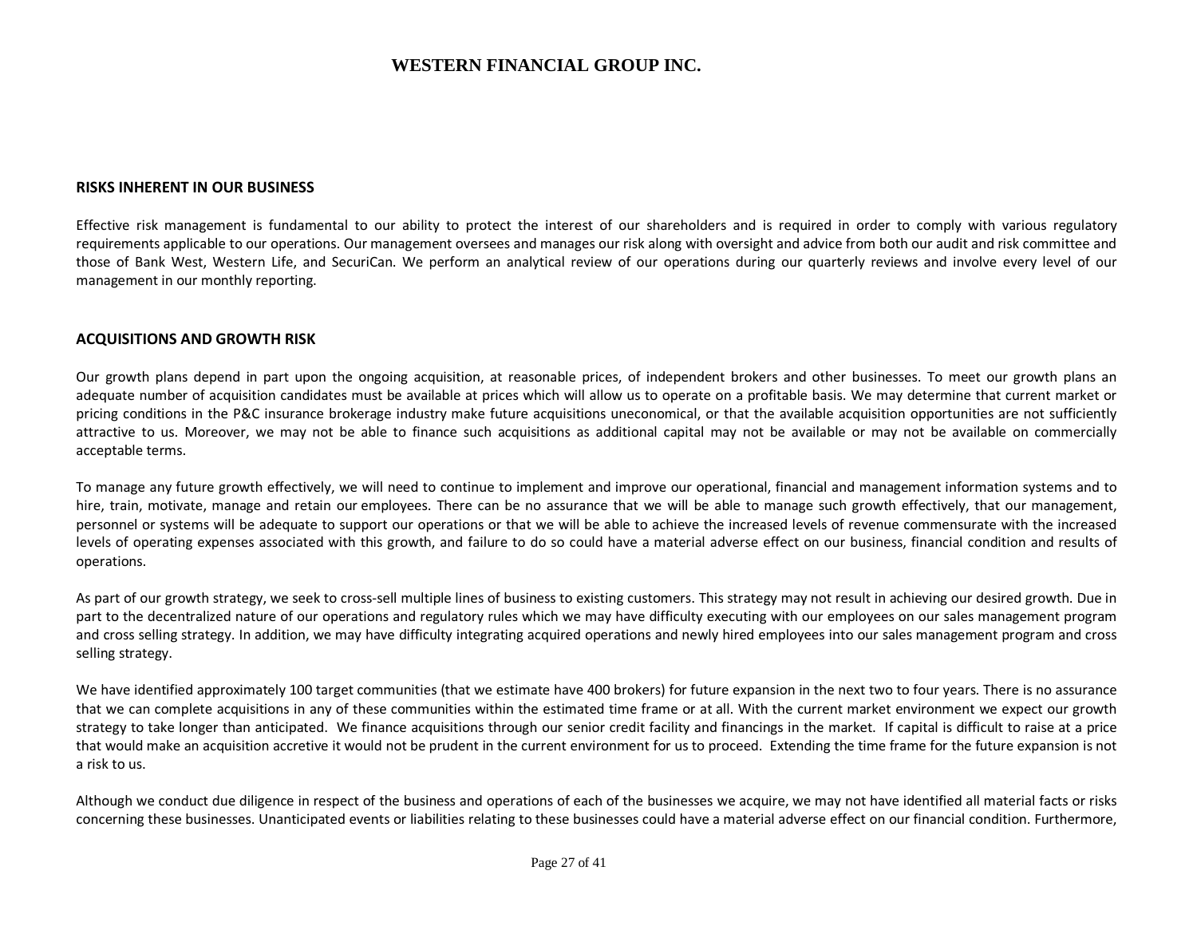## RISKS INHERENT IN OUR BUSINESS

Effective risk management is fundamental to our ability to protect the interest of our shareholders and is required in order to comply with various regulatory requirements applicable to our operations. Our management oversees and manages our risk along with oversight and advice from both our audit and risk committee and those of Bank West, Western Life, and SecuriCan. We perform an analytical review of our operations during our quarterly reviews and involve every level of our management in our monthly reporting.

## ACQUISITIONS AND GROWTH RISK

Our growth plans depend in part upon the ongoing acquisition, at reasonable prices, of independent brokers and other businesses. To meet our growth plans an adequate number of acquisition candidates must be available at prices which will allow us to operate on a profitable basis. We may determine that current market or pricing conditions in the P&C insurance brokerage industry make future acquisitions uneconomical, or that the available acquisition opportunities are not sufficiently attractive to us. Moreover, we may not be able to finance such acquisitions as additional capital may not be available or may not be available on commercially acceptable terms.

To manage any future growth effectively, we will need to continue to implement and improve our operational, financial and management information systems and to hire, train, motivate, manage and retain our employees. There can be no assurance that we will be able to manage such growth effectively, that our management, personnel or systems will be adequate to support our operations or that we will be able to achieve the increased levels of revenue commensurate with the increased levels of operating expenses associated with this growth, and failure to do so could have a material adverse effect on our business, financial condition and results of operations.

As part of our growth strategy, we seek to cross-sell multiple lines of business to existing customers. This strategy may not result in achieving our desired growth. Due in part to the decentralized nature of our operations and regulatory rules which we may have difficulty executing with our employees on our sales management program and cross selling strategy. In addition, we may have difficulty integrating acquired operations and newly hired employees into our sales management program and cross selling strategy.

We have identified approximately 100 target communities (that we estimate have 400 brokers) for future expansion in the next two to four years. There is no assurance that we can complete acquisitions in any of these communities within the estimated time frame or at all. With the current market environment we expect our growth strategy to take longer than anticipated. We finance acquisitions through our senior credit facility and financings in the market. If capital is difficult to raise at a price that would make an acquisition accretive it would not be prudent in the current environment for us to proceed. Extending the time frame for the future expansion is not a risk to us.

Although we conduct due diligence in respect of the business and operations of each of the businesses we acquire, we may not have identified all material facts or risks concerning these businesses. Unanticipated events or liabilities relating to these businesses could have a material adverse effect on our financial condition. Furthermore,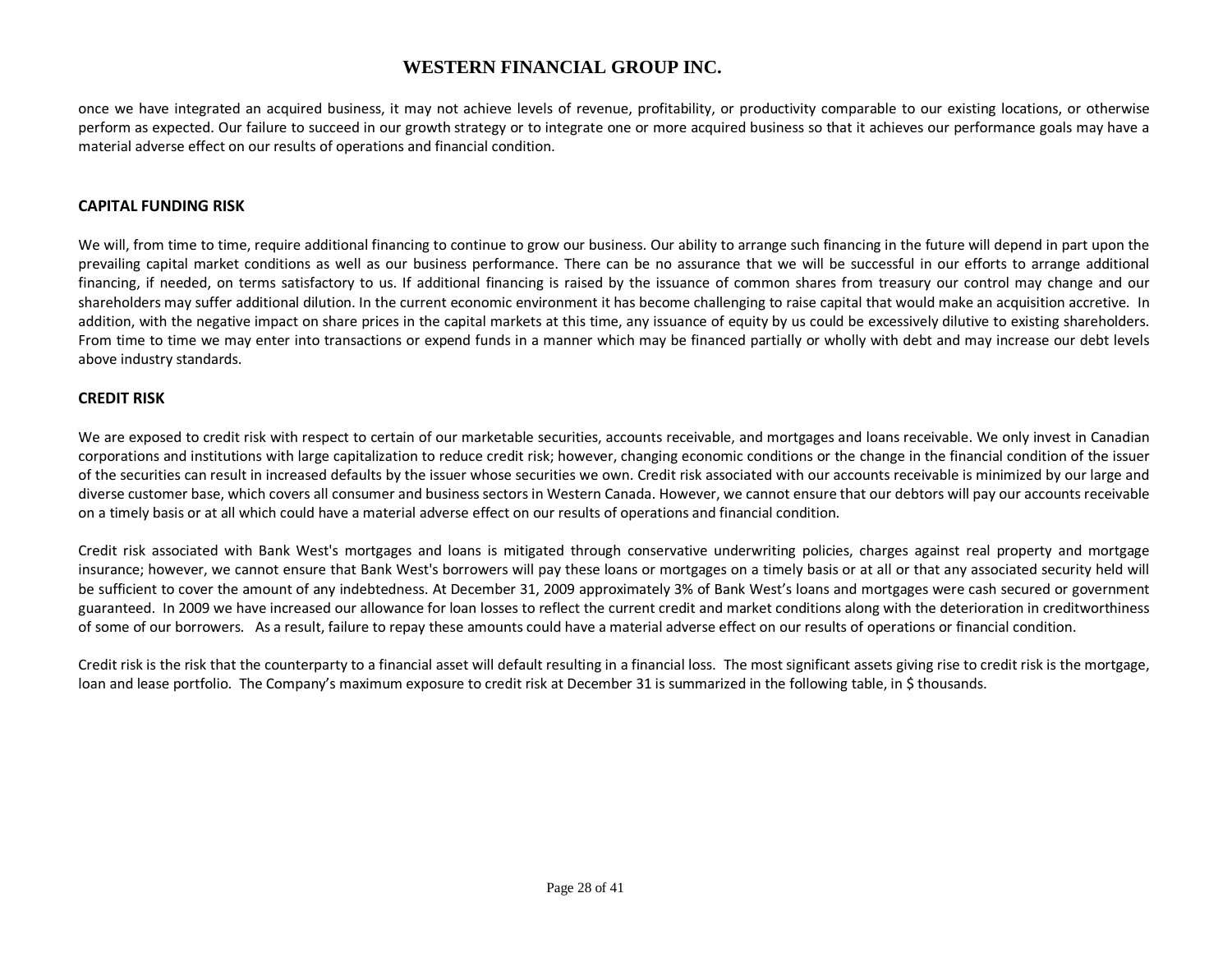once we have integrated an acquired business, it may not achieve levels of revenue, profitability, or productivity comparable to our existing locations, or otherwise perform as expected. Our failure to succeed in our growth strategy or to integrate one or more acquired business so that it achieves our performance goals may have a material adverse effect on our results of operations and financial condition.

## CAPITAL FUNDING RISK

We will, from time to time, require additional financing to continue to grow our business. Our ability to arrange such financing in the future will depend in part upon the prevailing capital market conditions as well as our business performance. There can be no assurance that we will be successful in our efforts to arrange additional financing, if needed, on terms satisfactory to us. If additional financing is raised by the issuance of common shares from treasury our control may change and our shareholders may suffer additional dilution. In the current economic environment it has become challenging to raise capital that would make an acquisition accretive. In addition, with the negative impact on share prices in the capital markets at this time, any issuance of equity by us could be excessively dilutive to existing shareholders. From time to time we may enter into transactions or expend funds in a manner which may be financed partially or wholly with debt and may increase our debt levels above industry standards.

## CREDIT RISK

We are exposed to credit risk with respect to certain of our marketable securities, accounts receivable, and mortgages and loans receivable. We only invest in Canadian corporations and institutions with large capitalization to reduce credit risk; however, changing economic conditions or the change in the financial condition of the issuer of the securities can result in increased defaults by the issuer whose securities we own. Credit risk associated with our accounts receivable is minimized by our large and diverse customer base, which covers all consumer and business sectors in Western Canada. However, we cannot ensure that our debtors will pay our accounts receivable on a timely basis or at all which could have a material adverse effect on our results of operations and financial condition.

Credit risk associated with Bank West's mortgages and loans is mitigated through conservative underwriting policies, charges against real property and mortgage insurance; however, we cannot ensure that Bank West's borrowers will pay these loans or mortgages on a timely basis or at all or that any associated security held will be sufficient to cover the amount of any indebtedness. At December 31, 2009 approximately 3% of Bank West's loans and mortgages were cash secured or government guaranteed. In 2009 we have increased our allowance for loan losses to reflect the current credit and market conditions along with the deterioration in creditworthiness of some of our borrowers. As a result, failure to repay these amounts could have a material adverse effect on our results of operations or financial condition.

Credit risk is the risk that the counterparty to a financial asset will default resulting in a financial loss. The most significant assets giving rise to credit risk is the mortgage, loan and lease portfolio. The Company's maximum exposure to credit risk at December 31 is summarized in the following table, in $ thousands.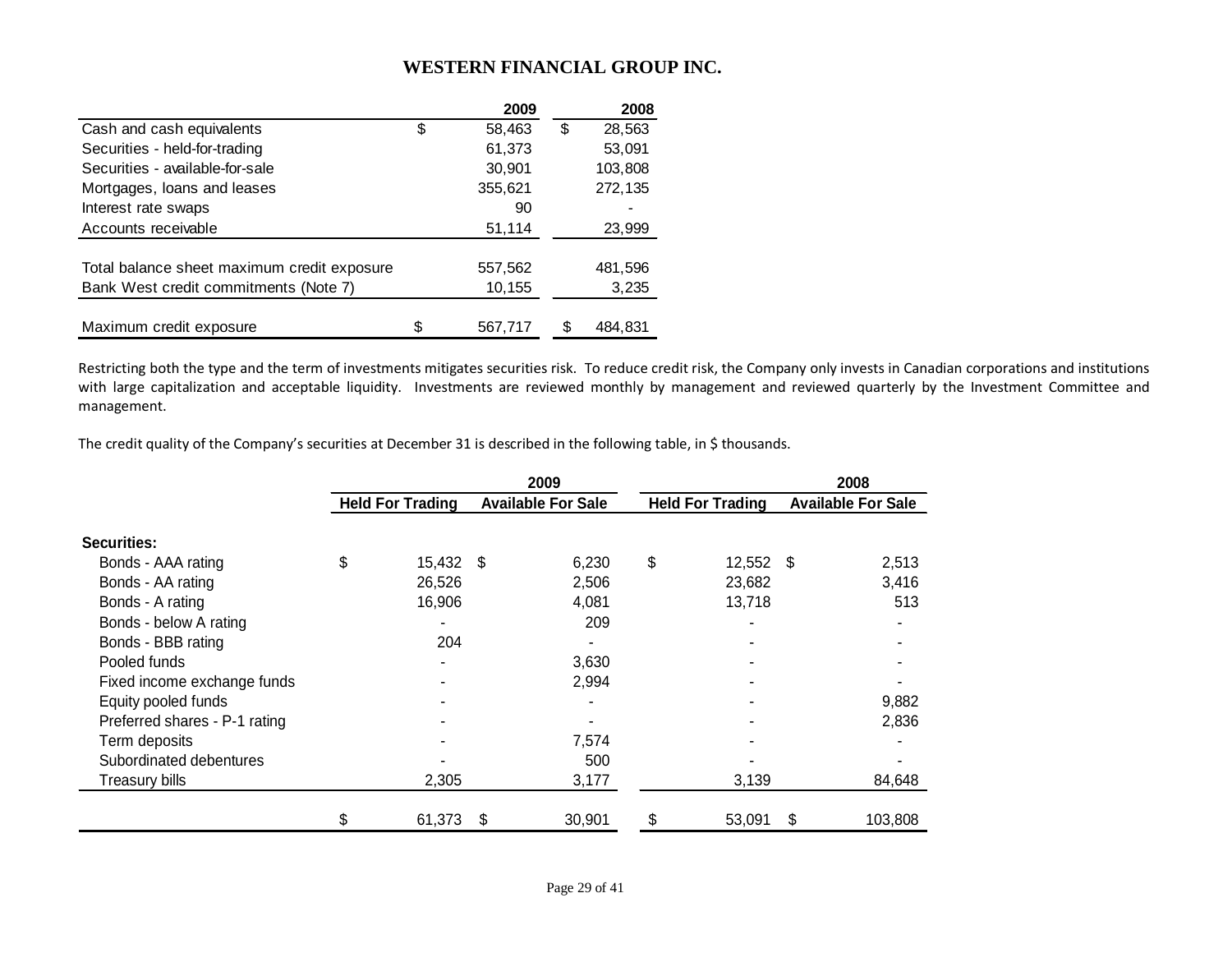# WESTERN FINANCIAL GROUP INC.

| | 2009 | 2008 |
|---|---|---|
| Cash and cash equivalents | $ 58,463 | $ 28,563 |
| Securities - held-for-trading | 61,373 | 53,091 |
| Securities - available-for-sale | 30,901 | 103,808 |
| Mortgages, loans and leases | 355,621 | 272,135 |
| Interest rate swaps | 90 | - |
| Accounts receivable | 51,114 | 23,999 |
| Total balance sheet maximum credit exposure | 557,562 | 481,596 |
| Bank West credit commitments (Note 7) | 10,155 | 3,235 |
| Maximum credit exposure | $ 567,717 | $ 484,831 |

Restricting both the type and the term of investments mitigates securities risk. To reduce credit risk, the Company only invests in Canadian corporations and institutions with large capitalization and acceptable liquidity. Investments are reviewed monthly by management and reviewed quarterly by the Investment Committee and management.

The credit quality of the Company's securities at December 31 is described in the following table, in $ thousands.

| | 2009 | | 2008 | |
|---|---|---|---|---|
| | Held For Trading | Available For Sale | Held For Trading | Available For Sale |
| **Securities:** | | | | |
| Bonds - AAA rating | $ 15,432 | $ 6,230 | $ 12,552 | $ 2,513 |
| Bonds - AA rating | 26,526 | 2,506 | 23,682 | 3,416 |
| Bonds - A rating | 16,906 | 4,081 | 13,718 | 513 |
| Bonds - below A rating | - | 209 | - | - |
| Bonds - BBB rating | 204 | - | - | - |
| Pooled funds | - | 3,630 | - | - |
| Fixed income exchange funds | - | 2,994 | - | - |
| Equity pooled funds | - | - | - | 9,882 |
| Preferred shares - P-1 rating | - | - | - | 2,836 |
| Term deposits | - | 7,574 | - | - |
| Subordinated debentures | - | 500 | - | - |
| Treasury bills | 2,305 | 3,177 | 3,139 | 84,648 |
| | $ 61,373 | $ 30,901 | $ 53,091 | $ 103,808 |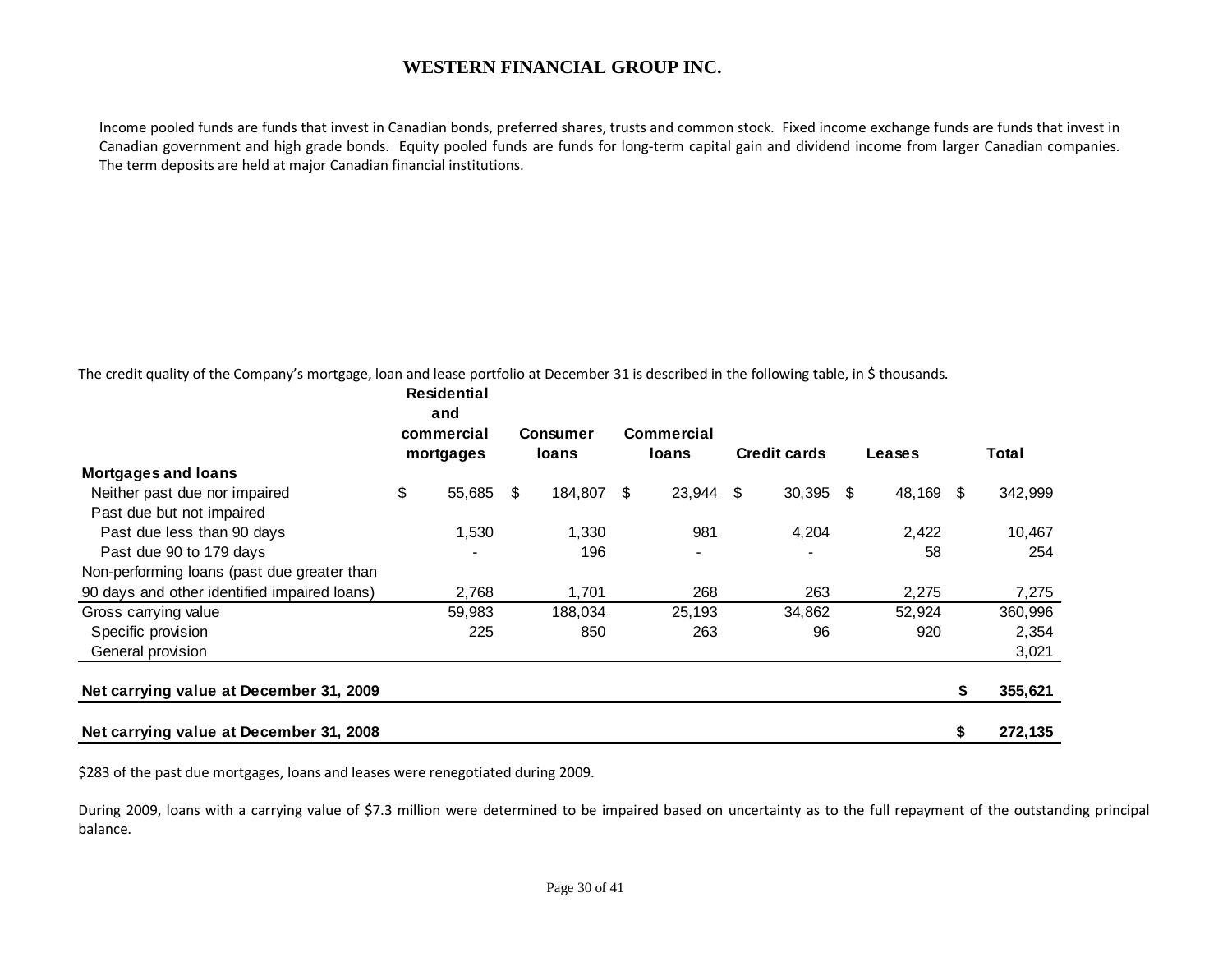# WESTERN FINANCIAL GROUP INC.

Income pooled funds are funds that invest in Canadian bonds, preferred shares, trusts and common stock. Fixed income exchange funds are funds that invest in Canadian government and high grade bonds. Equity pooled funds are funds for long-term capital gain and dividend income from larger Canadian companies. The term deposits are held at major Canadian financial institutions.

The credit quality of the Company's mortgage, loan and lease portfolio at December 31 is described in the following table, in $ thousands.

| | Residential and commercial mortgages | Consumer loans | Commercial loans | Credit cards | Leases | Total |
|---|---|---|---|---|---|---|
| **Mortgages and loans** | | | | | | |
| Neither past due nor impaired | $ 55,685 | $ 184,807 | $ 23,944 | $ 30,395 | $ 48,169 | $ 342,999 |
| Past due but not impaired | | | | | | |
| Past due less than 90 days | 1,530 | 1,330 | 981 | 4,204 | 2,422 | 10,467 |
| Past due 90 to 179 days | - | 196 | - | - | 58 | 254 |
| Non-performing loans (past due greater than 90 days and other identified impaired loans) | 2,768 | 1,701 | 268 | 263 | 2,275 | 7,275 |
| Gross carrying value | 59,983 | 188,034 | 25,193 | 34,862 | 52,924 | 360,996 |
| Specific provision | 225 | 850 | 263 | 96 | 920 | 2,354 |
| General provision | | | | | | 3,021 |
| **Net carrying value at December 31, 2009** | | | | | | **$ 355,621** |
| **Net carrying value at December 31, 2008** | | | | | | **$ 272,135** |

$283 of the past due mortgages, loans and leases were renegotiated during 2009.

During 2009, loans with a carrying value of $7.3 million were determined to be impaired based on uncertainty as to the full repayment of the outstanding principal balance.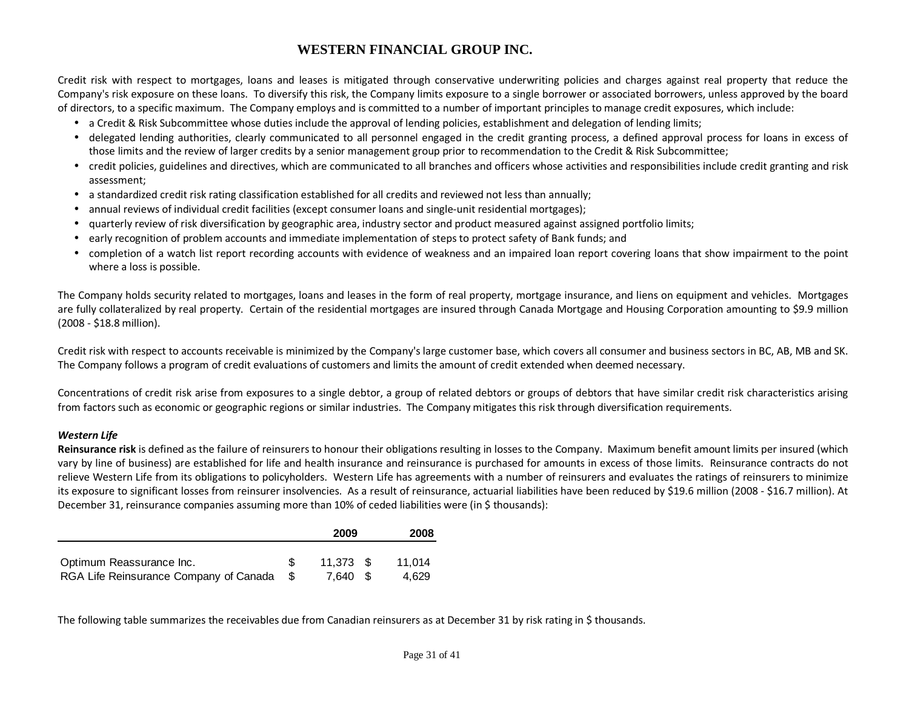Credit risk with respect to mortgages, loans and leases is mitigated through conservative underwriting policies and charges against real property that reduce the Company's risk exposure on these loans. To diversify this risk, the Company limits exposure to a single borrower or associated borrowers, unless approved by the board of directors, to a specific maximum. The Company employs and is committed to a number of important principles to manage credit exposures, which include:

- a Credit & Risk Subcommittee whose duties include the approval of lending policies, establishment and delegation of lending limits;
- delegated lending authorities, clearly communicated to all personnel engaged in the credit granting process, a defined approval process for loans in excess of those limits and the review of larger credits by a senior management group prior to recommendation to the Credit & Risk Subcommittee;
- credit policies, guidelines and directives, which are communicated to all branches and officers whose activities and responsibilities include credit granting and risk assessment;
- a standardized credit risk rating classification established for all credits and reviewed not less than annually;
- annual reviews of individual credit facilities (except consumer loans and single-unit residential mortgages);
- quarterly review of risk diversification by geographic area, industry sector and product measured against assigned portfolio limits;
- early recognition of problem accounts and immediate implementation of steps to protect safety of Bank funds; and
- completion of a watch list report recording accounts with evidence of weakness and an impaired loan report covering loans that show impairment to the point where a loss is possible.

The Company holds security related to mortgages, loans and leases in the form of real property, mortgage insurance, and liens on equipment and vehicles. Mortgages are fully collateralized by real property. Certain of the residential mortgages are insured through Canada Mortgage and Housing Corporation amounting to $9.9 million (2008 - $18.8 million).

Credit risk with respect to accounts receivable is minimized by the Company's large customer base, which covers all consumer and business sectors in BC, AB, MB and SK. The Company follows a program of credit evaluations of customers and limits the amount of credit extended when deemed necessary.

Concentrations of credit risk arise from exposures to a single debtor, a group of related debtors or groups of debtors that have similar credit risk characteristics arising from factors such as economic or geographic regions or similar industries. The Company mitigates this risk through diversification requirements.

*Western Life*

**Reinsurance risk** is defined as the failure of reinsurers to honour their obligations resulting in losses to the Company. Maximum benefit amount limits per insured (which vary by line of business) are established for life and health insurance and reinsurance is purchased for amounts in excess of those limits. Reinsurance contracts do not relieve Western Life from its obligations to policyholders. Western Life has agreements with a number of reinsurers and evaluates the ratings of reinsurers to minimize its exposure to significant losses from reinsurer insolvencies. As a result of reinsurance, actuarial liabilities have been reduced by $19.6 million (2008 - $16.7 million). At December 31, reinsurance companies assuming more than 10% of ceded liabilities were (in $ thousands):

| | 2009 | 2008 |
|---|---|---|
| Optimum Reassurance Inc. | $ 11,373 | $ 11,014 |
| RGA Life Reinsurance Company of Canada | $ 7,640 | $ 4,629 |

The following table summarizes the receivables due from Canadian reinsurers as at December 31 by risk rating in $ thousands.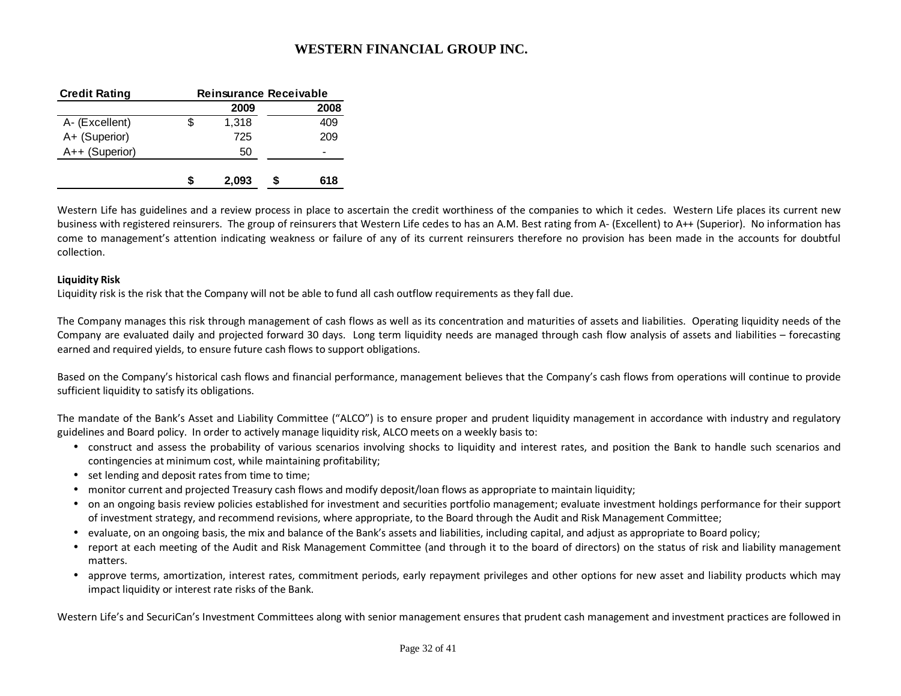| Credit Rating | Reinsurance Receivable | |
|---|---|---|
| | 2009 | 2008 |
| A- (Excellent) | $ 1,318 | 409 |
| A+ (Superior) | 725 | 209 |
| A++ (Superior) | 50 | - |
| | **$ 2,093** | **$ 618** |

Western Life has guidelines and a review process in place to ascertain the credit worthiness of the companies to which it cedes. Western Life places its current new business with registered reinsurers. The group of reinsurers that Western Life cedes to has an A.M. Best rating from A- (Excellent) to A++ (Superior). No information has come to management's attention indicating weakness or failure of any of its current reinsurers therefore no provision has been made in the accounts for doubtful collection.

**Liquidity Risk**

Liquidity risk is the risk that the Company will not be able to fund all cash outflow requirements as they fall due.

The Company manages this risk through management of cash flows as well as its concentration and maturities of assets and liabilities. Operating liquidity needs of the Company are evaluated daily and projected forward 30 days. Long term liquidity needs are managed through cash flow analysis of assets and liabilities – forecasting earned and required yields, to ensure future cash flows to support obligations.

Based on the Company's historical cash flows and financial performance, management believes that the Company's cash flows from operations will continue to provide sufficient liquidity to satisfy its obligations.

The mandate of the Bank's Asset and Liability Committee ("ALCO") is to ensure proper and prudent liquidity management in accordance with industry and regulatory guidelines and Board policy. In order to actively manage liquidity risk, ALCO meets on a weekly basis to:

- construct and assess the probability of various scenarios involving shocks to liquidity and interest rates, and position the Bank to handle such scenarios and contingencies at minimum cost, while maintaining profitability;
- set lending and deposit rates from time to time;
- monitor current and projected Treasury cash flows and modify deposit/loan flows as appropriate to maintain liquidity;
- on an ongoing basis review policies established for investment and securities portfolio management; evaluate investment holdings performance for their support of investment strategy, and recommend revisions, where appropriate, to the Board through the Audit and Risk Management Committee;
- evaluate, on an ongoing basis, the mix and balance of the Bank's assets and liabilities, including capital, and adjust as appropriate to Board policy;
- report at each meeting of the Audit and Risk Management Committee (and through it to the board of directors) on the status of risk and liability management matters.
- approve terms, amortization, interest rates, commitment periods, early repayment privileges and other options for new asset and liability products which may impact liquidity or interest rate risks of the Bank.

Western Life's and SecuriCan's Investment Committees along with senior management ensures that prudent cash management and investment practices are followed in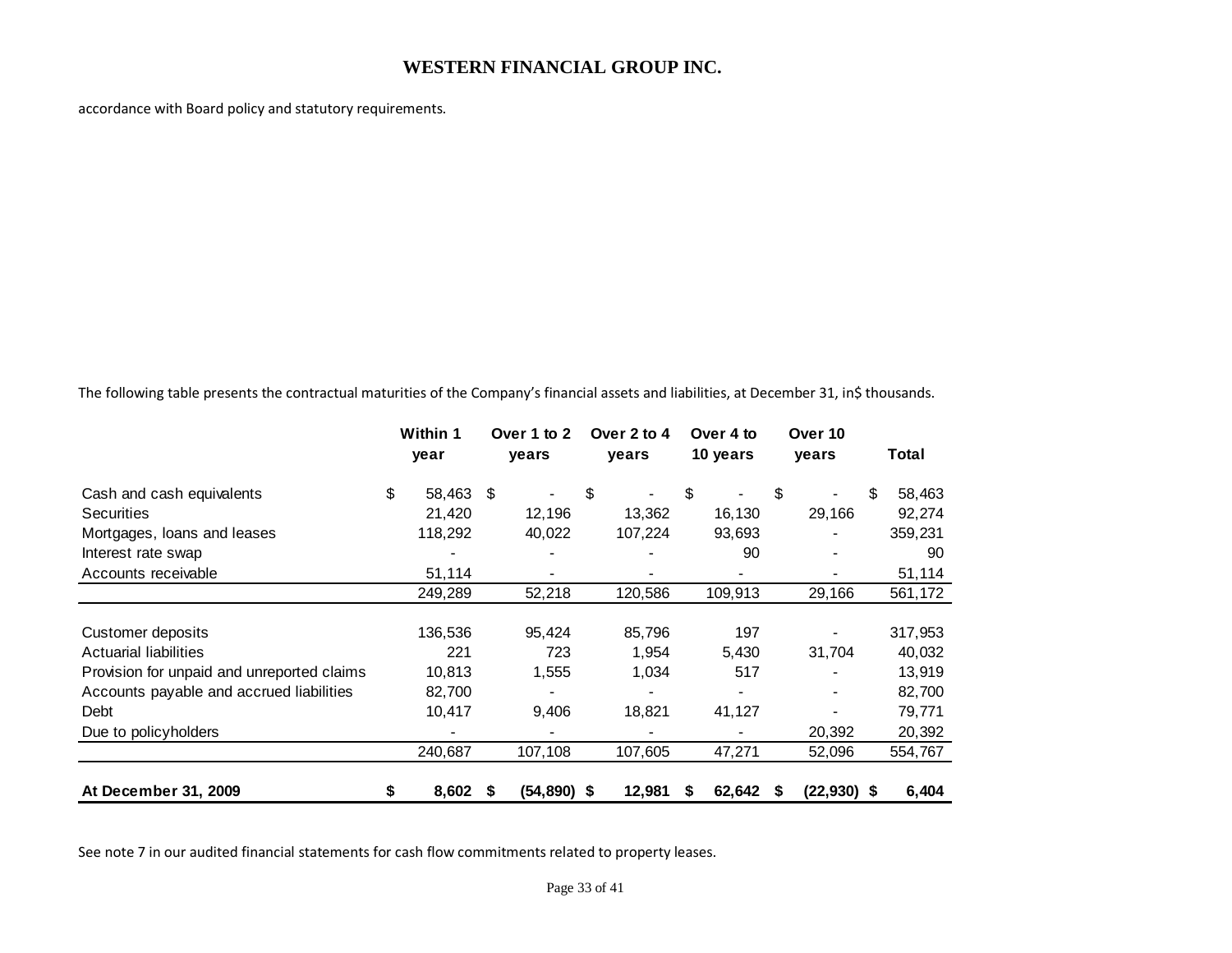accordance with Board policy and statutory requirements.

The following table presents the contractual maturities of the Company's financial assets and liabilities, at December 31, in$ thousands.

| | Within 1 year | Over 1 to 2 years | Over 2 to 4 years | Over 4 to 10 years | Over 10 years | Total |
|---|---|---|---|---|---|---|
| Cash and cash equivalents | $ 58,463 | $ - | $ - | $ - | $ - | $ 58,463 |
| Securities | 21,420 | 12,196 | 13,362 | 16,130 | 29,166 | 92,274 |
| Mortgages, loans and leases | 118,292 | 40,022 | 107,224 | 93,693 | - | 359,231 |
| Interest rate swap | - | - | - | 90 | - | 90 |
| Accounts receivable | 51,114 | - | - | - | - | 51,114 |
| | 249,289 | 52,218 | 120,586 | 109,913 | 29,166 | 561,172 |
| Customer deposits | 136,536 | 95,424 | 85,796 | 197 | - | 317,953 |
| Actuarial liabilities | 221 | 723 | 1,954 | 5,430 | 31,704 | 40,032 |
| Provision for unpaid and unreported claims | 10,813 | 1,555 | 1,034 | 517 | - | 13,919 |
| Accounts payable and accrued liabilities | 82,700 | - | - | - | - | 82,700 |
| Debt | 10,417 | 9,406 | 18,821 | 41,127 | - | 79,771 |
| Due to policyholders | - | - | - | - | 20,392 | 20,392 |
| | 240,687 | 107,108 | 107,605 | 47,271 | 52,096 | 554,767 |
| **At December 31, 2009** | **$ 8,602** | **$ (54,890)** | **$ 12,981** | **$ 62,642** | **$ (22,930)** | **$ 6,404** |

See note 7 in our audited financial statements for cash flow commitments related to property leases.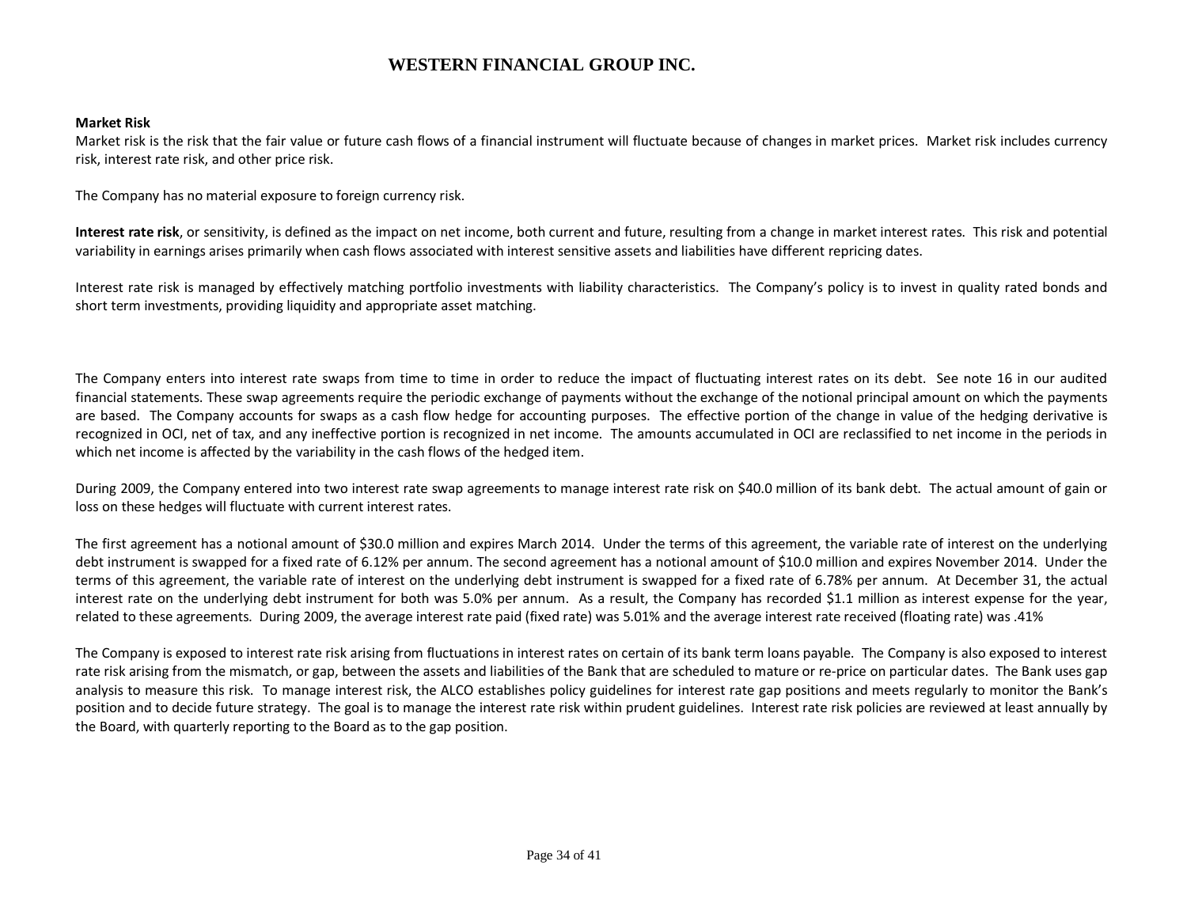**Market Risk**

Market risk is the risk that the fair value or future cash flows of a financial instrument will fluctuate because of changes in market prices. Market risk includes currency risk, interest rate risk, and other price risk.

The Company has no material exposure to foreign currency risk.

**Interest rate risk**, or sensitivity, is defined as the impact on net income, both current and future, resulting from a change in market interest rates. This risk and potential variability in earnings arises primarily when cash flows associated with interest sensitive assets and liabilities have different repricing dates.

Interest rate risk is managed by effectively matching portfolio investments with liability characteristics. The Company's policy is to invest in quality rated bonds and short term investments, providing liquidity and appropriate asset matching.

The Company enters into interest rate swaps from time to time in order to reduce the impact of fluctuating interest rates on its debt. See note 16 in our audited financial statements. These swap agreements require the periodic exchange of payments without the exchange of the notional principal amount on which the payments are based. The Company accounts for swaps as a cash flow hedge for accounting purposes. The effective portion of the change in value of the hedging derivative is recognized in OCI, net of tax, and any ineffective portion is recognized in net income. The amounts accumulated in OCI are reclassified to net income in the periods in which net income is affected by the variability in the cash flows of the hedged item.

During 2009, the Company entered into two interest rate swap agreements to manage interest rate risk on $40.0 million of its bank debt. The actual amount of gain or loss on these hedges will fluctuate with current interest rates.

The first agreement has a notional amount of $30.0 million and expires March 2014. Under the terms of this agreement, the variable rate of interest on the underlying debt instrument is swapped for a fixed rate of 6.12% per annum. The second agreement has a notional amount of $10.0 million and expires November 2014. Under the terms of this agreement, the variable rate of interest on the underlying debt instrument is swapped for a fixed rate of 6.78% per annum. At December 31, the actual interest rate on the underlying debt instrument for both was 5.0% per annum. As a result, the Company has recorded $1.1 million as interest expense for the year, related to these agreements. During 2009, the average interest rate paid (fixed rate) was 5.01% and the average interest rate received (floating rate) was .41%

The Company is exposed to interest rate risk arising from fluctuations in interest rates on certain of its bank term loans payable. The Company is also exposed to interest rate risk arising from the mismatch, or gap, between the assets and liabilities of the Bank that are scheduled to mature or re-price on particular dates. The Bank uses gap analysis to measure this risk. To manage interest risk, the ALCO establishes policy guidelines for interest rate gap positions and meets regularly to monitor the Bank's position and to decide future strategy. The goal is to manage the interest rate risk within prudent guidelines. Interest rate risk policies are reviewed at least annually by the Board, with quarterly reporting to the Board as to the gap position.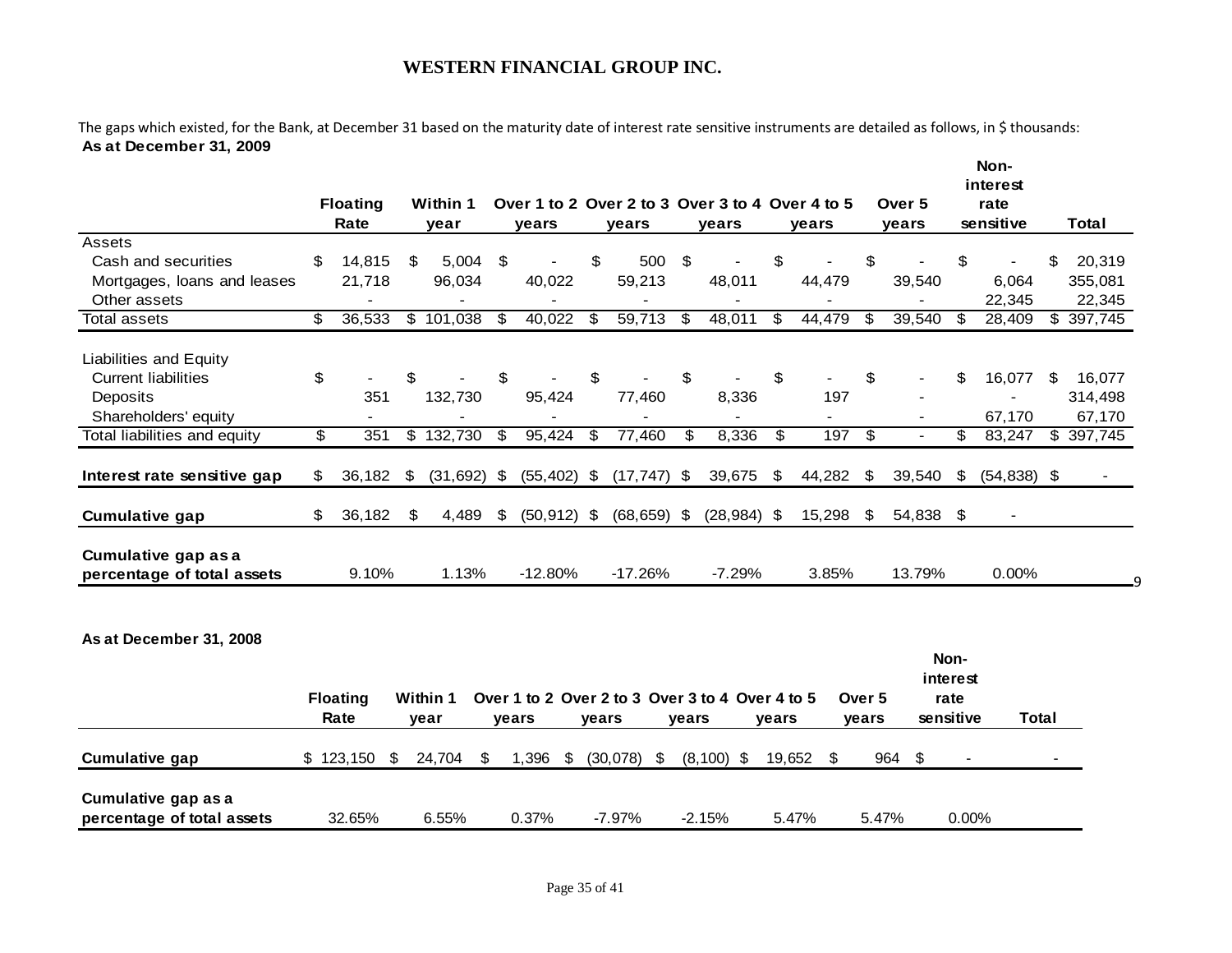# WESTERN FINANCIAL GROUP INC.

The gaps which existed, for the Bank, at December 31 based on the maturity date of interest rate sensitive instruments are detailed as follows, in $ thousands:

**As at December 31, 2009**

| | Floating Rate | Within 1 year | Over 1 to 2 years | Over 2 to 3 years | Over 3 to 4 years | Over 4 to 5 years | Over 5 years | Non-interest rate sensitive | Total |
|---|---|---|---|---|---|---|---|---|---|
| Assets | | | | | | | | | |
| Cash and securities | $ 14,815 | $ 5,004 | $ - | $ 500 | $ - | $ - | $ - | $ - | $ 20,319 |
| Mortgages, loans and leases | 21,718 | 96,034 | 40,022 | 59,213 | 48,011 | 44,479 | 39,540 | 6,064 | 355,081 |
| Other assets | - | - | - | - | - | - | - | 22,345 | 22,345 |
| Total assets | $ 36,533 | $ 101,038 | $ 40,022 | $ 59,713 | $ 48,011 | $ 44,479 | $ 39,540 | $ 28,409 | $ 397,745 |
| Liabilities and Equity | | | | | | | | | |
| Current liabilities | $ - | $ - | $ - | $ - | $ - | $ - | $ - | $ 16,077 | $ 16,077 |
| Deposits | 351 | 132,730 | 95,424 | 77,460 | 8,336 | 197 | - | - | 314,498 |
| Shareholders' equity | - | - | - | - | - | - | - | 67,170 | 67,170 |
| Total liabilities and equity | $ 351 | $ 132,730 | $ 95,424 | $ 77,460 | $ 8,336 | $ 197 | $ - | $ 83,247 | $ 397,745 |
| **Interest rate sensitive gap** | $ 36,182 | $ (31,692) | $ (55,402) | $ (17,747) | $ 39,675 | $ 44,282 | $ 39,540 | $ (54,838) | $ - |
| **Cumulative gap** | $ 36,182 | $ 4,489 | $ (50,912) | $ (68,659) | $ (28,984) | $ 15,298 | $ 54,838 | $ - | |
| **Cumulative gap as a percentage of total assets** | 9.10% | 1.13% | -12.80% | -17.26% | -7.29% | 3.85% | 13.79% | 0.00% | |

**As at December 31, 2008**

| | Floating Rate | Within 1 year | Over 1 to 2 years | Over 2 to 3 years | Over 3 to 4 years | Over 4 to 5 years | Over 5 years | Non-interest rate sensitive | Total |
|---|---|---|---|---|---|---|---|---|---|
| **Cumulative gap** | $ 123,150 | $ 24,704 | $ 1,396 | $ (30,078) | $ (8,100) | $ 19,652 | $ 964 | $ - | - |
| **Cumulative gap as a percentage of total assets** | 32.65% | 6.55% | 0.37% | -7.97% | -2.15% | 5.47% | 5.47% | 0.00% | |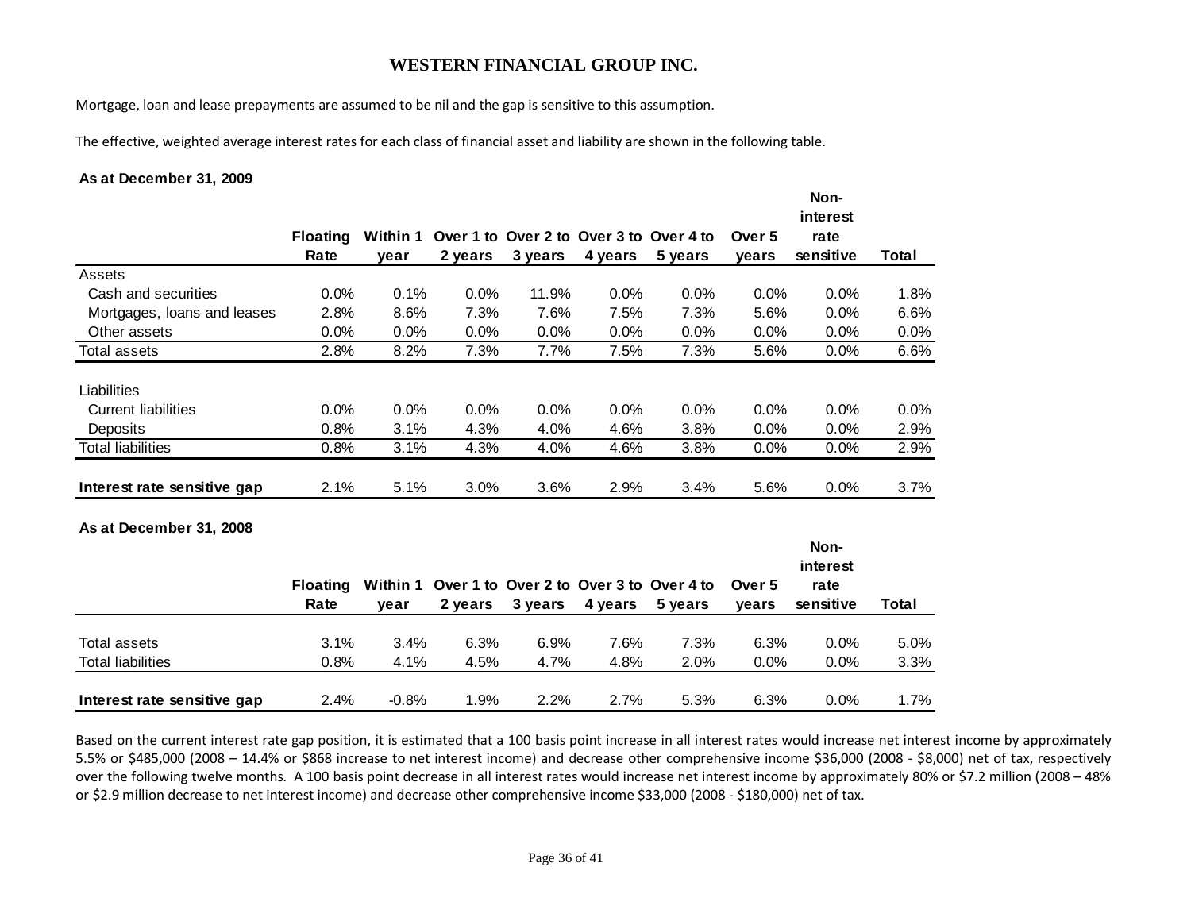# WESTERN FINANCIAL GROUP INC.

Mortgage, loan and lease prepayments are assumed to be nil and the gap is sensitive to this assumption.

The effective, weighted average interest rates for each class of financial asset and liability are shown in the following table.

**As at December 31, 2009**

| | Floating Rate | Within 1 year | Over 1 to 2 years | Over 2 to 3 years | Over 3 to 4 years | Over 4 to 5 years | Over 5 years | Non-interest rate sensitive | Total |
|---|---|---|---|---|---|---|---|---|---|
| Assets | | | | | | | | | |
| Cash and securities | 0.0% | 0.1% | 0.0% | 11.9% | 0.0% | 0.0% | 0.0% | 0.0% | 1.8% |
| Mortgages, loans and leases | 2.8% | 8.6% | 7.3% | 7.6% | 7.5% | 7.3% | 5.6% | 0.0% | 6.6% |
| Other assets | 0.0% | 0.0% | 0.0% | 0.0% | 0.0% | 0.0% | 0.0% | 0.0% | 0.0% |
| Total assets | 2.8% | 8.2% | 7.3% | 7.7% | 7.5% | 7.3% | 5.6% | 0.0% | 6.6% |
| Liabilities | | | | | | | | | |
| Current liabilities | 0.0% | 0.0% | 0.0% | 0.0% | 0.0% | 0.0% | 0.0% | 0.0% | 0.0% |
| Deposits | 0.8% | 3.1% | 4.3% | 4.0% | 4.6% | 3.8% | 0.0% | 0.0% | 2.9% |
| Total liabilities | 0.8% | 3.1% | 4.3% | 4.0% | 4.6% | 3.8% | 0.0% | 0.0% | 2.9% |
| **Interest rate sensitive gap** | 2.1% | 5.1% | 3.0% | 3.6% | 2.9% | 3.4% | 5.6% | 0.0% | 3.7% |

**As at December 31, 2008**

| | Floating Rate | Within 1 year | Over 1 to 2 years | Over 2 to 3 years | Over 3 to 4 years | Over 4 to 5 years | Over 5 years | Non-interest rate sensitive | Total |
|---|---|---|---|---|---|---|---|---|---|
| Total assets | 3.1% | 3.4% | 6.3% | 6.9% | 7.6% | 7.3% | 6.3% | 0.0% | 5.0% |
| Total liabilities | 0.8% | 4.1% | 4.5% | 4.7% | 4.8% | 2.0% | 0.0% | 0.0% | 3.3% |
| **Interest rate sensitive gap** | 2.4% | -0.8% | 1.9% | 2.2% | 2.7% | 5.3% | 6.3% | 0.0% | 1.7% |

Based on the current interest rate gap position, it is estimated that a 100 basis point increase in all interest rates would increase net interest income by approximately 5.5% or $485,000 (2008 – 14.4% or $868 increase to net interest income) and decrease other comprehensive income $36,000 (2008 - $8,000) net of tax, respectively over the following twelve months. A 100 basis point decrease in all interest rates would increase net interest income by approximately 80% or $7.2 million (2008 – 48% or $2.9 million decrease to net interest income) and decrease other comprehensive income $33,000 (2008 - $180,000) net of tax.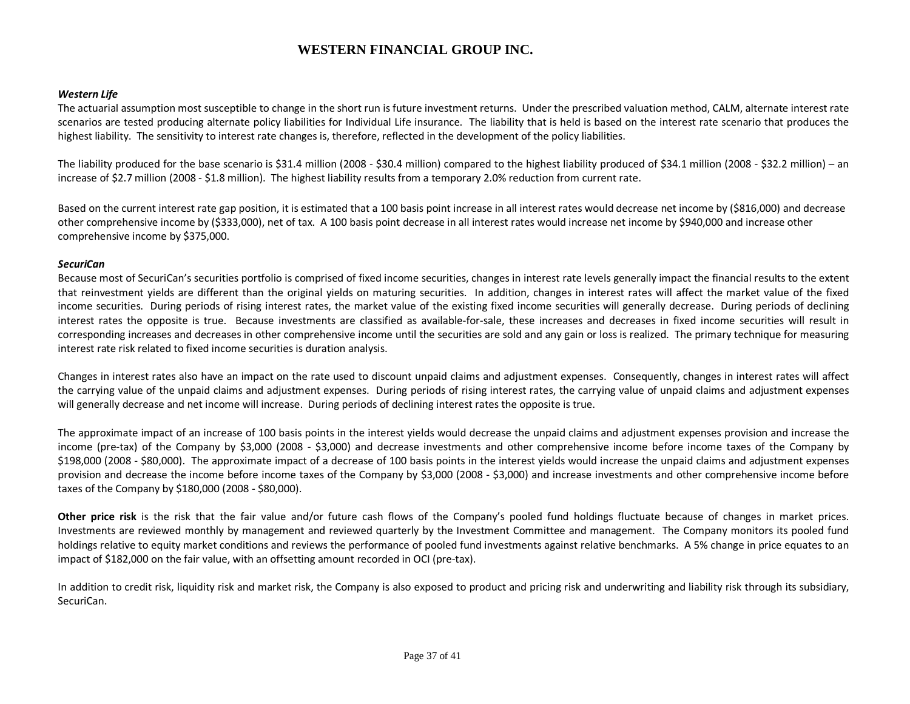***Western Life***

The actuarial assumption most susceptible to change in the short run is future investment returns. Under the prescribed valuation method, CALM, alternate interest rate scenarios are tested producing alternate policy liabilities for Individual Life insurance. The liability that is held is based on the interest rate scenario that produces the highest liability. The sensitivity to interest rate changes is, therefore, reflected in the development of the policy liabilities.

The liability produced for the base scenario is $31.4 million (2008 - $30.4 million) compared to the highest liability produced of $34.1 million (2008 - $32.2 million) – an increase of $2.7 million (2008 - $1.8 million). The highest liability results from a temporary 2.0% reduction from current rate.

Based on the current interest rate gap position, it is estimated that a 100 basis point increase in all interest rates would decrease net income by ($816,000) and decrease other comprehensive income by ($333,000), net of tax. A 100 basis point decrease in all interest rates would increase net income by $940,000 and increase other comprehensive income by $375,000.

***SecuriCan***

Because most of SecuriCan's securities portfolio is comprised of fixed income securities, changes in interest rate levels generally impact the financial results to the extent that reinvestment yields are different than the original yields on maturing securities. In addition, changes in interest rates will affect the market value of the fixed income securities. During periods of rising interest rates, the market value of the existing fixed income securities will generally decrease. During periods of declining interest rates the opposite is true. Because investments are classified as available-for-sale, these increases and decreases in fixed income securities will result in corresponding increases and decreases in other comprehensive income until the securities are sold and any gain or loss is realized. The primary technique for measuring interest rate risk related to fixed income securities is duration analysis.

Changes in interest rates also have an impact on the rate used to discount unpaid claims and adjustment expenses. Consequently, changes in interest rates will affect the carrying value of the unpaid claims and adjustment expenses. During periods of rising interest rates, the carrying value of unpaid claims and adjustment expenses will generally decrease and net income will increase. During periods of declining interest rates the opposite is true.

The approximate impact of an increase of 100 basis points in the interest yields would decrease the unpaid claims and adjustment expenses provision and increase the income (pre-tax) of the Company by $3,000 (2008 - $3,000) and decrease investments and other comprehensive income before income taxes of the Company by $198,000 (2008 - $80,000). The approximate impact of a decrease of 100 basis points in the interest yields would increase the unpaid claims and adjustment expenses provision and decrease the income before income taxes of the Company by $3,000 (2008 - $3,000) and increase investments and other comprehensive income before taxes of the Company by $180,000 (2008 - $80,000).

**Other price risk** is the risk that the fair value and/or future cash flows of the Company's pooled fund holdings fluctuate because of changes in market prices. Investments are reviewed monthly by management and reviewed quarterly by the Investment Committee and management. The Company monitors its pooled fund holdings relative to equity market conditions and reviews the performance of pooled fund investments against relative benchmarks. A 5% change in price equates to an impact of $182,000 on the fair value, with an offsetting amount recorded in OCI (pre-tax).

In addition to credit risk, liquidity risk and market risk, the Company is also exposed to product and pricing risk and underwriting and liability risk through its subsidiary, SecuriCan.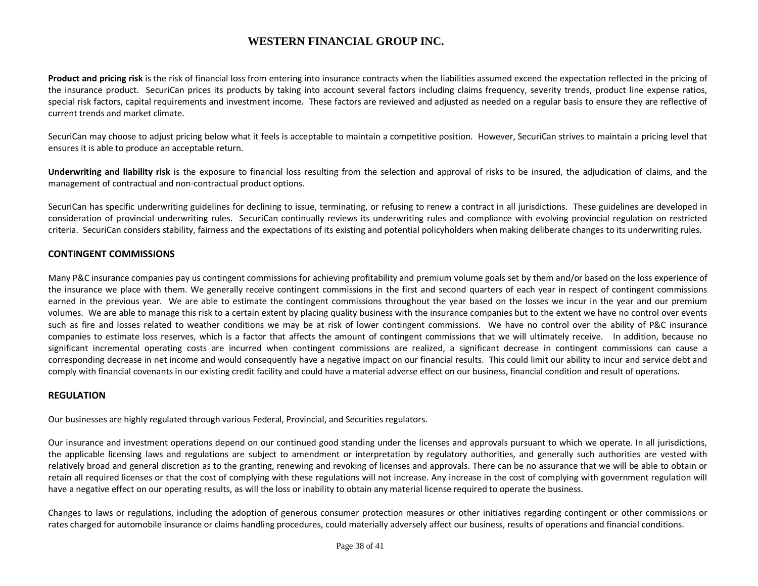**Product and pricing risk** is the risk of financial loss from entering into insurance contracts when the liabilities assumed exceed the expectation reflected in the pricing of the insurance product. SecuriCan prices its products by taking into account several factors including claims frequency, severity trends, product line expense ratios, special risk factors, capital requirements and investment income. These factors are reviewed and adjusted as needed on a regular basis to ensure they are reflective of current trends and market climate.

SecuriCan may choose to adjust pricing below what it feels is acceptable to maintain a competitive position. However, SecuriCan strives to maintain a pricing level that ensures it is able to produce an acceptable return.

**Underwriting and liability risk** is the exposure to financial loss resulting from the selection and approval of risks to be insured, the adjudication of claims, and the management of contractual and non-contractual product options.

SecuriCan has specific underwriting guidelines for declining to issue, terminating, or refusing to renew a contract in all jurisdictions. These guidelines are developed in consideration of provincial underwriting rules. SecuriCan continually reviews its underwriting rules and compliance with evolving provincial regulation on restricted criteria. SecuriCan considers stability, fairness and the expectations of its existing and potential policyholders when making deliberate changes to its underwriting rules.

## CONTINGENT COMMISSIONS

Many P&C insurance companies pay us contingent commissions for achieving profitability and premium volume goals set by them and/or based on the loss experience of the insurance we place with them. We generally receive contingent commissions in the first and second quarters of each year in respect of contingent commissions earned in the previous year. We are able to estimate the contingent commissions throughout the year based on the losses we incur in the year and our premium volumes. We are able to manage this risk to a certain extent by placing quality business with the insurance companies but to the extent we have no control over events such as fire and losses related to weather conditions we may be at risk of lower contingent commissions. We have no control over the ability of P&C insurance companies to estimate loss reserves, which is a factor that affects the amount of contingent commissions that we will ultimately receive. In addition, because no significant incremental operating costs are incurred when contingent commissions are realized, a significant decrease in contingent commissions can cause a corresponding decrease in net income and would consequently have a negative impact on our financial results. This could limit our ability to incur and service debt and comply with financial covenants in our existing credit facility and could have a material adverse effect on our business, financial condition and result of operations.

## REGULATION

Our businesses are highly regulated through various Federal, Provincial, and Securities regulators.

Our insurance and investment operations depend on our continued good standing under the licenses and approvals pursuant to which we operate. In all jurisdictions, the applicable licensing laws and regulations are subject to amendment or interpretation by regulatory authorities, and generally such authorities are vested with relatively broad and general discretion as to the granting, renewing and revoking of licenses and approvals. There can be no assurance that we will be able to obtain or retain all required licenses or that the cost of complying with these regulations will not increase. Any increase in the cost of complying with government regulation will have a negative effect on our operating results, as will the loss or inability to obtain any material license required to operate the business.

Changes to laws or regulations, including the adoption of generous consumer protection measures or other initiatives regarding contingent or other commissions or rates charged for automobile insurance or claims handling procedures, could materially adversely affect our business, results of operations and financial conditions.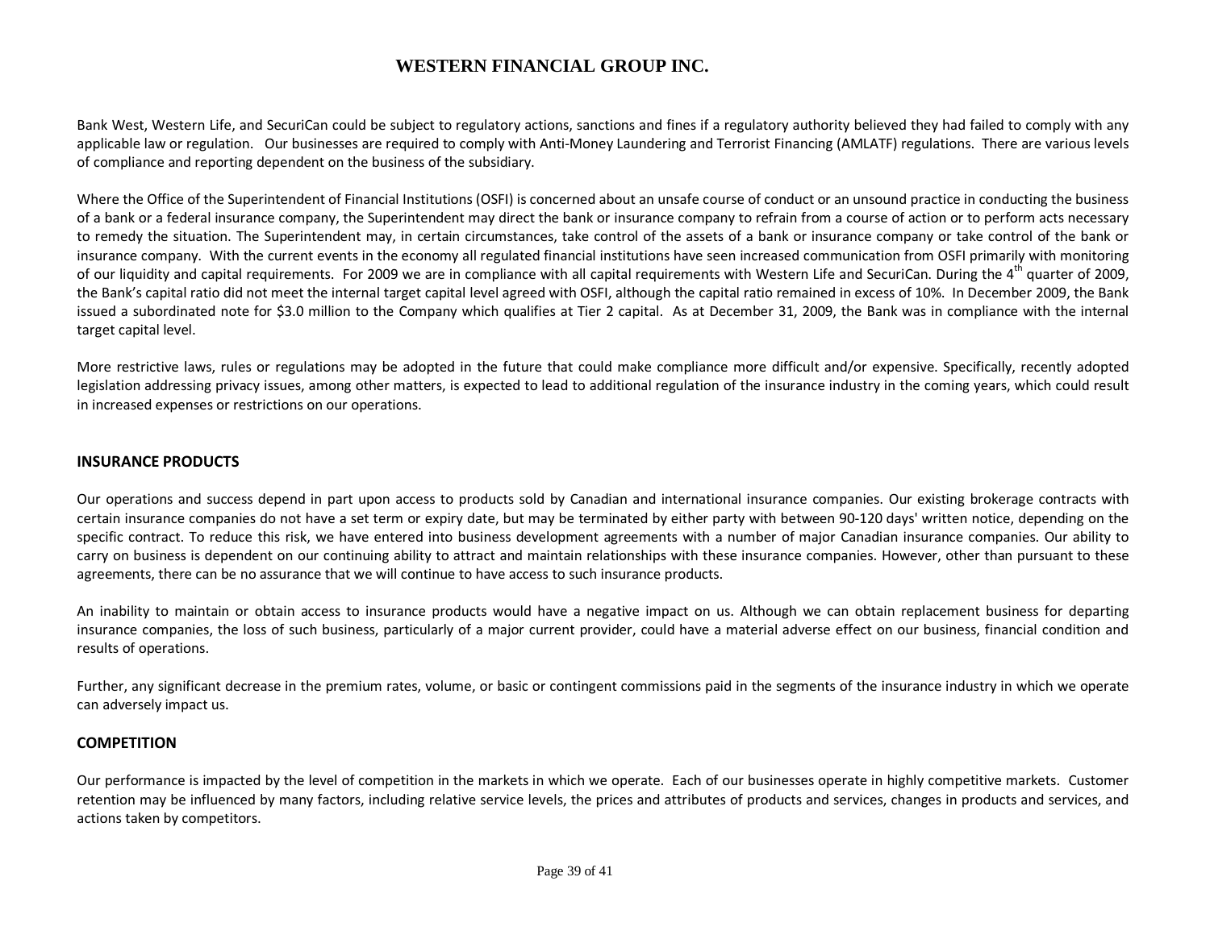Bank West, Western Life, and SecuriCan could be subject to regulatory actions, sanctions and fines if a regulatory authority believed they had failed to comply with any applicable law or regulation. Our businesses are required to comply with Anti-Money Laundering and Terrorist Financing (AMLATF) regulations. There are various levels of compliance and reporting dependent on the business of the subsidiary.

Where the Office of the Superintendent of Financial Institutions (OSFI) is concerned about an unsafe course of conduct or an unsound practice in conducting the business of a bank or a federal insurance company, the Superintendent may direct the bank or insurance company to refrain from a course of action or to perform acts necessary to remedy the situation. The Superintendent may, in certain circumstances, take control of the assets of a bank or insurance company or take control of the bank or insurance company. With the current events in the economy all regulated financial institutions have seen increased communication from OSFI primarily with monitoring of our liquidity and capital requirements. For 2009 we are in compliance with all capital requirements with Western Life and SecuriCan. During the 4th quarter of 2009, the Bank's capital ratio did not meet the internal target capital level agreed with OSFI, although the capital ratio remained in excess of 10%. In December 2009, the Bank issued a subordinated note for $3.0 million to the Company which qualifies at Tier 2 capital. As at December 31, 2009, the Bank was in compliance with the internal target capital level.

More restrictive laws, rules or regulations may be adopted in the future that could make compliance more difficult and/or expensive. Specifically, recently adopted legislation addressing privacy issues, among other matters, is expected to lead to additional regulation of the insurance industry in the coming years, which could result in increased expenses or restrictions on our operations.

## INSURANCE PRODUCTS

Our operations and success depend in part upon access to products sold by Canadian and international insurance companies. Our existing brokerage contracts with certain insurance companies do not have a set term or expiry date, but may be terminated by either party with between 90-120 days' written notice, depending on the specific contract. To reduce this risk, we have entered into business development agreements with a number of major Canadian insurance companies. Our ability to carry on business is dependent on our continuing ability to attract and maintain relationships with these insurance companies. However, other than pursuant to these agreements, there can be no assurance that we will continue to have access to such insurance products.

An inability to maintain or obtain access to insurance products would have a negative impact on us. Although we can obtain replacement business for departing insurance companies, the loss of such business, particularly of a major current provider, could have a material adverse effect on our business, financial condition and results of operations.

Further, any significant decrease in the premium rates, volume, or basic or contingent commissions paid in the segments of the insurance industry in which we operate can adversely impact us.

## COMPETITION

Our performance is impacted by the level of competition in the markets in which we operate. Each of our businesses operate in highly competitive markets. Customer retention may be influenced by many factors, including relative service levels, the prices and attributes of products and services, changes in products and services, and actions taken by competitors.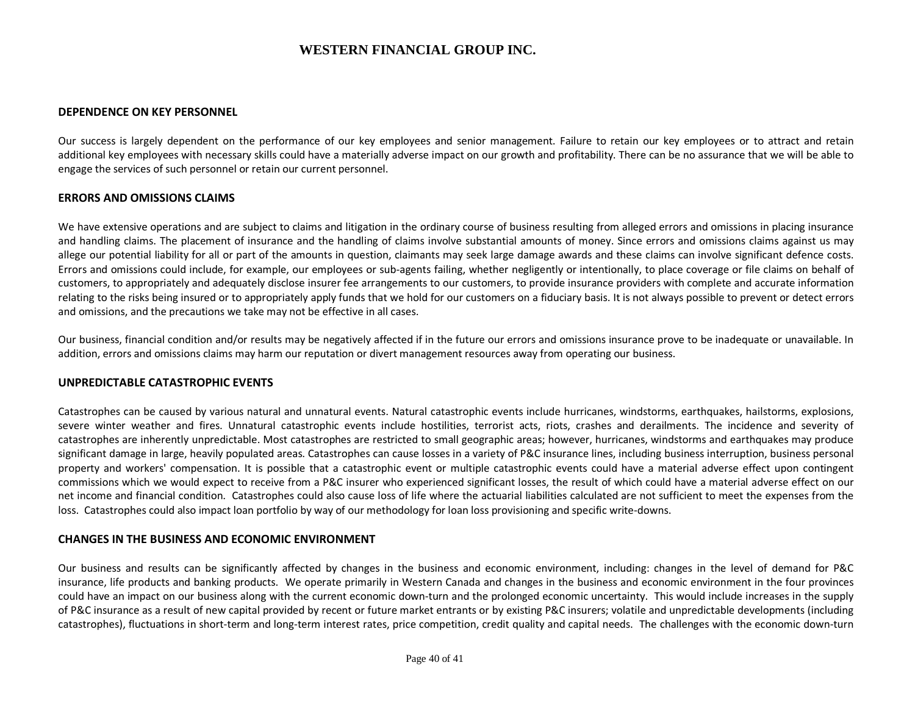### DEPENDENCE ON KEY PERSONNEL

Our success is largely dependent on the performance of our key employees and senior management. Failure to retain our key employees or to attract and retain additional key employees with necessary skills could have a materially adverse impact on our growth and profitability. There can be no assurance that we will be able to engage the services of such personnel or retain our current personnel.

### ERRORS AND OMISSIONS CLAIMS

We have extensive operations and are subject to claims and litigation in the ordinary course of business resulting from alleged errors and omissions in placing insurance and handling claims. The placement of insurance and the handling of claims involve substantial amounts of money. Since errors and omissions claims against us may allege our potential liability for all or part of the amounts in question, claimants may seek large damage awards and these claims can involve significant defence costs. Errors and omissions could include, for example, our employees or sub-agents failing, whether negligently or intentionally, to place coverage or file claims on behalf of customers, to appropriately and adequately disclose insurer fee arrangements to our customers, to provide insurance providers with complete and accurate information relating to the risks being insured or to appropriately apply funds that we hold for our customers on a fiduciary basis. It is not always possible to prevent or detect errors and omissions, and the precautions we take may not be effective in all cases.

Our business, financial condition and/or results may be negatively affected if in the future our errors and omissions insurance prove to be inadequate or unavailable. In addition, errors and omissions claims may harm our reputation or divert management resources away from operating our business.

### UNPREDICTABLE CATASTROPHIC EVENTS

Catastrophes can be caused by various natural and unnatural events. Natural catastrophic events include hurricanes, windstorms, earthquakes, hailstorms, explosions, severe winter weather and fires. Unnatural catastrophic events include hostilities, terrorist acts, riots, crashes and derailments. The incidence and severity of catastrophes are inherently unpredictable. Most catastrophes are restricted to small geographic areas; however, hurricanes, windstorms and earthquakes may produce significant damage in large, heavily populated areas. Catastrophes can cause losses in a variety of P&C insurance lines, including business interruption, business personal property and workers' compensation. It is possible that a catastrophic event or multiple catastrophic events could have a material adverse effect upon contingent commissions which we would expect to receive from a P&C insurer who experienced significant losses, the result of which could have a material adverse effect on our net income and financial condition. Catastrophes could also cause loss of life where the actuarial liabilities calculated are not sufficient to meet the expenses from the loss. Catastrophes could also impact loan portfolio by way of our methodology for loan loss provisioning and specific write-downs.

### CHANGES IN THE BUSINESS AND ECONOMIC ENVIRONMENT

Our business and results can be significantly affected by changes in the business and economic environment, including: changes in the level of demand for P&C insurance, life products and banking products. We operate primarily in Western Canada and changes in the business and economic environment in the four provinces could have an impact on our business along with the current economic down-turn and the prolonged economic uncertainty. This would include increases in the supply of P&C insurance as a result of new capital provided by recent or future market entrants or by existing P&C insurers; volatile and unpredictable developments (including catastrophes), fluctuations in short-term and long-term interest rates, price competition, credit quality and capital needs. The challenges with the economic down-turn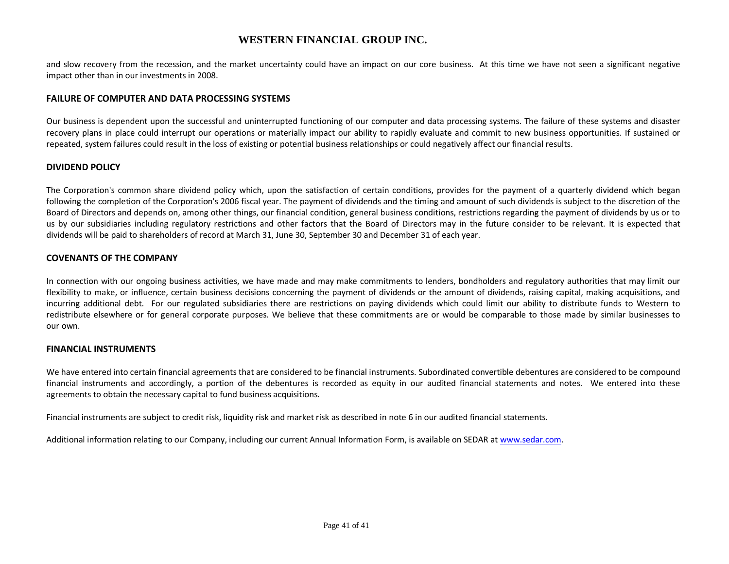and slow recovery from the recession, and the market uncertainty could have an impact on our core business. At this time we have not seen a significant negative impact other than in our investments in 2008.

## FAILURE OF COMPUTER AND DATA PROCESSING SYSTEMS

Our business is dependent upon the successful and uninterrupted functioning of our computer and data processing systems. The failure of these systems and disaster recovery plans in place could interrupt our operations or materially impact our ability to rapidly evaluate and commit to new business opportunities. If sustained or repeated, system failures could result in the loss of existing or potential business relationships or could negatively affect our financial results.

## DIVIDEND POLICY

The Corporation's common share dividend policy which, upon the satisfaction of certain conditions, provides for the payment of a quarterly dividend which began following the completion of the Corporation's 2006 fiscal year. The payment of dividends and the timing and amount of such dividends is subject to the discretion of the Board of Directors and depends on, among other things, our financial condition, general business conditions, restrictions regarding the payment of dividends by us or to us by our subsidiaries including regulatory restrictions and other factors that the Board of Directors may in the future consider to be relevant. It is expected that dividends will be paid to shareholders of record at March 31, June 30, September 30 and December 31 of each year.

## COVENANTS OF THE COMPANY

In connection with our ongoing business activities, we have made and may make commitments to lenders, bondholders and regulatory authorities that may limit our flexibility to make, or influence, certain business decisions concerning the payment of dividends or the amount of dividends, raising capital, making acquisitions, and incurring additional debt. For our regulated subsidiaries there are restrictions on paying dividends which could limit our ability to distribute funds to Western to redistribute elsewhere or for general corporate purposes. We believe that these commitments are or would be comparable to those made by similar businesses to our own.

## FINANCIAL INSTRUMENTS

We have entered into certain financial agreements that are considered to be financial instruments. Subordinated convertible debentures are considered to be compound financial instruments and accordingly, a portion of the debentures is recorded as equity in our audited financial statements and notes. We entered into these agreements to obtain the necessary capital to fund business acquisitions.

Financial instruments are subject to credit risk, liquidity risk and market risk as described in note 6 in our audited financial statements.

Additional information relating to our Company, including our current Annual Information Form, is available on SEDAR at www.sedar.com.